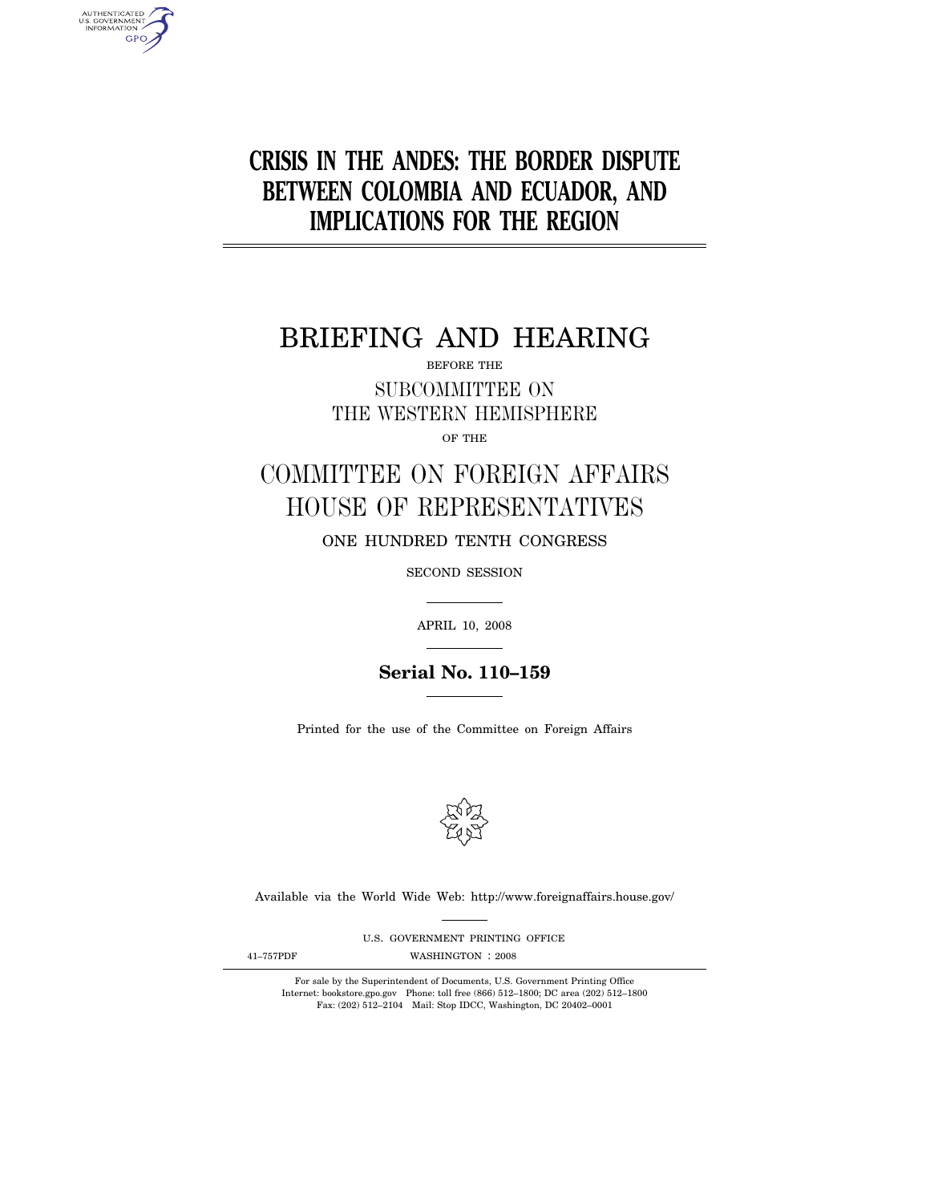# CRISIS IN THE ANDES: THE BORDER DISPUTE BETWEEN COLOMBIA AND ECUADOR, AND IMPLICATIONS FOR THE REGION

## BRIEFING AND HEARING

BEFORE THE

SUBCOMMITTEE ON THE WESTERN HEMISPHERE

OF THE

## COMMITTEE ON FOREIGN AFFAIRS HOUSE OF REPRESENTATIVES

ONE HUNDRED TENTH CONGRESS

SECOND SESSION

APRIL 10, 2008

**Serial No. 110–159**

Printed for the use of the Committee on Foreign Affairs

Available via the World Wide Web: http://www.foreignaffairs.house.gov/

U.S. GOVERNMENT PRINTING OFFICE

41–757PDF WASHINGTON : 2008

For sale by the Superintendent of Documents, U.S. Government Printing Office
Internet: bookstore.gpo.gov Phone: toll free (866) 512–1800; DC area (202) 512–1800
Fax: (202) 512–2104 Mail: Stop IDCC, Washington, DC 20402–0001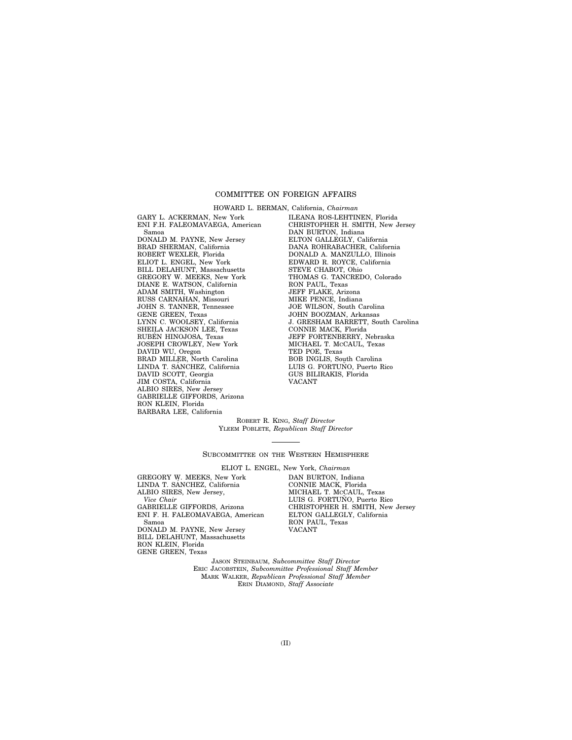## COMMITTEE ON FOREIGN AFFAIRS

HOWARD L. BERMAN, California, *Chairman*

GARY L. ACKERMAN, New York
ENI F.H. FALEOMAVAEGA, American Samoa
DONALD M. PAYNE, New Jersey
BRAD SHERMAN, California
ROBERT WEXLER, Florida
ELIOT L. ENGEL, New York
BILL DELAHUNT, Massachusetts
GREGORY W. MEEKS, New York
DIANE E. WATSON, California
ADAM SMITH, Washington
RUSS CARNAHAN, Missouri
JOHN S. TANNER, Tennessee
GENE GREEN, Texas
LYNN C. WOOLSEY, California
SHEILA JACKSON LEE, Texas
RUBÉN HINOJOSA, Texas
JOSEPH CROWLEY, New York
DAVID WU, Oregon
BRAD MILLER, North Carolina
LINDA T. SÁNCHEZ, California
DAVID SCOTT, Georgia
JIM COSTA, California
ALBIO SIRES, New Jersey
GABRIELLE GIFFORDS, Arizona
RON KLEIN, Florida
BARBARA LEE, California

ILEANA ROS-LEHTINEN, Florida
CHRISTOPHER H. SMITH, New Jersey
DAN BURTON, Indiana
ELTON GALLEGLY, California
DANA ROHRABACHER, California
DONALD A. MANZULLO, Illinois
EDWARD R. ROYCE, California
STEVE CHABOT, Ohio
THOMAS G. TANCREDO, Colorado
RON PAUL, Texas
JEFF FLAKE, Arizona
MIKE PENCE, Indiana
JOE WILSON, South Carolina
JOHN BOOZMAN, Arkansas
J. GRESHAM BARRETT, South Carolina
CONNIE MACK, Florida
JEFF FORTENBERRY, Nebraska
MICHAEL T. MCCAUL, Texas
TED POE, Texas
BOB INGLIS, South Carolina
LUIS G. FORTUÑO, Puerto Rico
GUS BILIRAKIS, Florida
VACANT

ROBERT R. KING, *Staff Director*
YLEEM POBLETE, *Republican Staff Director*

---

## SUBCOMMITTEE ON THE WESTERN HEMISPHERE

ELIOT L. ENGEL, New York, *Chairman*

GREGORY W. MEEKS, New York
LINDA T. SÁNCHEZ, California
ALBIO SIRES, New Jersey, *Vice Chair*
GABRIELLE GIFFORDS, Arizona
ENI F. H. FALEOMAVAEGA, American Samoa
DONALD M. PAYNE, New Jersey
BILL DELAHUNT, Massachusetts
RON KLEIN, Florida
GENE GREEN, Texas

DAN BURTON, Indiana
CONNIE MACK, Florida
MICHAEL T. MCCAUL, Texas
LUIS G. FORTUÑO, Puerto Rico
CHRISTOPHER H. SMITH, New Jersey
ELTON GALLEGLY, California
RON PAUL, Texas
VACANT

JASON STEINBAUM, *Subcommittee Staff Director*
ERIC JACOBSTEIN, *Subcommittee Professional Staff Member*
MARK WALKER, *Republican Professional Staff Member*
ERIN DIAMOND, *Staff Associate*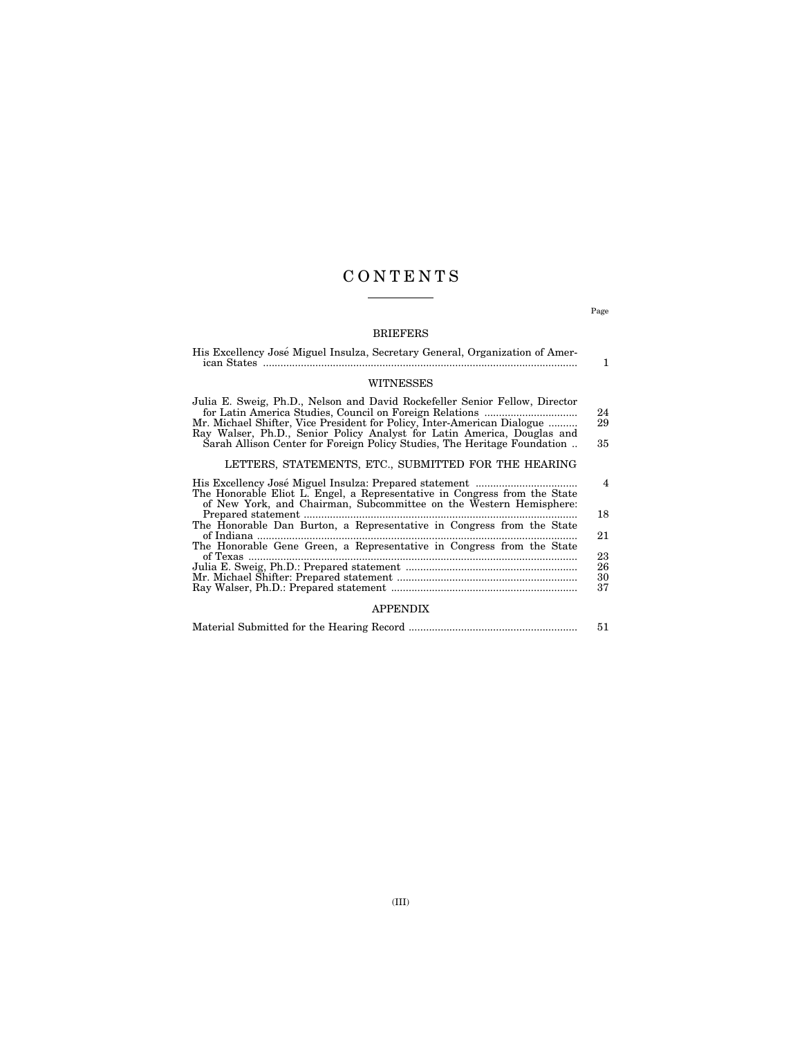# CONTENTS

| | Page |
|---|---|
| **BRIEFERS** | |
| His Excellency José Miguel Insulza, Secretary General, Organization of American States | 1 |
| **WITNESSES** | |
| Julia E. Sweig, Ph.D., Nelson and David Rockefeller Senior Fellow, Director for Latin America Studies, Council on Foreign Relations | 24 |
| Mr. Michael Shifter, Vice President for Policy, Inter-American Dialogue | 29 |
| Ray Walser, Ph.D., Senior Policy Analyst for Latin America, Douglas and Sarah Allison Center for Foreign Policy Studies, The Heritage Foundation | 35 |
| **LETTERS, STATEMENTS, ETC., SUBMITTED FOR THE HEARING** | |
| His Excellency José Miguel Insulza: Prepared statement | 4 |
| The Honorable Eliot L. Engel, a Representative in Congress from the State of New York, and Chairman, Subcommittee on the Western Hemisphere: Prepared statement | 18 |
| The Honorable Dan Burton, a Representative in Congress from the State of Indiana | 21 |
| The Honorable Gene Green, a Representative in Congress from the State of Texas | 23 |
| Julia E. Sweig, Ph.D.: Prepared statement | 26 |
| Mr. Michael Shifter: Prepared statement | 30 |
| Ray Walser, Ph.D.: Prepared statement | 37 |
| **APPENDIX** | |
| Material Submitted for the Hearing Record | 51 |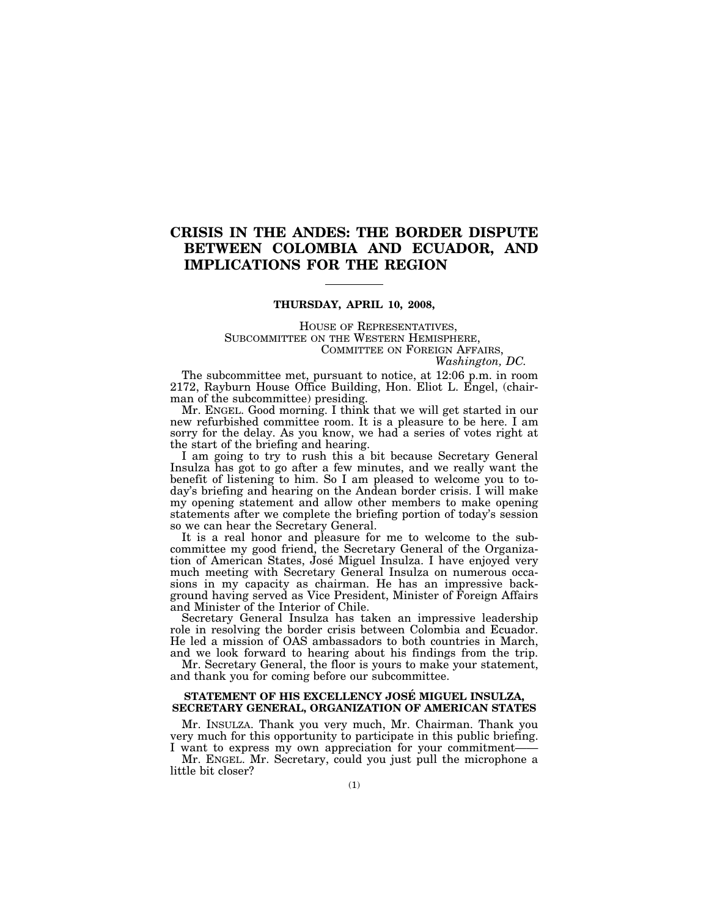# CRISIS IN THE ANDES: THE BORDER DISPUTE BETWEEN COLOMBIA AND ECUADOR, AND IMPLICATIONS FOR THE REGION

**THURSDAY, APRIL 10, 2008,**

HOUSE OF REPRESENTATIVES,
SUBCOMMITTEE ON THE WESTERN HEMISPHERE,
COMMITTEE ON FOREIGN AFFAIRS,
*Washington, DC.*

The subcommittee met, pursuant to notice, at 12:06 p.m. in room 2172, Rayburn House Office Building, Hon. Eliot L. Engel, (chairman of the subcommittee) presiding.

Mr. ENGEL. Good morning. I think that we will get started in our new refurbished committee room. It is a pleasure to be here. I am sorry for the delay. As you know, we had a series of votes right at the start of the briefing and hearing.

I am going to try to rush this a bit because Secretary General Insulza has got to go after a few minutes, and we really want the benefit of listening to him. So I am pleased to welcome you to today's briefing and hearing on the Andean border crisis. I will make my opening statement and allow other members to make opening statements after we complete the briefing portion of today's session so we can hear the Secretary General.

It is a real honor and pleasure for me to welcome to the subcommittee my good friend, the Secretary General of the Organization of American States, José Miguel Insulza. I have enjoyed very much meeting with Secretary General Insulza on numerous occasions in my capacity as chairman. He has an impressive background having served as Vice President, Minister of Foreign Affairs and Minister of the Interior of Chile.

Secretary General Insulza has taken an impressive leadership role in resolving the border crisis between Colombia and Ecuador. He led a mission of OAS ambassadors to both countries in March, and we look forward to hearing about his findings from the trip.

Mr. Secretary General, the floor is yours to make your statement, and thank you for coming before our subcommittee.

## STATEMENT OF HIS EXCELLENCY JOSÉ MIGUEL INSULZA, SECRETARY GENERAL, ORGANIZATION OF AMERICAN STATES

Mr. INSULZA. Thank you very much, Mr. Chairman. Thank you very much for this opportunity to participate in this public briefing. I want to express my own appreciation for your commitment——

Mr. ENGEL. Mr. Secretary, could you just pull the microphone a little bit closer?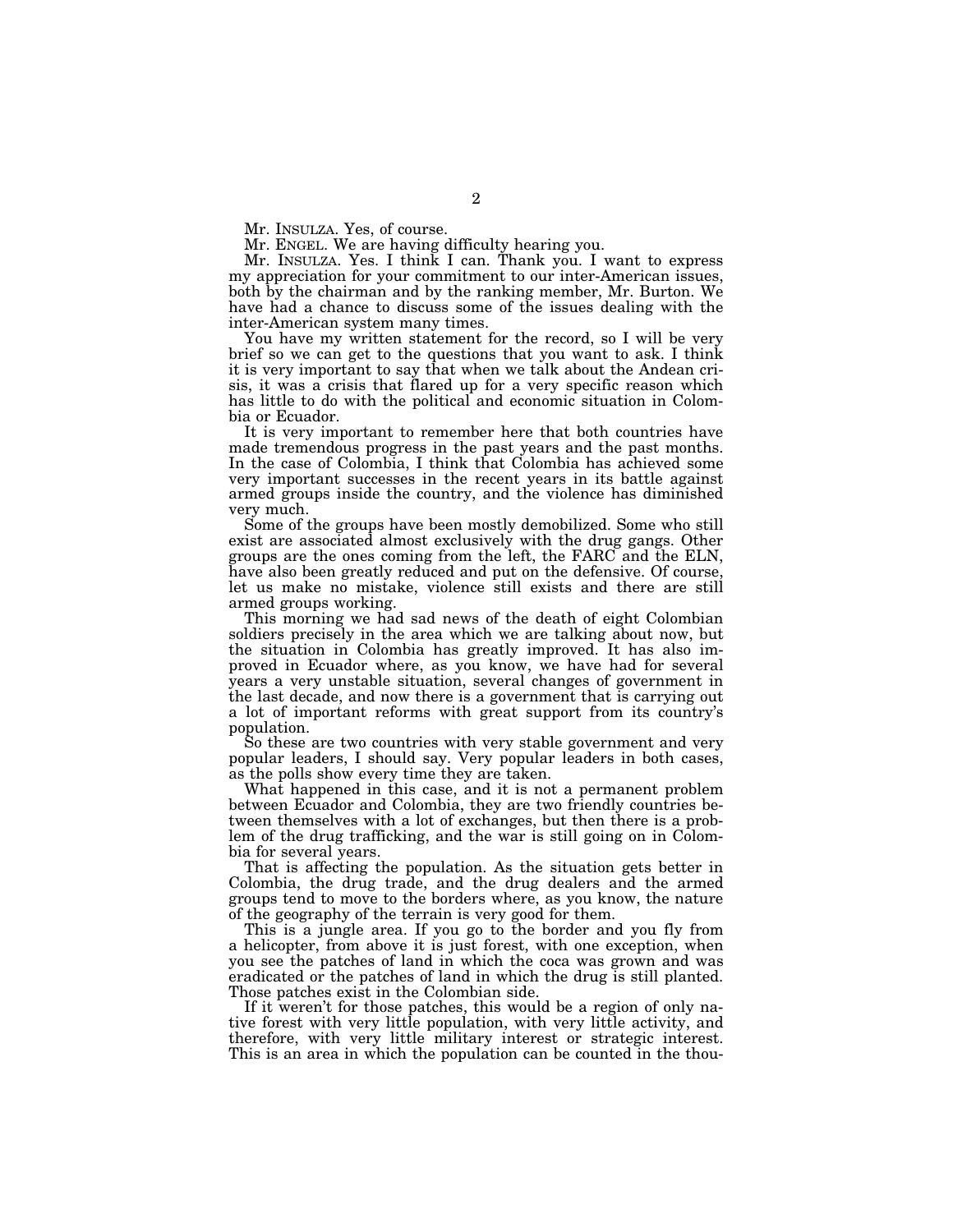Mr. INSULZA. Yes, of course.

Mr. ENGEL. We are having difficulty hearing you.

Mr. INSULZA. Yes. I think I can. Thank you. I want to express my appreciation for your commitment to our inter-American issues, both by the chairman and by the ranking member, Mr. Burton. We have had a chance to discuss some of the issues dealing with the inter-American system many times.

You have my written statement for the record, so I will be very brief so we can get to the questions that you want to ask. I think it is very important to say that when we talk about the Andean crisis, it was a crisis that flared up for a very specific reason which has little to do with the political and economic situation in Colombia or Ecuador.

It is very important to remember here that both countries have made tremendous progress in the past years and the past months. In the case of Colombia, I think that Colombia has achieved some very important successes in the recent years in its battle against armed groups inside the country, and the violence has diminished very much.

Some of the groups have been mostly demobilized. Some who still exist are associated almost exclusively with the drug gangs. Other groups are the ones coming from the left, the FARC and the ELN, have also been greatly reduced and put on the defensive. Of course, let us make no mistake, violence still exists and there are still armed groups working.

This morning we had sad news of the death of eight Colombian soldiers precisely in the area which we are talking about now, but the situation in Colombia has greatly improved. It has also improved in Ecuador where, as you know, we have had for several years a very unstable situation, several changes of government in the last decade, and now there is a government that is carrying out a lot of important reforms with great support from its country's population.

So these are two countries with very stable government and very popular leaders, I should say. Very popular leaders in both cases, as the polls show every time they are taken.

What happened in this case, and it is not a permanent problem between Ecuador and Colombia, they are two friendly countries between themselves with a lot of exchanges, but then there is a problem of the drug trafficking, and the war is still going on in Colombia for several years.

That is affecting the population. As the situation gets better in Colombia, the drug trade, and the drug dealers and the armed groups tend to move to the borders where, as you know, the nature of the geography of the terrain is very good for them.

This is a jungle area. If you go to the border and you fly from a helicopter, from above it is just forest, with one exception, when you see the patches of land in which the coca was grown and was eradicated or the patches of land in which the drug is still planted. Those patches exist in the Colombian side.

If it weren't for those patches, this would be a region of only native forest with very little population, with very little activity, and therefore, with very little military interest or strategic interest. This is an area in which the population can be counted in the thou-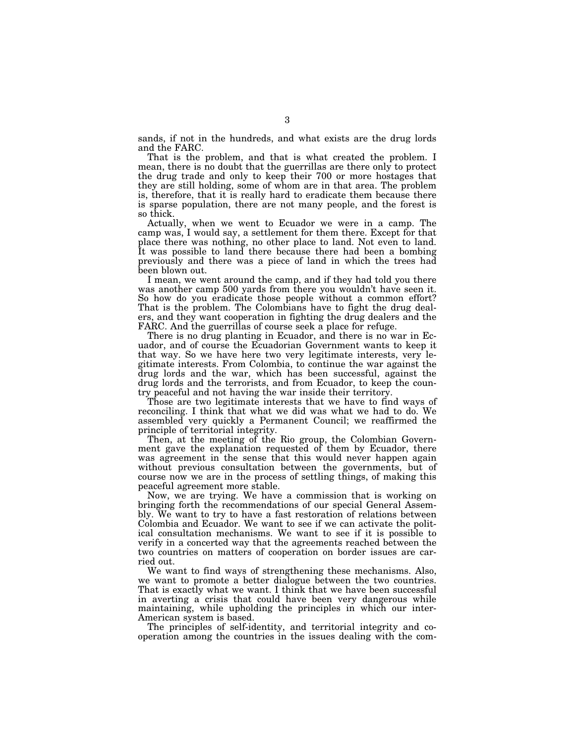sands, if not in the hundreds, and what exists are the drug lords and the FARC.

That is the problem, and that is what created the problem. I mean, there is no doubt that the guerrillas are there only to protect the drug trade and only to keep their 700 or more hostages that they are still holding, some of whom are in that area. The problem is, therefore, that it is really hard to eradicate them because there is sparse population, there are not many people, and the forest is so thick.

Actually, when we went to Ecuador we were in a camp. The camp was, I would say, a settlement for them there. Except for that place there was nothing, no other place to land. Not even to land. It was possible to land there because there had been a bombing previously and there was a piece of land in which the trees had been blown out.

I mean, we went around the camp, and if they had told you there was another camp 500 yards from there you wouldn't have seen it. So how do you eradicate those people without a common effort? That is the problem. The Colombians have to fight the drug dealers, and they want cooperation in fighting the drug dealers and the FARC. And the guerrillas of course seek a place for refuge.

There is no drug planting in Ecuador, and there is no war in Ecuador, and of course the Ecuadorian Government wants to keep it that way. So we have here two very legitimate interests, very legitimate interests. From Colombia, to continue the war against the drug lords and the war, which has been successful, against the drug lords and the terrorists, and from Ecuador, to keep the country peaceful and not having the war inside their territory.

Those are two legitimate interests that we have to find ways of reconciling. I think that what we did was what we had to do. We assembled very quickly a Permanent Council; we reaffirmed the principle of territorial integrity.

Then, at the meeting of the Rio group, the Colombian Government gave the explanation requested of them by Ecuador, there was agreement in the sense that this would never happen again without previous consultation between the governments, but of course now we are in the process of settling things, of making this peaceful agreement more stable.

Now, we are trying. We have a commission that is working on bringing forth the recommendations of our special General Assembly. We want to try to have a fast restoration of relations between Colombia and Ecuador. We want to see if we can activate the political consultation mechanisms. We want to see if it is possible to verify in a concerted way that the agreements reached between the two countries on matters of cooperation on border issues are carried out.

We want to find ways of strengthening these mechanisms. Also, we want to promote a better dialogue between the two countries. That is exactly what we want. I think that we have been successful in averting a crisis that could have been very dangerous while maintaining, while upholding the principles in which our inter-American system is based.

The principles of self-identity, and territorial integrity and cooperation among the countries in the issues dealing with the com-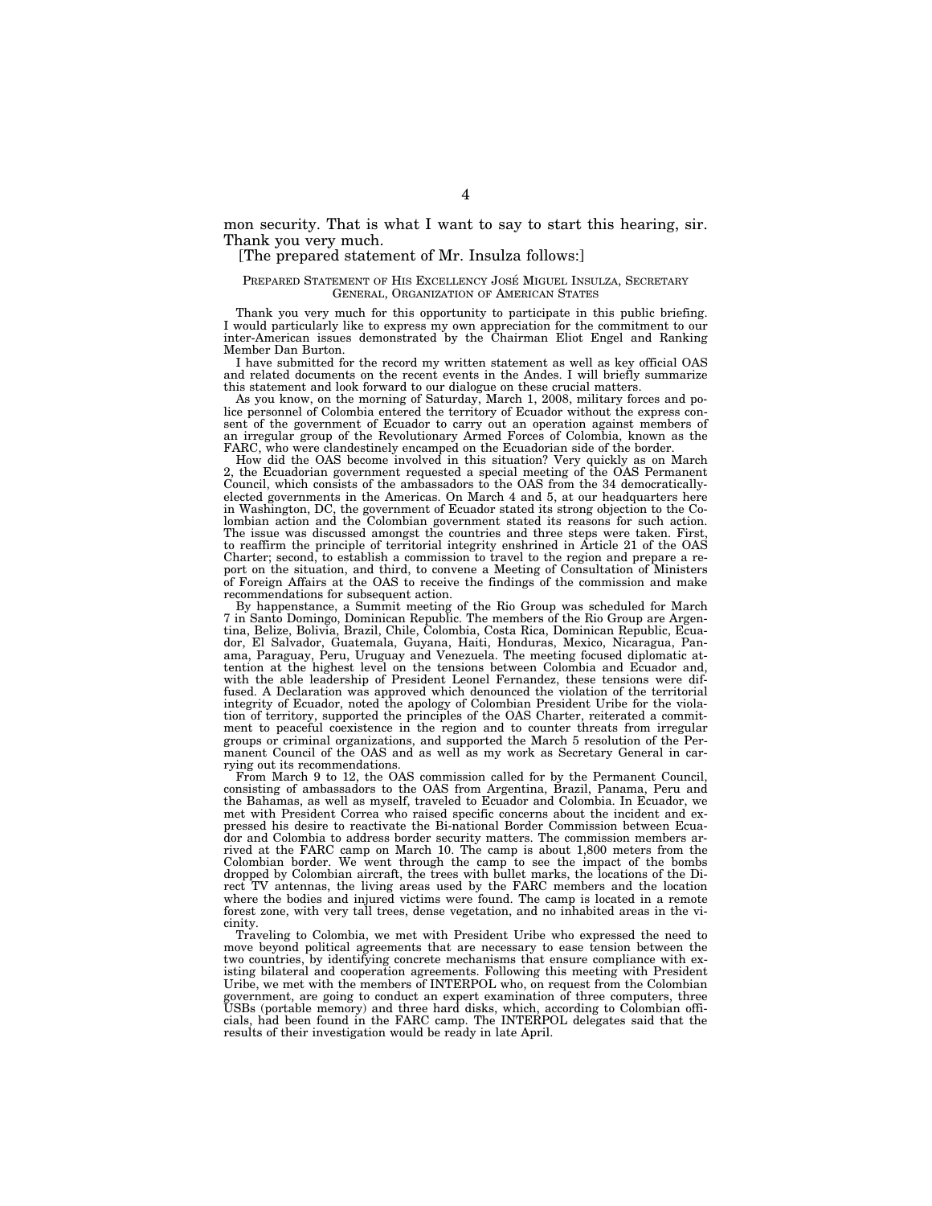mon security. That is what I want to say to start this hearing, sir. Thank you very much.

[The prepared statement of Mr. Insulza follows:]

PREPARED STATEMENT OF HIS EXCELLENCY JOSÉ MIGUEL INSULZA, SECRETARY GENERAL, ORGANIZATION OF AMERICAN STATES

Thank you very much for this opportunity to participate in this public briefing. I would particularly like to express my own appreciation for the commitment to our inter-American issues demonstrated by the Chairman Eliot Engel and Ranking Member Dan Burton.

I have submitted for the record my written statement as well as key official OAS and related documents on the recent events in the Andes. I will briefly summarize this statement and look forward to our dialogue on these crucial matters.

As you know, on the morning of Saturday, March 1, 2008, military forces and police personnel of Colombia entered the territory of Ecuador without the express consent of the government of Ecuador to carry out an operation against members of an irregular group of the Revolutionary Armed Forces of Colombia, known as the FARC, who were clandestinely encamped on the Ecuadorian side of the border.

How did the OAS become involved in this situation? Very quickly as on March 2, the Ecuadorian government requested a special meeting of the OAS Permanent Council, which consists of the ambassadors to the OAS from the 34 democratically-elected governments in the Americas. On March 4 and 5, at our headquarters here in Washington, DC, the government of Ecuador stated its strong objection to the Colombian action and the Colombian government stated its reasons for such action. The issue was discussed amongst the countries and three steps were taken. First, to reaffirm the principle of territorial integrity enshrined in Article 21 of the OAS Charter; second, to establish a commission to travel to the region and prepare a report on the situation, and third, to convene a Meeting of Consultation of Ministers of Foreign Affairs at the OAS to receive the findings of the commission and make recommendations for subsequent action.

By happenstance, a Summit meeting of the Rio Group was scheduled for March 7 in Santo Domingo, Dominican Republic. The members of the Rio Group are Argentina, Belize, Bolivia, Brazil, Chile, Colombia, Costa Rica, Dominican Republic, Ecuador, El Salvador, Guatemala, Guyana, Haiti, Honduras, Mexico, Nicaragua, Panama, Paraguay, Peru, Uruguay and Venezuela. The meeting focused diplomatic attention at the highest level on the tensions between Colombia and Ecuador and, with the able leadership of President Leonel Fernandez, these tensions were diffused. A Declaration was approved which denounced the violation of the territorial integrity of Ecuador, noted the apology of Colombian President Uribe for the violation of territory, supported the principles of the OAS Charter, reiterated a commitment to peaceful coexistence in the region and to counter threats from irregular groups or criminal organizations, and supported the March 5 resolution of the Permanent Council of the OAS and as well as my work as Secretary General in carrying out its recommendations.

From March 9 to 12, the OAS commission called for by the Permanent Council, consisting of ambassadors to the OAS from Argentina, Brazil, Panama, Peru and the Bahamas, as well as myself, traveled to Ecuador and Colombia. In Ecuador, we met with President Correa who raised specific concerns about the incident and expressed his desire to reactivate the Bi-national Border Commission between Ecuador and Colombia to address border security matters. The commission members arrived at the FARC camp on March 10. The camp is about 1,800 meters from the Colombian border. We went through the camp to see the impact of the bombs dropped by Colombian aircraft, the trees with bullet marks, the locations of the Direct TV antennas, the living areas used by the FARC members and the location where the bodies and injured victims were found. The camp is located in a remote forest zone, with very tall trees, dense vegetation, and no inhabited areas in the vicinity.

Traveling to Colombia, we met with President Uribe who expressed the need to move beyond political agreements that are necessary to ease tension between the two countries, by identifying concrete mechanisms that ensure compliance with existing bilateral and cooperation agreements. Following this meeting with President Uribe, we met with the members of INTERPOL who, on request from the Colombian government, are going to conduct an expert examination of three computers, three USBs (portable memory) and three hard disks, which, according to Colombian officials, had been found in the FARC camp. The INTERPOL delegates said that the results of their investigation would be ready in late April.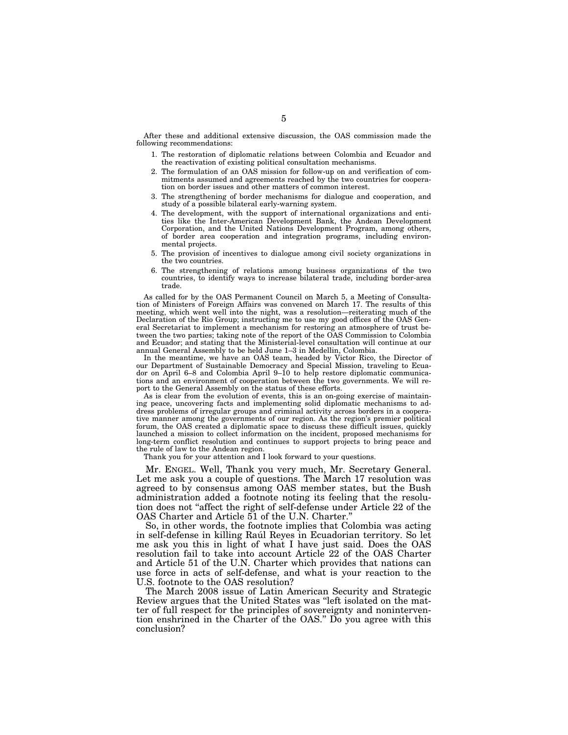After these and additional extensive discussion, the OAS commission made the following recommendations:

1. The restoration of diplomatic relations between Colombia and Ecuador and the reactivation of existing political consultation mechanisms.
2. The formulation of an OAS mission for follow-up on and verification of commitments assumed and agreements reached by the two countries for cooperation on border issues and other matters of common interest.
3. The strengthening of border mechanisms for dialogue and cooperation, and study of a possible bilateral early-warning system.
4. The development, with the support of international organizations and entities like the Inter-American Development Bank, the Andean Development Corporation, and the United Nations Development Program, among others, of border area cooperation and integration programs, including environmental projects.
5. The provision of incentives to dialogue among civil society organizations in the two countries.
6. The strengthening of relations among business organizations of the two countries, to identify ways to increase bilateral trade, including border-area trade.

As called for by the OAS Permanent Council on March 5, a Meeting of Consultation of Ministers of Foreign Affairs was convened on March 17. The results of this meeting, which went well into the night, was a resolution—reiterating much of the Declaration of the Rio Group; instructing me to use my good offices of the OAS General Secretariat to implement a mechanism for restoring an atmosphere of trust between the two parties; taking note of the report of the OAS Commission to Colombia and Ecuador; and stating that the Ministerial-level consultation will continue at our annual General Assembly to be held June 1–3 in Medellin, Colombia.

In the meantime, we have an OAS team, headed by Victor Rico, the Director of our Department of Sustainable Democracy and Special Mission, traveling to Ecuador on April 6–8 and Colombia April 9–10 to help restore diplomatic communications and an environment of cooperation between the two governments. We will report to the General Assembly on the status of these efforts.

As is clear from the evolution of events, this is an on-going exercise of maintaining peace, uncovering facts and implementing solid diplomatic mechanisms to address problems of irregular groups and criminal activity across borders in a cooperative manner among the governments of our region. As the region's premier political forum, the OAS created a diplomatic space to discuss these difficult issues, quickly launched a mission to collect information on the incident, proposed mechanisms for long-term conflict resolution and continues to support projects to bring peace and the rule of law to the Andean region.

Thank you for your attention and I look forward to your questions.

Mr. ENGEL. Well, Thank you very much, Mr. Secretary General. Let me ask you a couple of questions. The March 17 resolution was agreed to by consensus among OAS member states, but the Bush administration added a footnote noting its feeling that the resolution does not "affect the right of self-defense under Article 22 of the OAS Charter and Article 51 of the U.N. Charter."

So, in other words, the footnote implies that Colombia was acting in self-defense in killing Raúl Reyes in Ecuadorian territory. So let me ask you this in light of what I have just said. Does the OAS resolution fail to take into account Article 22 of the OAS Charter and Article 51 of the U.N. Charter which provides that nations can use force in acts of self-defense, and what is your reaction to the U.S. footnote to the OAS resolution?

The March 2008 issue of Latin American Security and Strategic Review argues that the United States was "left isolated on the matter of full respect for the principles of sovereignty and nonintervention enshrined in the Charter of the OAS." Do you agree with this conclusion?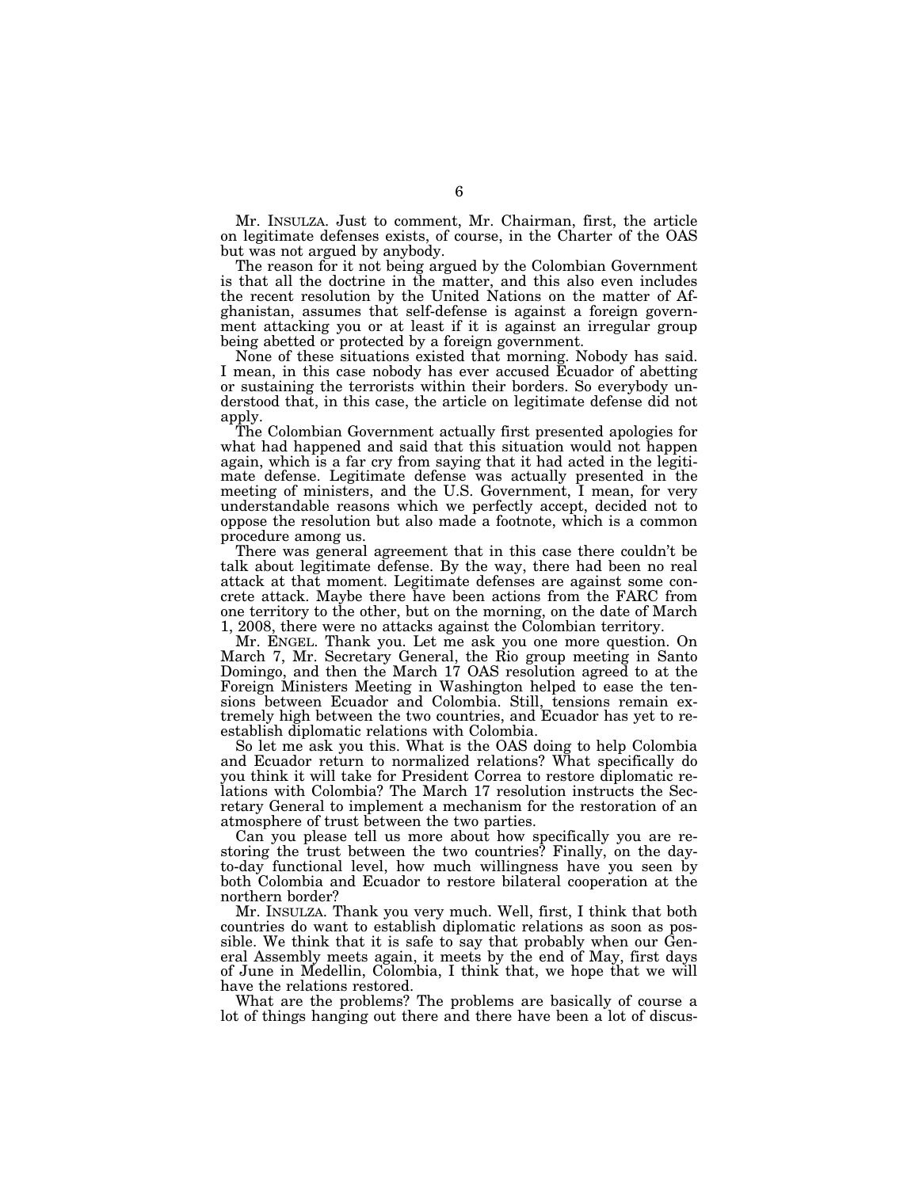Mr. INSULZA. Just to comment, Mr. Chairman, first, the article on legitimate defenses exists, of course, in the Charter of the OAS but was not argued by anybody.

The reason for it not being argued by the Colombian Government is that all the doctrine in the matter, and this also even includes the recent resolution by the United Nations on the matter of Afghanistan, assumes that self-defense is against a foreign government attacking you or at least if it is against an irregular group being abetted or protected by a foreign government.

None of these situations existed that morning. Nobody has said. I mean, in this case nobody has ever accused Ecuador of abetting or sustaining the terrorists within their borders. So everybody understood that, in this case, the article on legitimate defense did not apply.

The Colombian Government actually first presented apologies for what had happened and said that this situation would not happen again, which is a far cry from saying that it had acted in the legitimate defense. Legitimate defense was actually presented in the meeting of ministers, and the U.S. Government, I mean, for very understandable reasons which we perfectly accept, decided not to oppose the resolution but also made a footnote, which is a common procedure among us.

There was general agreement that in this case there couldn't be talk about legitimate defense. By the way, there had been no real attack at that moment. Legitimate defenses are against some concrete attack. Maybe there have been actions from the FARC from one territory to the other, but on the morning, on the date of March 1, 2008, there were no attacks against the Colombian territory.

Mr. ENGEL. Thank you. Let me ask you one more question. On March 7, Mr. Secretary General, the Rio group meeting in Santo Domingo, and then the March 17 OAS resolution agreed to at the Foreign Ministers Meeting in Washington helped to ease the tensions between Ecuador and Colombia. Still, tensions remain extremely high between the two countries, and Ecuador has yet to reestablish diplomatic relations with Colombia.

So let me ask you this. What is the OAS doing to help Colombia and Ecuador return to normalized relations? What specifically do you think it will take for President Correa to restore diplomatic relations with Colombia? The March 17 resolution instructs the Secretary General to implement a mechanism for the restoration of an atmosphere of trust between the two parties.

Can you please tell us more about how specifically you are restoring the trust between the two countries? Finally, on the day-to-day functional level, how much willingness have you seen by both Colombia and Ecuador to restore bilateral cooperation at the northern border?

Mr. INSULZA. Thank you very much. Well, first, I think that both countries do want to establish diplomatic relations as soon as possible. We think that it is safe to say that probably when our General Assembly meets again, it meets by the end of May, first days of June in Medellin, Colombia, I think that, we hope that we will have the relations restored.

What are the problems? The problems are basically of course a lot of things hanging out there and there have been a lot of discus-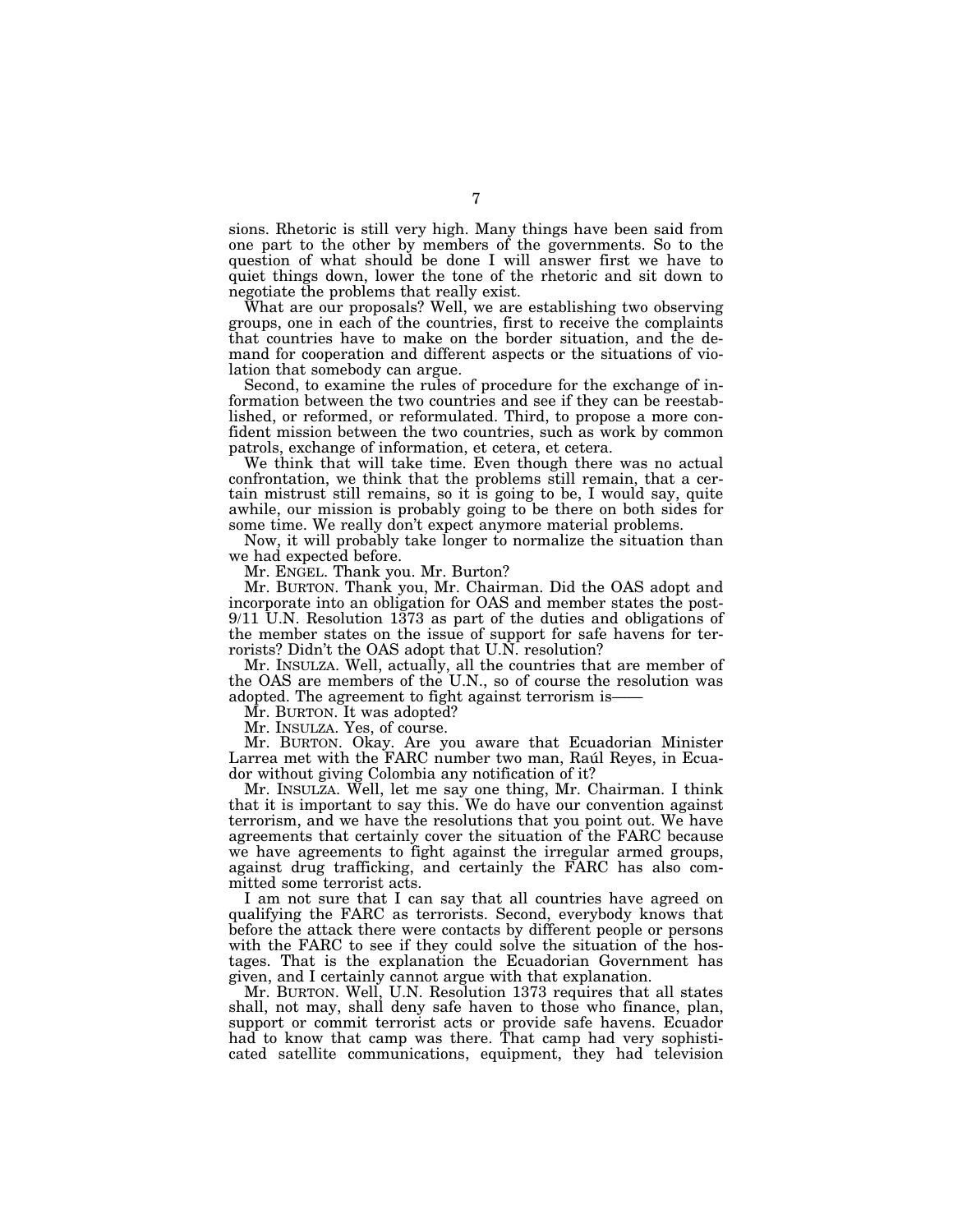sions. Rhetoric is still very high. Many things have been said from one part to the other by members of the governments. So to the question of what should be done I will answer first we have to quiet things down, lower the tone of the rhetoric and sit down to negotiate the problems that really exist.

What are our proposals? Well, we are establishing two observing groups, one in each of the countries, first to receive the complaints that countries have to make on the border situation, and the demand for cooperation and different aspects or the situations of violation that somebody can argue.

Second, to examine the rules of procedure for the exchange of information between the two countries and see if they can be reestablished, or reformed, or reformulated. Third, to propose a more confident mission between the two countries, such as work by common patrols, exchange of information, et cetera, et cetera.

We think that will take time. Even though there was no actual confrontation, we think that the problems still remain, that a certain mistrust still remains, so it is going to be, I would say, quite awhile, our mission is probably going to be there on both sides for some time. We really don't expect anymore material problems.

Now, it will probably take longer to normalize the situation than we had expected before.

Mr. ENGEL. Thank you. Mr. Burton?

Mr. BURTON. Thank you, Mr. Chairman. Did the OAS adopt and incorporate into an obligation for OAS and member states the post-9/11 U.N. Resolution 1373 as part of the duties and obligations of the member states on the issue of support for safe havens for terrorists? Didn't the OAS adopt that U.N. resolution?

Mr. INSULZA. Well, actually, all the countries that are member of the OAS are members of the U.N., so of course the resolution was adopted. The agreement to fight against terrorism is——

Mr. BURTON. It was adopted?

Mr. INSULZA. Yes, of course.

Mr. BURTON. Okay. Are you aware that Ecuadorian Minister Larrea met with the FARC number two man, Raúl Reyes, in Ecuador without giving Colombia any notification of it?

Mr. INSULZA. Well, let me say one thing, Mr. Chairman. I think that it is important to say this. We do have our convention against terrorism, and we have the resolutions that you point out. We have agreements that certainly cover the situation of the FARC because we have agreements to fight against the irregular armed groups, against drug trafficking, and certainly the FARC has also committed some terrorist acts.

I am not sure that I can say that all countries have agreed on qualifying the FARC as terrorists. Second, everybody knows that before the attack there were contacts by different people or persons with the FARC to see if they could solve the situation of the hostages. That is the explanation the Ecuadorian Government has given, and I certainly cannot argue with that explanation.

Mr. BURTON. Well, U.N. Resolution 1373 requires that all states shall, not may, shall deny safe haven to those who finance, plan, support or commit terrorist acts or provide safe havens. Ecuador had to know that camp was there. That camp had very sophisticated satellite communications, equipment, they had television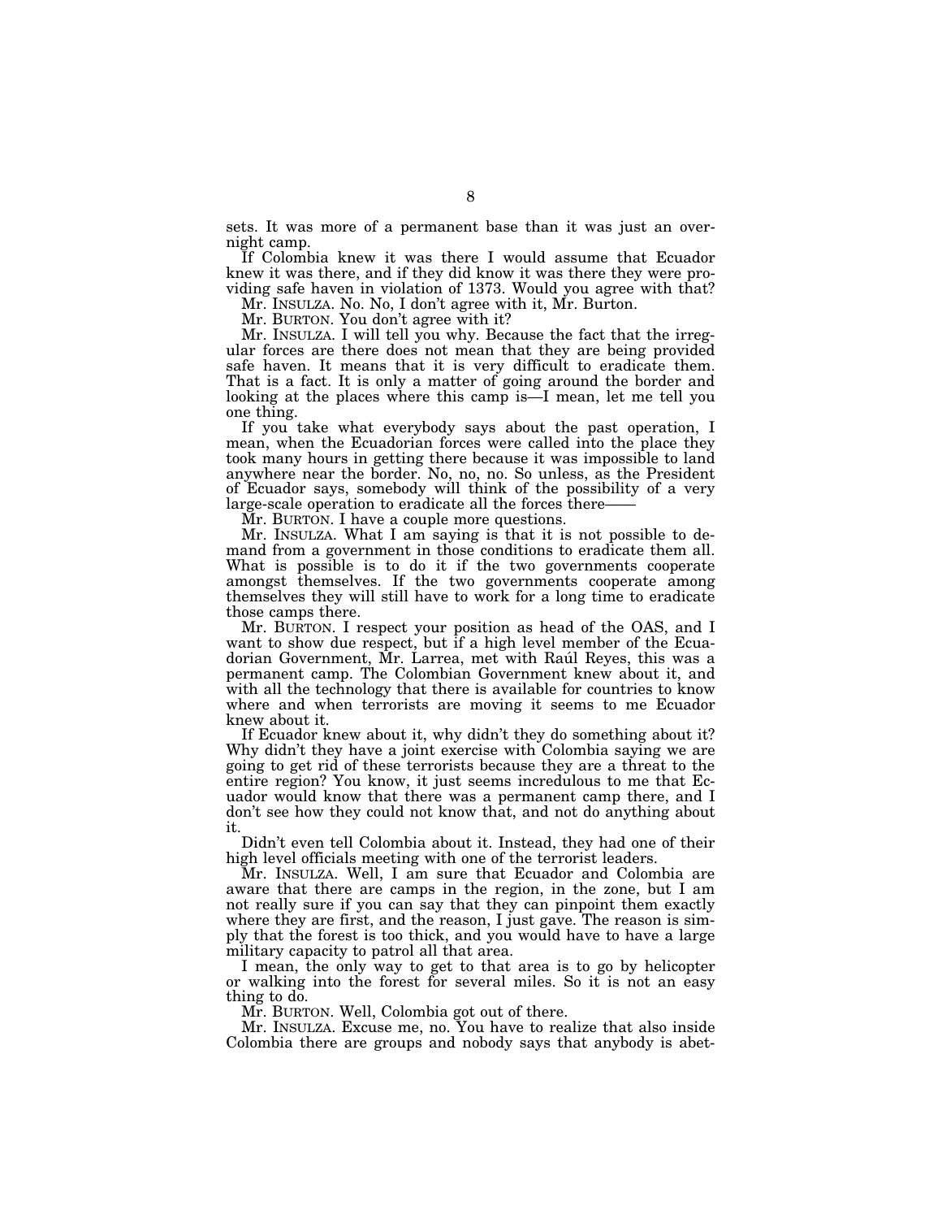sets. It was more of a permanent base than it was just an overnight camp.

If Colombia knew it was there I would assume that Ecuador knew it was there, and if they did know it was there they were providing safe haven in violation of 1373. Would you agree with that?

Mr. INSULZA. No. No, I don't agree with it, Mr. Burton.

Mr. BURTON. You don't agree with it?

Mr. INSULZA. I will tell you why. Because the fact that the irregular forces are there does not mean that they are being provided safe haven. It means that it is very difficult to eradicate them. That is a fact. It is only a matter of going around the border and looking at the places where this camp is—I mean, let me tell you one thing.

If you take what everybody says about the past operation, I mean, when the Ecuadorian forces were called into the place they took many hours in getting there because it was impossible to land anywhere near the border. No, no, no. So unless, as the President of Ecuador says, somebody will think of the possibility of a very large-scale operation to eradicate all the forces there——

Mr. BURTON. I have a couple more questions.

Mr. INSULZA. What I am saying is that it is not possible to demand from a government in those conditions to eradicate them all. What is possible is to do it if the two governments cooperate amongst themselves. If the two governments cooperate among themselves they will still have to work for a long time to eradicate those camps there.

Mr. BURTON. I respect your position as head of the OAS, and I want to show due respect, but if a high level member of the Ecuadorian Government, Mr. Larrea, met with Raúl Reyes, this was a permanent camp. The Colombian Government knew about it, and with all the technology that there is available for countries to know where and when terrorists are moving it seems to me Ecuador knew about it.

If Ecuador knew about it, why didn't they do something about it? Why didn't they have a joint exercise with Colombia saying we are going to get rid of these terrorists because they are a threat to the entire region? You know, it just seems incredulous to me that Ecuador would know that there was a permanent camp there, and I don't see how they could not know that, and not do anything about it.

Didn't even tell Colombia about it. Instead, they had one of their high level officials meeting with one of the terrorist leaders.

Mr. INSULZA. Well, I am sure that Ecuador and Colombia are aware that there are camps in the region, in the zone, but I am not really sure if you can say that they can pinpoint them exactly where they are first, and the reason, I just gave. The reason is simply that the forest is too thick, and you would have to have a large military capacity to patrol all that area.

I mean, the only way to get to that area is to go by helicopter or walking into the forest for several miles. So it is not an easy thing to do.

Mr. BURTON. Well, Colombia got out of there.

Mr. INSULZA. Excuse me, no. You have to realize that also inside Colombia there are groups and nobody says that anybody is abet-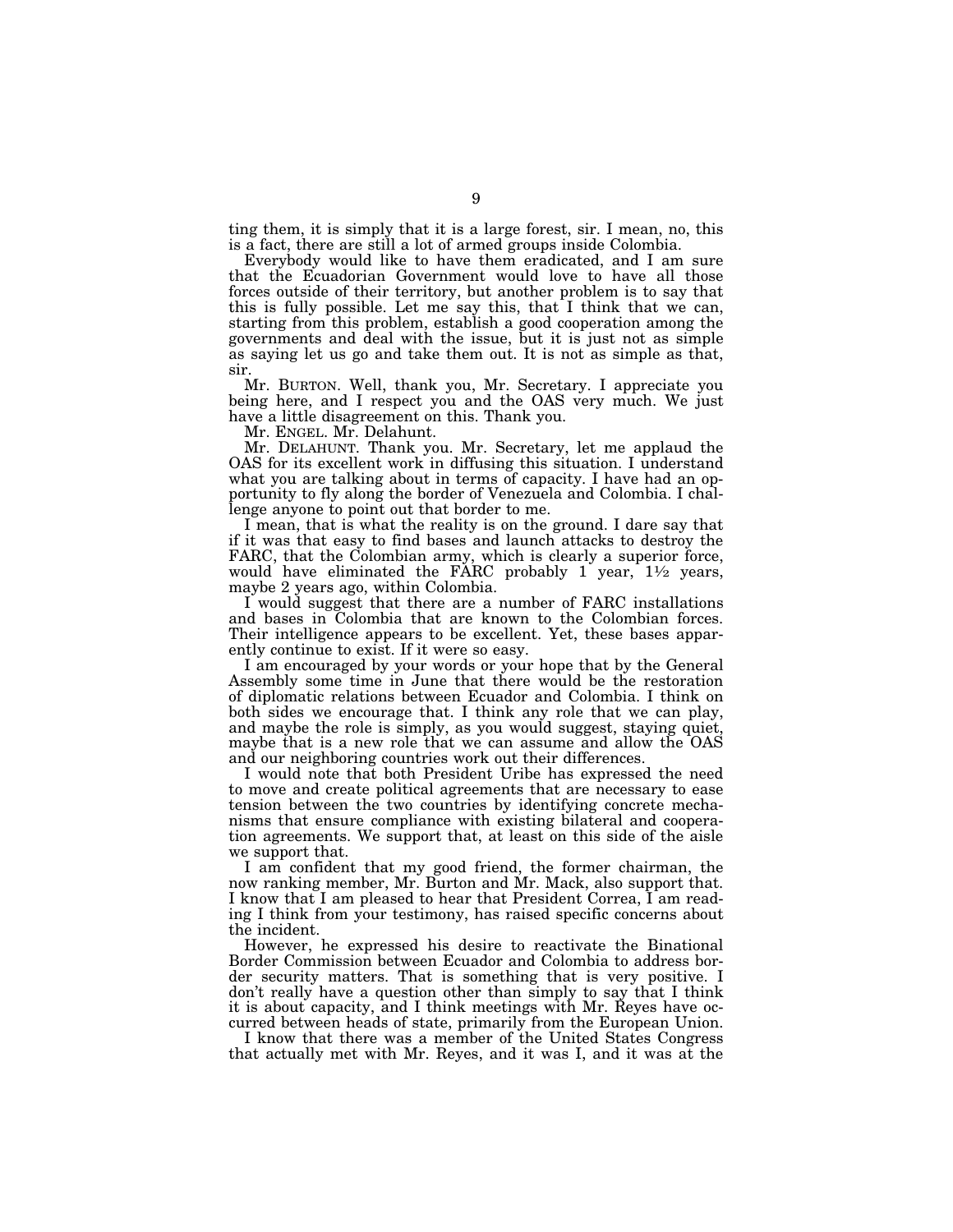ting them, it is simply that it is a large forest, sir. I mean, no, this is a fact, there are still a lot of armed groups inside Colombia.

Everybody would like to have them eradicated, and I am sure that the Ecuadorian Government would love to have all those forces outside of their territory, but another problem is to say that this is fully possible. Let me say this, that I think that we can, starting from this problem, establish a good cooperation among the governments and deal with the issue, but it is just not as simple as saying let us go and take them out. It is not as simple as that, sir.

Mr. BURTON. Well, thank you, Mr. Secretary. I appreciate you being here, and I respect you and the OAS very much. We just have a little disagreement on this. Thank you.

Mr. ENGEL. Mr. Delahunt.

Mr. DELAHUNT. Thank you. Mr. Secretary, let me applaud the OAS for its excellent work in diffusing this situation. I understand what you are talking about in terms of capacity. I have had an opportunity to fly along the border of Venezuela and Colombia. I challenge anyone to point out that border to me.

I mean, that is what the reality is on the ground. I dare say that if it was that easy to find bases and launch attacks to destroy the FARC, that the Colombian army, which is clearly a superior force, would have eliminated the FARC probably 1 year, 1½ years, maybe 2 years ago, within Colombia.

I would suggest that there are a number of FARC installations and bases in Colombia that are known to the Colombian forces. Their intelligence appears to be excellent. Yet, these bases apparently continue to exist. If it were so easy.

I am encouraged by your words or your hope that by the General Assembly some time in June that there would be the restoration of diplomatic relations between Ecuador and Colombia. I think on both sides we encourage that. I think any role that we can play, and maybe the role is simply, as you would suggest, staying quiet, maybe that is a new role that we can assume and allow the OAS and our neighboring countries work out their differences.

I would note that both President Uribe has expressed the need to move and create political agreements that are necessary to ease tension between the two countries by identifying concrete mechanisms that ensure compliance with existing bilateral and cooperation agreements. We support that, at least on this side of the aisle we support that.

I am confident that my good friend, the former chairman, the now ranking member, Mr. Burton and Mr. Mack, also support that. I know that I am pleased to hear that President Correa, I am reading I think from your testimony, has raised specific concerns about the incident.

However, he expressed his desire to reactivate the Binational Border Commission between Ecuador and Colombia to address border security matters. That is something that is very positive. I don't really have a question other than simply to say that I think it is about capacity, and I think meetings with Mr. Reyes have occurred between heads of state, primarily from the European Union.

I know that there was a member of the United States Congress that actually met with Mr. Reyes, and it was I, and it was at the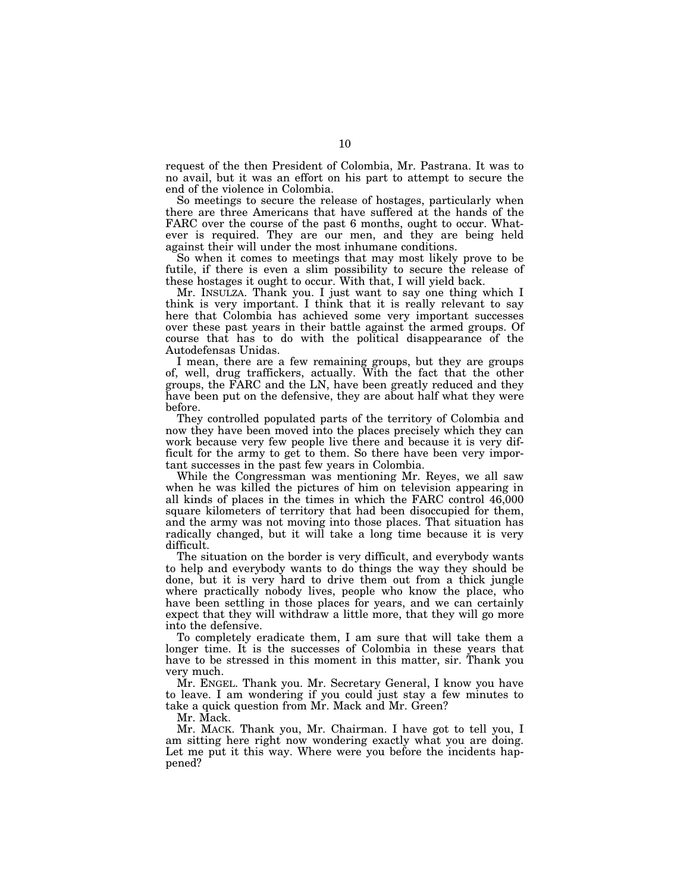request of the then President of Colombia, Mr. Pastrana. It was to no avail, but it was an effort on his part to attempt to secure the end of the violence in Colombia.

So meetings to secure the release of hostages, particularly when there are three Americans that have suffered at the hands of the FARC over the course of the past 6 months, ought to occur. Whatever is required. They are our men, and they are being held against their will under the most inhumane conditions.

So when it comes to meetings that may most likely prove to be futile, if there is even a slim possibility to secure the release of these hostages it ought to occur. With that, I will yield back.

Mr. INSULZA. Thank you. I just want to say one thing which I think is very important. I think that it is really relevant to say here that Colombia has achieved some very important successes over these past years in their battle against the armed groups. Of course that has to do with the political disappearance of the Autodefensas Unidas.

I mean, there are a few remaining groups, but they are groups of, well, drug traffickers, actually. With the fact that the other groups, the FARC and the LN, have been greatly reduced and they have been put on the defensive, they are about half what they were before.

They controlled populated parts of the territory of Colombia and now they have been moved into the places precisely which they can work because very few people live there and because it is very difficult for the army to get to them. So there have been very important successes in the past few years in Colombia.

While the Congressman was mentioning Mr. Reyes, we all saw when he was killed the pictures of him on television appearing in all kinds of places in the times in which the FARC control 46,000 square kilometers of territory that had been disoccupied for them, and the army was not moving into those places. That situation has radically changed, but it will take a long time because it is very difficult.

The situation on the border is very difficult, and everybody wants to help and everybody wants to do things the way they should be done, but it is very hard to drive them out from a thick jungle where practically nobody lives, people who know the place, who have been settling in those places for years, and we can certainly expect that they will withdraw a little more, that they will go more into the defensive.

To completely eradicate them, I am sure that will take them a longer time. It is the successes of Colombia in these years that have to be stressed in this moment in this matter, sir. Thank you very much.

Mr. ENGEL. Thank you. Mr. Secretary General, I know you have to leave. I am wondering if you could just stay a few minutes to take a quick question from Mr. Mack and Mr. Green?

Mr. Mack.

Mr. MACK. Thank you, Mr. Chairman. I have got to tell you, I am sitting here right now wondering exactly what you are doing. Let me put it this way. Where were you before the incidents happened?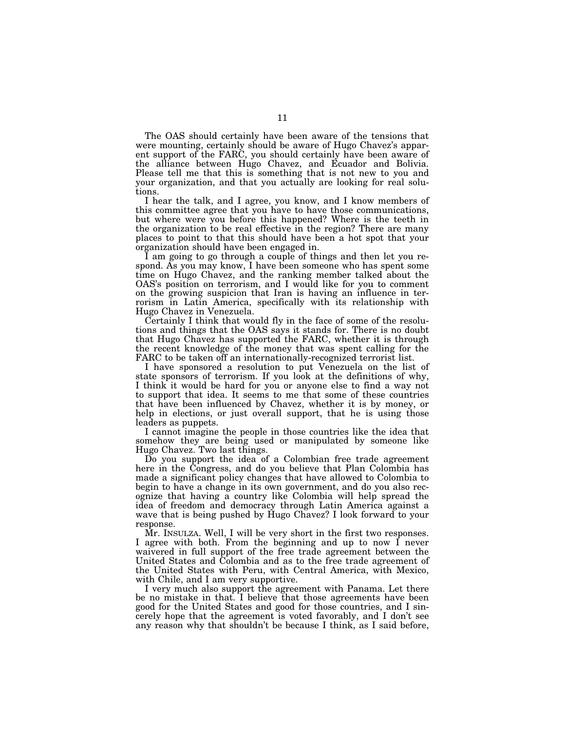The OAS should certainly have been aware of the tensions that were mounting, certainly should be aware of Hugo Chavez's apparent support of the FARC, you should certainly have been aware of the alliance between Hugo Chavez, and Ecuador and Bolivia. Please tell me that this is something that is not new to you and your organization, and that you actually are looking for real solutions.

I hear the talk, and I agree, you know, and I know members of this committee agree that you have to have those communications, but where were you before this happened? Where is the teeth in the organization to be real effective in the region? There are many places to point to that this should have been a hot spot that your organization should have been engaged in.

I am going to go through a couple of things and then let you respond. As you may know, I have been someone who has spent some time on Hugo Chavez, and the ranking member talked about the OAS's position on terrorism, and I would like for you to comment on the growing suspicion that Iran is having an influence in terrorism in Latin America, specifically with its relationship with Hugo Chavez in Venezuela.

Certainly I think that would fly in the face of some of the resolutions and things that the OAS says it stands for. There is no doubt that Hugo Chavez has supported the FARC, whether it is through the recent knowledge of the money that was spent calling for the FARC to be taken off an internationally-recognized terrorist list.

I have sponsored a resolution to put Venezuela on the list of state sponsors of terrorism. If you look at the definitions of why, I think it would be hard for you or anyone else to find a way not to support that idea. It seems to me that some of these countries that have been influenced by Chavez, whether it is by money, or help in elections, or just overall support, that he is using those leaders as puppets.

I cannot imagine the people in those countries like the idea that somehow they are being used or manipulated by someone like Hugo Chavez. Two last things.

Do you support the idea of a Colombian free trade agreement here in the Congress, and do you believe that Plan Colombia has made a significant policy changes that have allowed to Colombia to begin to have a change in its own government, and do you also recognize that having a country like Colombia will help spread the idea of freedom and democracy through Latin America against a wave that is being pushed by Hugo Chavez? I look forward to your response.

Mr. INSULZA. Well, I will be very short in the first two responses. I agree with both. From the beginning and up to now I never waivered in full support of the free trade agreement between the United States and Colombia and as to the free trade agreement of the United States with Peru, with Central America, with Mexico, with Chile, and I am very supportive.

I very much also support the agreement with Panama. Let there be no mistake in that. I believe that those agreements have been good for the United States and good for those countries, and I sincerely hope that the agreement is voted favorably, and I don't see any reason why that shouldn't be because I think, as I said before,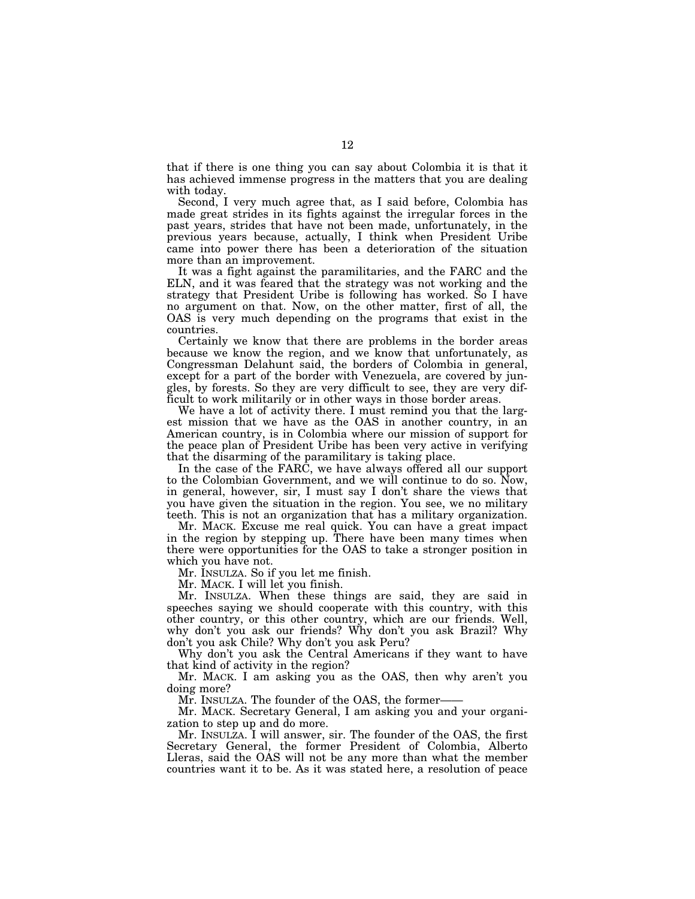that if there is one thing you can say about Colombia it is that it has achieved immense progress in the matters that you are dealing with today.

Second, I very much agree that, as I said before, Colombia has made great strides in its fights against the irregular forces in the past years, strides that have not been made, unfortunately, in the previous years because, actually, I think when President Uribe came into power there has been a deterioration of the situation more than an improvement.

It was a fight against the paramilitaries, and the FARC and the ELN, and it was feared that the strategy was not working and the strategy that President Uribe is following has worked. So I have no argument on that. Now, on the other matter, first of all, the OAS is very much depending on the programs that exist in the countries.

Certainly we know that there are problems in the border areas because we know the region, and we know that unfortunately, as Congressman Delahunt said, the borders of Colombia in general, except for a part of the border with Venezuela, are covered by jungles, by forests. So they are very difficult to see, they are very difficult to work militarily or in other ways in those border areas.

We have a lot of activity there. I must remind you that the largest mission that we have as the OAS in another country, in an American country, is in Colombia where our mission of support for the peace plan of President Uribe has been very active in verifying that the disarming of the paramilitary is taking place.

In the case of the FARC, we have always offered all our support to the Colombian Government, and we will continue to do so. Now, in general, however, sir, I must say I don't share the views that you have given the situation in the region. You see, we no military teeth. This is not an organization that has a military organization.

Mr. MACK. Excuse me real quick. You can have a great impact in the region by stepping up. There have been many times when there were opportunities for the OAS to take a stronger position in which you have not.

Mr. INSULZA. So if you let me finish.

Mr. MACK. I will let you finish.

Mr. INSULZA. When these things are said, they are said in speeches saying we should cooperate with this country, with this other country, or this other country, which are our friends. Well, why don't you ask our friends? Why don't you ask Brazil? Why don't you ask Chile? Why don't you ask Peru?

Why don't you ask the Central Americans if they want to have that kind of activity in the region?

Mr. MACK. I am asking you as the OAS, then why aren't you doing more?

Mr. INSULZA. The founder of the OAS, the former——

Mr. MACK. Secretary General, I am asking you and your organization to step up and do more.

Mr. INSULZA. I will answer, sir. The founder of the OAS, the first Secretary General, the former President of Colombia, Alberto Lleras, said the OAS will not be any more than what the member countries want it to be. As it was stated here, a resolution of peace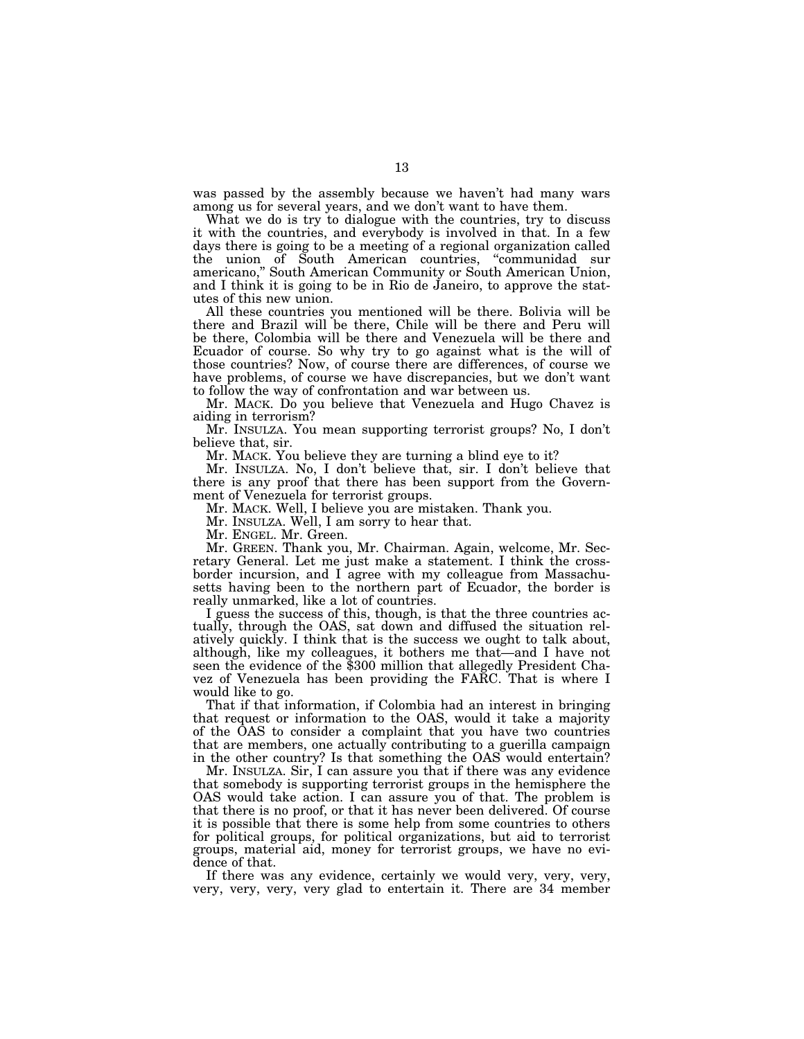was passed by the assembly because we haven't had many wars among us for several years, and we don't want to have them.

What we do is try to dialogue with the countries, try to discuss it with the countries, and everybody is involved in that. In a few days there is going to be a meeting of a regional organization called the union of South American countries, "communidad sur americano," South American Community or South American Union, and I think it is going to be in Rio de Janeiro, to approve the statutes of this new union.

All these countries you mentioned will be there. Bolivia will be there and Brazil will be there, Chile will be there and Peru will be there, Colombia will be there and Venezuela will be there and Ecuador of course. So why try to go against what is the will of those countries? Now, of course there are differences, of course we have problems, of course we have discrepancies, but we don't want to follow the way of confrontation and war between us.

Mr. MACK. Do you believe that Venezuela and Hugo Chavez is aiding in terrorism?

Mr. INSULZA. You mean supporting terrorist groups? No, I don't believe that, sir.

Mr. MACK. You believe they are turning a blind eye to it?

Mr. INSULZA. No, I don't believe that, sir. I don't believe that there is any proof that there has been support from the Government of Venezuela for terrorist groups.

Mr. MACK. Well, I believe you are mistaken. Thank you.

Mr. INSULZA. Well, I am sorry to hear that.

Mr. ENGEL. Mr. Green.

Mr. GREEN. Thank you, Mr. Chairman. Again, welcome, Mr. Secretary General. Let me just make a statement. I think the cross-border incursion, and I agree with my colleague from Massachusetts having been to the northern part of Ecuador, the border is really unmarked, like a lot of countries.

I guess the success of this, though, is that the three countries actually, through the OAS, sat down and diffused the situation relatively quickly. I think that is the success we ought to talk about, although, like my colleagues, it bothers me that—and I have not seen the evidence of the $300 million that allegedly President Chavez of Venezuela has been providing the FARC. That is where I would like to go.

That if that information, if Colombia had an interest in bringing that request or information to the OAS, would it take a majority of the OAS to consider a complaint that you have two countries that are members, one actually contributing to a guerilla campaign in the other country? Is that something the OAS would entertain?

Mr. INSULZA. Sir, I can assure you that if there was any evidence that somebody is supporting terrorist groups in the hemisphere the OAS would take action. I can assure you of that. The problem is that there is no proof, or that it has never been delivered. Of course it is possible that there is some help from some countries to others for political groups, for political organizations, but aid to terrorist groups, material aid, money for terrorist groups, we have no evidence of that.

If there was any evidence, certainly we would very, very, very, very, very, very, very glad to entertain it. There are 34 member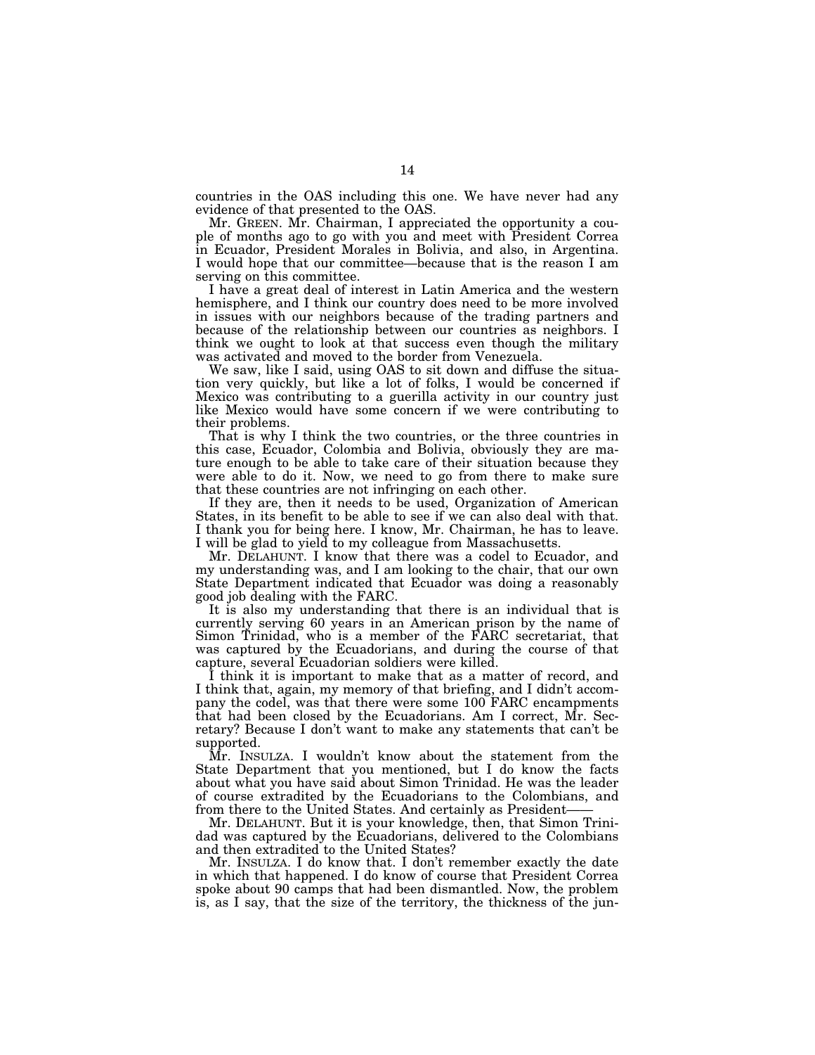countries in the OAS including this one. We have never had any evidence of that presented to the OAS.

Mr. GREEN. Mr. Chairman, I appreciated the opportunity a couple of months ago to go with you and meet with President Correa in Ecuador, President Morales in Bolivia, and also, in Argentina. I would hope that our committee—because that is the reason I am serving on this committee.

I have a great deal of interest in Latin America and the western hemisphere, and I think our country does need to be more involved in issues with our neighbors because of the trading partners and because of the relationship between our countries as neighbors. I think we ought to look at that success even though the military was activated and moved to the border from Venezuela.

We saw, like I said, using OAS to sit down and diffuse the situation very quickly, but like a lot of folks, I would be concerned if Mexico was contributing to a guerilla activity in our country just like Mexico would have some concern if we were contributing to their problems.

That is why I think the two countries, or the three countries in this case, Ecuador, Colombia and Bolivia, obviously they are mature enough to be able to take care of their situation because they were able to do it. Now, we need to go from there to make sure that these countries are not infringing on each other.

If they are, then it needs to be used, Organization of American States, in its benefit to be able to see if we can also deal with that. I thank you for being here. I know, Mr. Chairman, he has to leave. I will be glad to yield to my colleague from Massachusetts.

Mr. DELAHUNT. I know that there was a codel to Ecuador, and my understanding was, and I am looking to the chair, that our own State Department indicated that Ecuador was doing a reasonably good job dealing with the FARC.

It is also my understanding that there is an individual that is currently serving 60 years in an American prison by the name of Simon Trinidad, who is a member of the FARC secretariat, that was captured by the Ecuadorians, and during the course of that capture, several Ecuadorian soldiers were killed.

I think it is important to make that as a matter of record, and I think that, again, my memory of that briefing, and I didn't accompany the codel, was that there were some 100 FARC encampments that had been closed by the Ecuadorians. Am I correct, Mr. Secretary? Because I don't want to make any statements that can't be supported.

Mr. INSULZA. I wouldn't know about the statement from the State Department that you mentioned, but I do know the facts about what you have said about Simon Trinidad. He was the leader of course extradited by the Ecuadorians to the Colombians, and from there to the United States. And certainly as President——

Mr. DELAHUNT. But it is your knowledge, then, that Simon Trinidad was captured by the Ecuadorians, delivered to the Colombians and then extradited to the United States?

Mr. INSULZA. I do know that. I don't remember exactly the date in which that happened. I do know of course that President Correa spoke about 90 camps that had been dismantled. Now, the problem is, as I say, that the size of the territory, the thickness of the jun-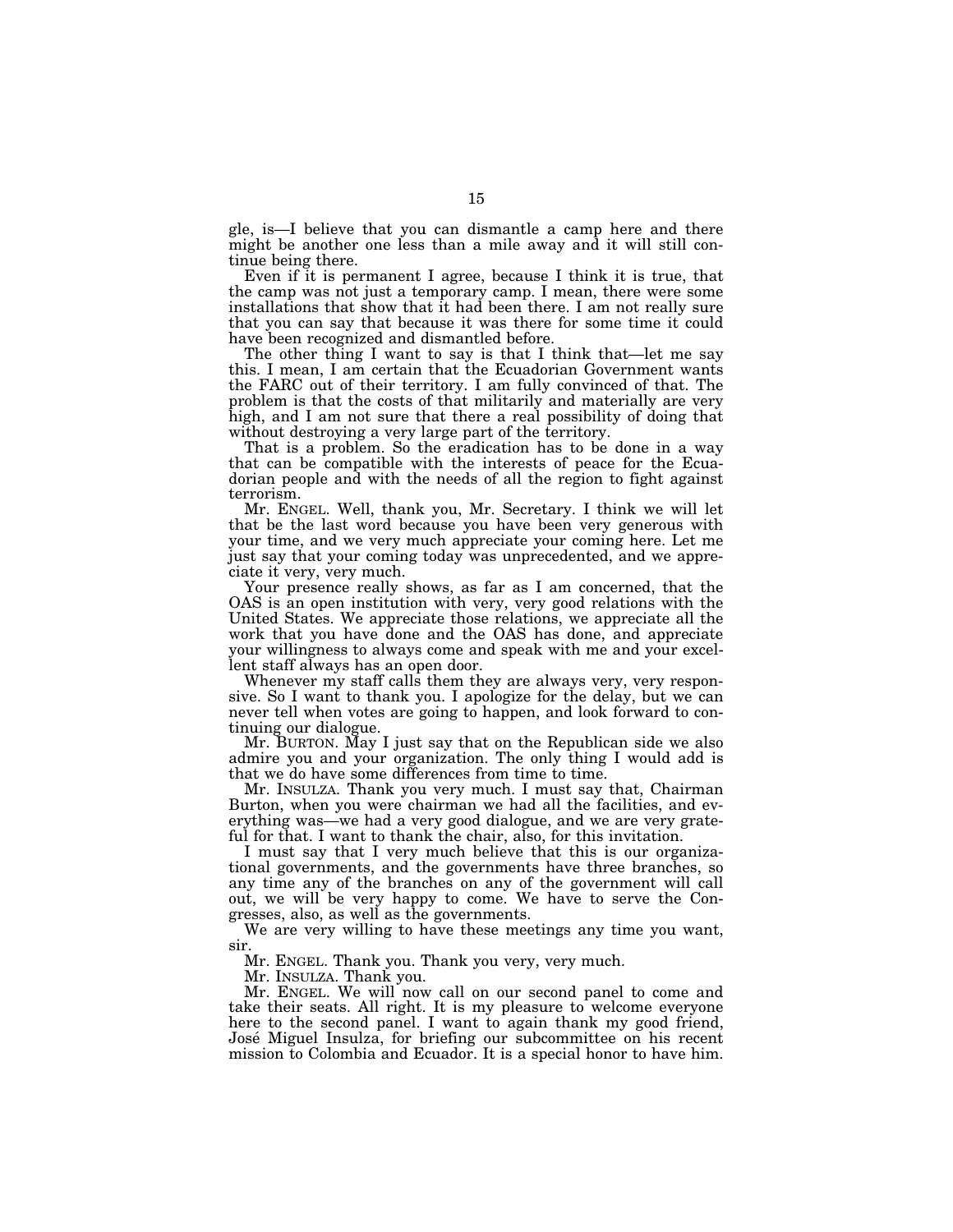gle, is—I believe that you can dismantle a camp here and there might be another one less than a mile away and it will still continue being there.

Even if it is permanent I agree, because I think it is true, that the camp was not just a temporary camp. I mean, there were some installations that show that it had been there. I am not really sure that you can say that because it was there for some time it could have been recognized and dismantled before.

The other thing I want to say is that I think that—let me say this. I mean, I am certain that the Ecuadorian Government wants the FARC out of their territory. I am fully convinced of that. The problem is that the costs of that militarily and materially are very high, and I am not sure that there a real possibility of doing that without destroying a very large part of the territory.

That is a problem. So the eradication has to be done in a way that can be compatible with the interests of peace for the Ecuadorian people and with the needs of all the region to fight against terrorism.

Mr. ENGEL. Well, thank you, Mr. Secretary. I think we will let that be the last word because you have been very generous with your time, and we very much appreciate your coming here. Let me just say that your coming today was unprecedented, and we appreciate it very, very much.

Your presence really shows, as far as I am concerned, that the OAS is an open institution with very, very good relations with the United States. We appreciate those relations, we appreciate all the work that you have done and the OAS has done, and appreciate your willingness to always come and speak with me and your excellent staff always has an open door.

Whenever my staff calls them they are always very, very responsive. So I want to thank you. I apologize for the delay, but we can never tell when votes are going to happen, and look forward to continuing our dialogue.

Mr. BURTON. May I just say that on the Republican side we also admire you and your organization. The only thing I would add is that we do have some differences from time to time.

Mr. INSULZA. Thank you very much. I must say that, Chairman Burton, when you were chairman we had all the facilities, and everything was—we had a very good dialogue, and we are very grateful for that. I want to thank the chair, also, for this invitation.

I must say that I very much believe that this is our organizational governments, and the governments have three branches, so any time any of the branches on any of the government will call out, we will be very happy to come. We have to serve the Congresses, also, as well as the governments.

We are very willing to have these meetings any time you want, sir.

Mr. ENGEL. Thank you. Thank you very, very much.

Mr. INSULZA. Thank you.

Mr. ENGEL. We will now call on our second panel to come and take their seats. All right. It is my pleasure to welcome everyone here to the second panel. I want to again thank my good friend, José Miguel Insulza, for briefing our subcommittee on his recent mission to Colombia and Ecuador. It is a special honor to have him.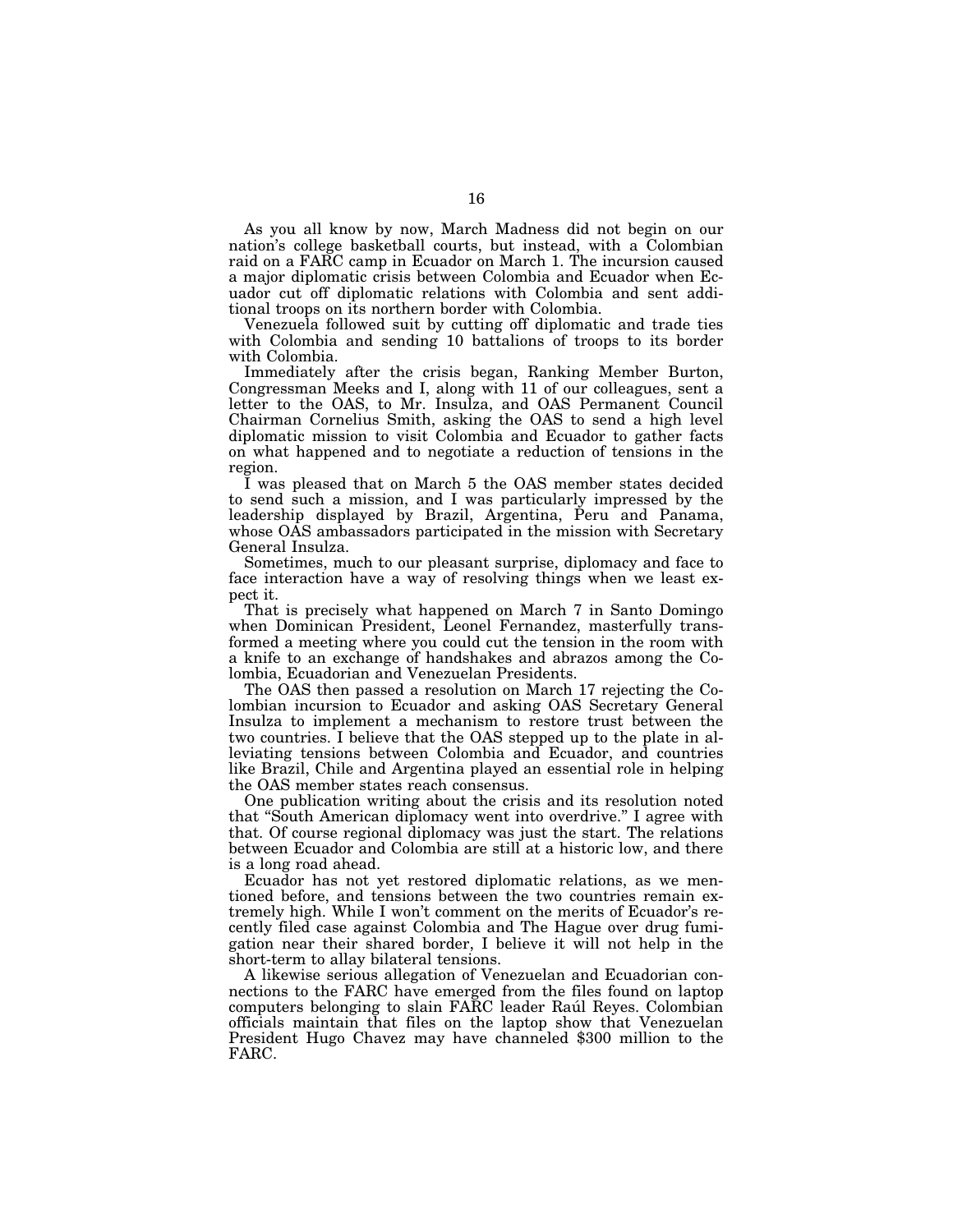As you all know by now, March Madness did not begin on our nation's college basketball courts, but instead, with a Colombian raid on a FARC camp in Ecuador on March 1. The incursion caused a major diplomatic crisis between Colombia and Ecuador when Ecuador cut off diplomatic relations with Colombia and sent additional troops on its northern border with Colombia.

Venezuela followed suit by cutting off diplomatic and trade ties with Colombia and sending 10 battalions of troops to its border with Colombia.

Immediately after the crisis began, Ranking Member Burton, Congressman Meeks and I, along with 11 of our colleagues, sent a letter to the OAS, to Mr. Insulza, and OAS Permanent Council Chairman Cornelius Smith, asking the OAS to send a high level diplomatic mission to visit Colombia and Ecuador to gather facts on what happened and to negotiate a reduction of tensions in the region.

I was pleased that on March 5 the OAS member states decided to send such a mission, and I was particularly impressed by the leadership displayed by Brazil, Argentina, Peru and Panama, whose OAS ambassadors participated in the mission with Secretary General Insulza.

Sometimes, much to our pleasant surprise, diplomacy and face to face interaction have a way of resolving things when we least expect it.

That is precisely what happened on March 7 in Santo Domingo when Dominican President, Leonel Fernandez, masterfully transformed a meeting where you could cut the tension in the room with a knife to an exchange of handshakes and abrazos among the Colombia, Ecuadorian and Venezuelan Presidents.

The OAS then passed a resolution on March 17 rejecting the Colombian incursion to Ecuador and asking OAS Secretary General Insulza to implement a mechanism to restore trust between the two countries. I believe that the OAS stepped up to the plate in alleviating tensions between Colombia and Ecuador, and countries like Brazil, Chile and Argentina played an essential role in helping the OAS member states reach consensus.

One publication writing about the crisis and its resolution noted that "South American diplomacy went into overdrive." I agree with that. Of course regional diplomacy was just the start. The relations between Ecuador and Colombia are still at a historic low, and there is a long road ahead.

Ecuador has not yet restored diplomatic relations, as we mentioned before, and tensions between the two countries remain extremely high. While I won't comment on the merits of Ecuador's recently filed case against Colombia and The Hague over drug fumigation near their shared border, I believe it will not help in the short-term to allay bilateral tensions.

A likewise serious allegation of Venezuelan and Ecuadorian connections to the FARC have emerged from the files found on laptop computers belonging to slain FARC leader Raúl Reyes. Colombian officials maintain that files on the laptop show that Venezuelan President Hugo Chavez may have channeled $300 million to the FARC.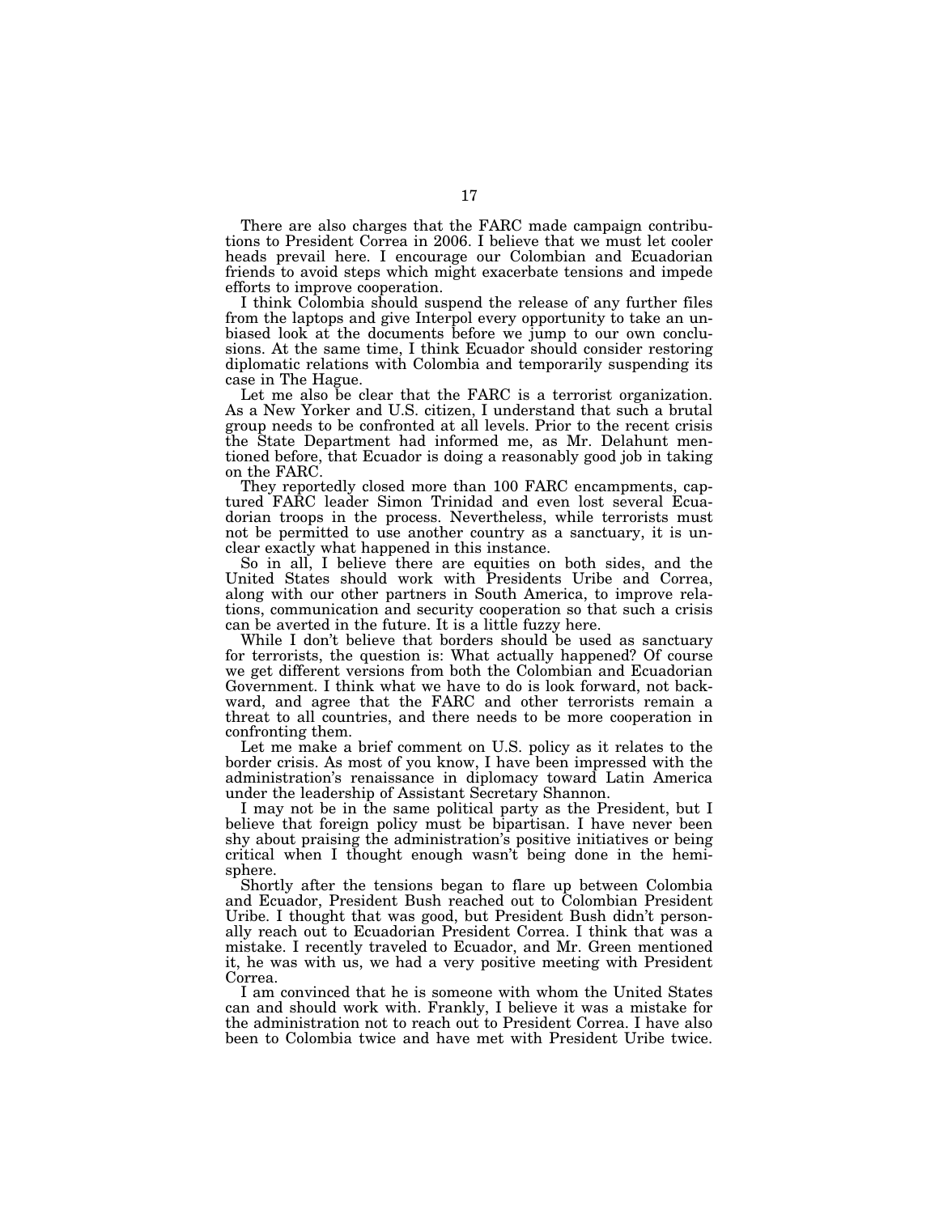There are also charges that the FARC made campaign contributions to President Correa in 2006. I believe that we must let cooler heads prevail here. I encourage our Colombian and Ecuadorian friends to avoid steps which might exacerbate tensions and impede efforts to improve cooperation.

I think Colombia should suspend the release of any further files from the laptops and give Interpol every opportunity to take an unbiased look at the documents before we jump to our own conclusions. At the same time, I think Ecuador should consider restoring diplomatic relations with Colombia and temporarily suspending its case in The Hague.

Let me also be clear that the FARC is a terrorist organization. As a New Yorker and U.S. citizen, I understand that such a brutal group needs to be confronted at all levels. Prior to the recent crisis the State Department had informed me, as Mr. Delahunt mentioned before, that Ecuador is doing a reasonably good job in taking on the FARC.

They reportedly closed more than 100 FARC encampments, captured FARC leader Simon Trinidad and even lost several Ecuadorian troops in the process. Nevertheless, while terrorists must not be permitted to use another country as a sanctuary, it is unclear exactly what happened in this instance.

So in all, I believe there are equities on both sides, and the United States should work with Presidents Uribe and Correa, along with our other partners in South America, to improve relations, communication and security cooperation so that such a crisis can be averted in the future. It is a little fuzzy here.

While I don't believe that borders should be used as sanctuary for terrorists, the question is: What actually happened? Of course we get different versions from both the Colombian and Ecuadorian Government. I think what we have to do is look forward, not backward, and agree that the FARC and other terrorists remain a threat to all countries, and there needs to be more cooperation in confronting them.

Let me make a brief comment on U.S. policy as it relates to the border crisis. As most of you know, I have been impressed with the administration's renaissance in diplomacy toward Latin America under the leadership of Assistant Secretary Shannon.

I may not be in the same political party as the President, but I believe that foreign policy must be bipartisan. I have never been shy about praising the administration's positive initiatives or being critical when I thought enough wasn't being done in the hemisphere.

Shortly after the tensions began to flare up between Colombia and Ecuador, President Bush reached out to Colombian President Uribe. I thought that was good, but President Bush didn't personally reach out to Ecuadorian President Correa. I think that was a mistake. I recently traveled to Ecuador, and Mr. Green mentioned it, he was with us, we had a very positive meeting with President Correa.

I am convinced that he is someone with whom the United States can and should work with. Frankly, I believe it was a mistake for the administration not to reach out to President Correa. I have also been to Colombia twice and have met with President Uribe twice.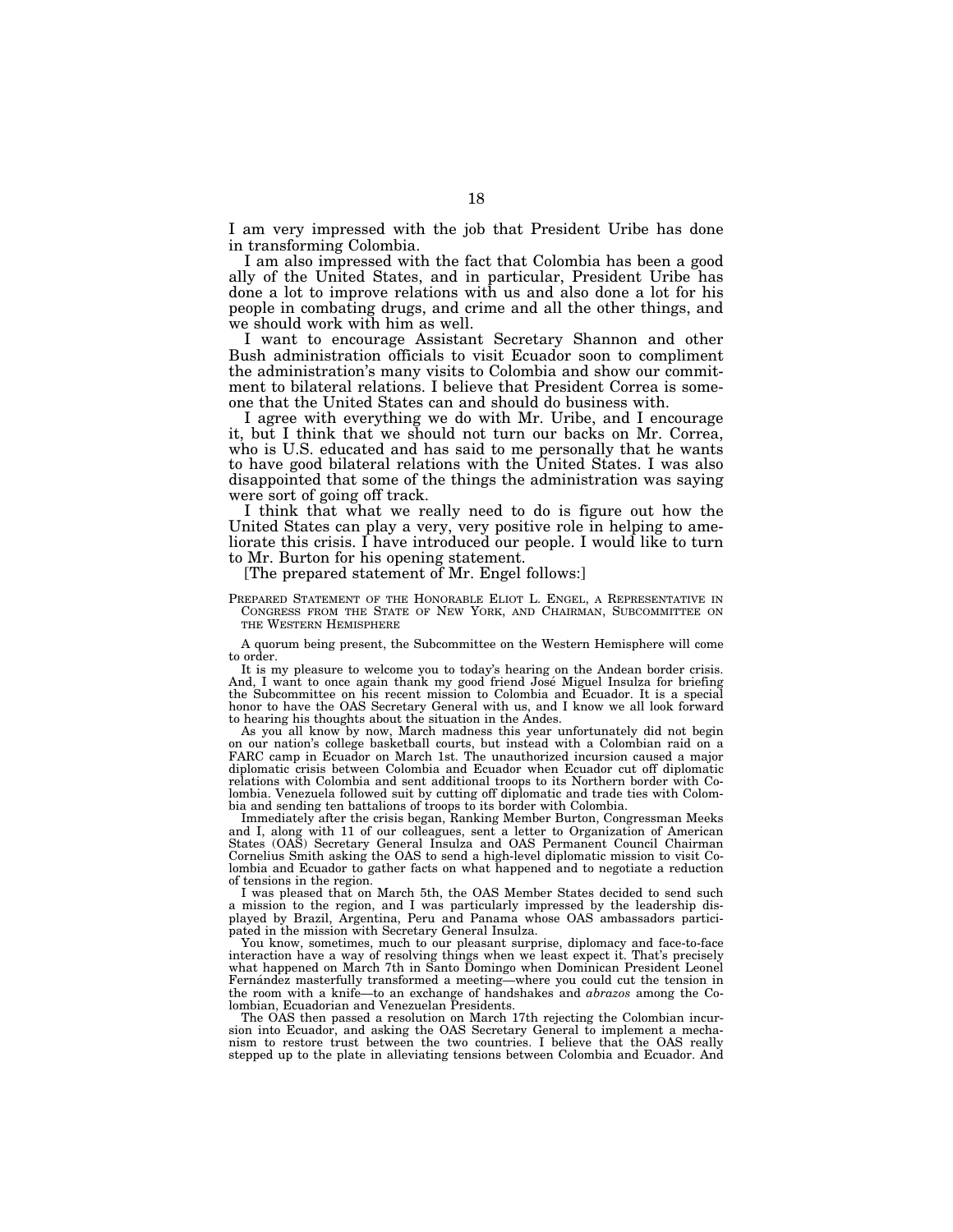I am very impressed with the job that President Uribe has done in transforming Colombia.

I am also impressed with the fact that Colombia has been a good ally of the United States, and in particular, President Uribe has done a lot to improve relations with us and also done a lot for his people in combating drugs, and crime and all the other things, and we should work with him as well.

I want to encourage Assistant Secretary Shannon and other Bush administration officials to visit Ecuador soon to compliment the administration's many visits to Colombia and show our commitment to bilateral relations. I believe that President Correa is someone that the United States can and should do business with.

I agree with everything we do with Mr. Uribe, and I encourage it, but I think that we should not turn our backs on Mr. Correa, who is U.S. educated and has said to me personally that he wants to have good bilateral relations with the United States. I was also disappointed that some of the things the administration was saying were sort of going off track.

I think that what we really need to do is figure out how the United States can play a very, very positive role in helping to ameliorate this crisis. I have introduced our people. I would like to turn to Mr. Burton for his opening statement.

[The prepared statement of Mr. Engel follows:]

PREPARED STATEMENT OF THE HONORABLE ELIOT L. ENGEL, A REPRESENTATIVE IN CONGRESS FROM THE STATE OF NEW YORK, AND CHAIRMAN, SUBCOMMITTEE ON THE WESTERN HEMISPHERE

A quorum being present, the Subcommittee on the Western Hemisphere will come to order.

It is my pleasure to welcome you to today's hearing on the Andean border crisis. And, I want to once again thank my good friend José Miguel Insulza for briefing the Subcommittee on his recent mission to Colombia and Ecuador. It is a special honor to have the OAS Secretary General with us, and I know we all look forward to hearing his thoughts about the situation in the Andes.

As you all know by now, March madness this year unfortunately did not begin on our nation's college basketball courts, but instead with a Colombian raid on a FARC camp in Ecuador on March 1st. The unauthorized incursion caused a major diplomatic crisis between Colombia and Ecuador when Ecuador cut off diplomatic relations with Colombia and sent additional troops to its Northern border with Colombia. Venezuela followed suit by cutting off diplomatic and trade ties with Colombia and sending ten battalions of troops to its border with Colombia.

Immediately after the crisis began, Ranking Member Burton, Congressman Meeks and I, along with 11 of our colleagues, sent a letter to Organization of American States (OAS) Secretary General Insulza and OAS Permanent Council Chairman Cornelius Smith asking the OAS to send a high-level diplomatic mission to visit Colombia and Ecuador to gather facts on what happened and to negotiate a reduction of tensions in the region.

I was pleased that on March 5th, the OAS Member States decided to send such a mission to the region, and I was particularly impressed by the leadership displayed by Brazil, Argentina, Peru and Panama whose OAS ambassadors participated in the mission with Secretary General Insulza.

You know, sometimes, much to our pleasant surprise, diplomacy and face-to-face interaction have a way of resolving things when we least expect it. That's precisely what happened on March 7th in Santo Domingo when Dominican President Leonel Fernández masterfully transformed a meeting—where you could cut the tension in the room with a knife—to an exchange of handshakes and *abrazos* among the Colombian, Ecuadorian and Venezuelan Presidents.

The OAS then passed a resolution on March 17th rejecting the Colombian incursion into Ecuador, and asking the OAS Secretary General to implement a mechanism to restore trust between the two countries. I believe that the OAS really stepped up to the plate in alleviating tensions between Colombia and Ecuador. And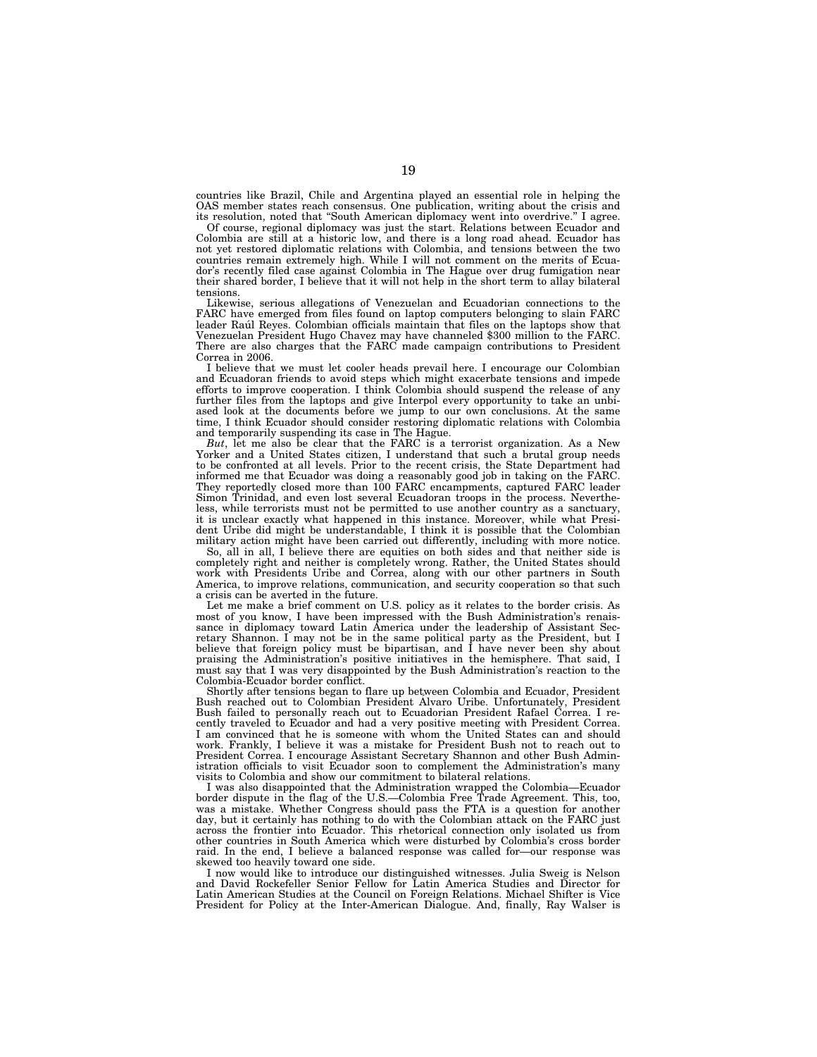countries like Brazil, Chile and Argentina played an essential role in helping the OAS member states reach consensus. One publication, writing about the crisis and its resolution, noted that "South American diplomacy went into overdrive." I agree.

Of course, regional diplomacy was just the start. Relations between Ecuador and Colombia are still at a historic low, and there is a long road ahead. Ecuador has not yet restored diplomatic relations with Colombia, and tensions between the two countries remain extremely high. While I will not comment on the merits of Ecuador's recently filed case against Colombia in The Hague over drug fumigation near their shared border, I believe that it will not help in the short term to allay bilateral tensions.

Likewise, serious allegations of Venezuelan and Ecuadorian connections to the FARC have emerged from files found on laptop computers belonging to slain FARC leader Raúl Reyes. Colombian officials maintain that files on the laptops show that Venezuelan President Hugo Chavez may have channeled $300 million to the FARC. There are also charges that the FARC made campaign contributions to President Correa in 2006.

I believe that we must let cooler heads prevail here. I encourage our Colombian and Ecuadoran friends to avoid steps which might exacerbate tensions and impede efforts to improve cooperation. I think Colombia should suspend the release of any further files from the laptops and give Interpol every opportunity to take an unbiased look at the documents before we jump to our own conclusions. At the same time, I think Ecuador should consider restoring diplomatic relations with Colombia and temporarily suspending its case in The Hague.

*But*, let me also be clear that the FARC is a terrorist organization. As a New Yorker and a United States citizen, I understand that such a brutal group needs to be confronted at all levels. Prior to the recent crisis, the State Department had informed me that Ecuador was doing a reasonably good job in taking on the FARC. They reportedly closed more than 100 FARC encampments, captured FARC leader Simon Trinidad, and even lost several Ecuadoran troops in the process. Nevertheless, while terrorists must not be permitted to use another country as a sanctuary, it is unclear exactly what happened in this instance. Moreover, while what President Uribe did might be understandable, I think it is possible that the Colombian military action might have been carried out differently, including with more notice.

So, all in all, I believe there are equities on both sides and that neither side is completely right and neither is completely wrong. Rather, the United States should work with Presidents Uribe and Correa, along with our other partners in South America, to improve relations, communication, and security cooperation so that such a crisis can be averted in the future.

Let me make a brief comment on U.S. policy as it relates to the border crisis. As most of you know, I have been impressed with the Bush Administration's renaissance in diplomacy toward Latin America under the leadership of Assistant Secretary Shannon. I may not be in the same political party as the President, but I believe that foreign policy must be bipartisan, and I have never been shy about praising the Administration's positive initiatives in the hemisphere. That said, I must say that I was very disappointed by the Bush Administration's reaction to the Colombia-Ecuador border conflict.

Shortly after tensions began to flare up between Colombia and Ecuador, President Bush reached out to Colombian President Alvaro Uribe. Unfortunately, President Bush failed to personally reach out to Ecuadorian President Rafael Correa. I recently traveled to Ecuador and had a very positive meeting with President Correa. I am convinced that he is someone with whom the United States can and should work. Frankly, I believe it was a mistake for President Bush not to reach out to President Correa. I encourage Assistant Secretary Shannon and other Bush Administration officials to visit Ecuador soon to complement the Administration's many visits to Colombia and show our commitment to bilateral relations.

I was also disappointed that the Administration wrapped the Colombia—Ecuador border dispute in the flag of the U.S.—Colombia Free Trade Agreement. This, too, was a mistake. Whether Congress should pass the FTA is a question for another day, but it certainly has nothing to do with the Colombian attack on the FARC just across the frontier into Ecuador. This rhetorical connection only isolated us from other countries in South America which were disturbed by Colombia's cross border raid. In the end, I believe a balanced response was called for—our response was skewed too heavily toward one side.

I now would like to introduce our distinguished witnesses. Julia Sweig is Nelson and David Rockefeller Senior Fellow for Latin America Studies and Director for Latin American Studies at the Council on Foreign Relations. Michael Shifter is Vice President for Policy at the Inter-American Dialogue. And, finally, Ray Walser is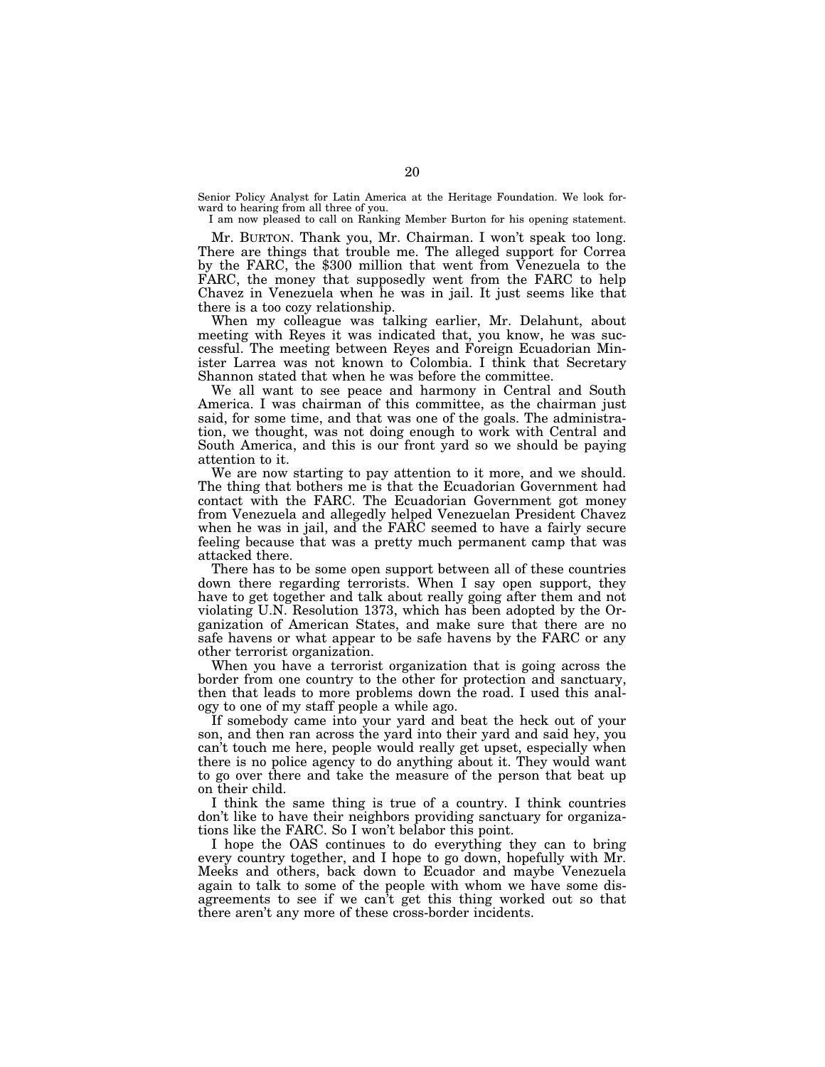Senior Policy Analyst for Latin America at the Heritage Foundation. We look forward to hearing from all three of you.

I am now pleased to call on Ranking Member Burton for his opening statement.

Mr. BURTON. Thank you, Mr. Chairman. I won't speak too long. There are things that trouble me. The alleged support for Correa by the FARC, the $300 million that went from Venezuela to the FARC, the money that supposedly went from the FARC to help Chavez in Venezuela when he was in jail. It just seems like that there is a too cozy relationship.

When my colleague was talking earlier, Mr. Delahunt, about meeting with Reyes it was indicated that, you know, he was successful. The meeting between Reyes and Foreign Ecuadorian Minister Larrea was not known to Colombia. I think that Secretary Shannon stated that when he was before the committee.

We all want to see peace and harmony in Central and South America. I was chairman of this committee, as the chairman just said, for some time, and that was one of the goals. The administration, we thought, was not doing enough to work with Central and South America, and this is our front yard so we should be paying attention to it.

We are now starting to pay attention to it more, and we should. The thing that bothers me is that the Ecuadorian Government had contact with the FARC. The Ecuadorian Government got money from Venezuela and allegedly helped Venezuelan President Chavez when he was in jail, and the FARC seemed to have a fairly secure feeling because that was a pretty much permanent camp that was attacked there.

There has to be some open support between all of these countries down there regarding terrorists. When I say open support, they have to get together and talk about really going after them and not violating U.N. Resolution 1373, which has been adopted by the Organization of American States, and make sure that there are no safe havens or what appear to be safe havens by the FARC or any other terrorist organization.

When you have a terrorist organization that is going across the border from one country to the other for protection and sanctuary, then that leads to more problems down the road. I used this analogy to one of my staff people a while ago.

If somebody came into your yard and beat the heck out of your son, and then ran across the yard into their yard and said hey, you can't touch me here, people would really get upset, especially when there is no police agency to do anything about it. They would want to go over there and take the measure of the person that beat up on their child.

I think the same thing is true of a country. I think countries don't like to have their neighbors providing sanctuary for organizations like the FARC. So I won't belabor this point.

I hope the OAS continues to do everything they can to bring every country together, and I hope to go down, hopefully with Mr. Meeks and others, back down to Ecuador and maybe Venezuela again to talk to some of the people with whom we have some disagreements to see if we can't get this thing worked out so that there aren't any more of these cross-border incidents.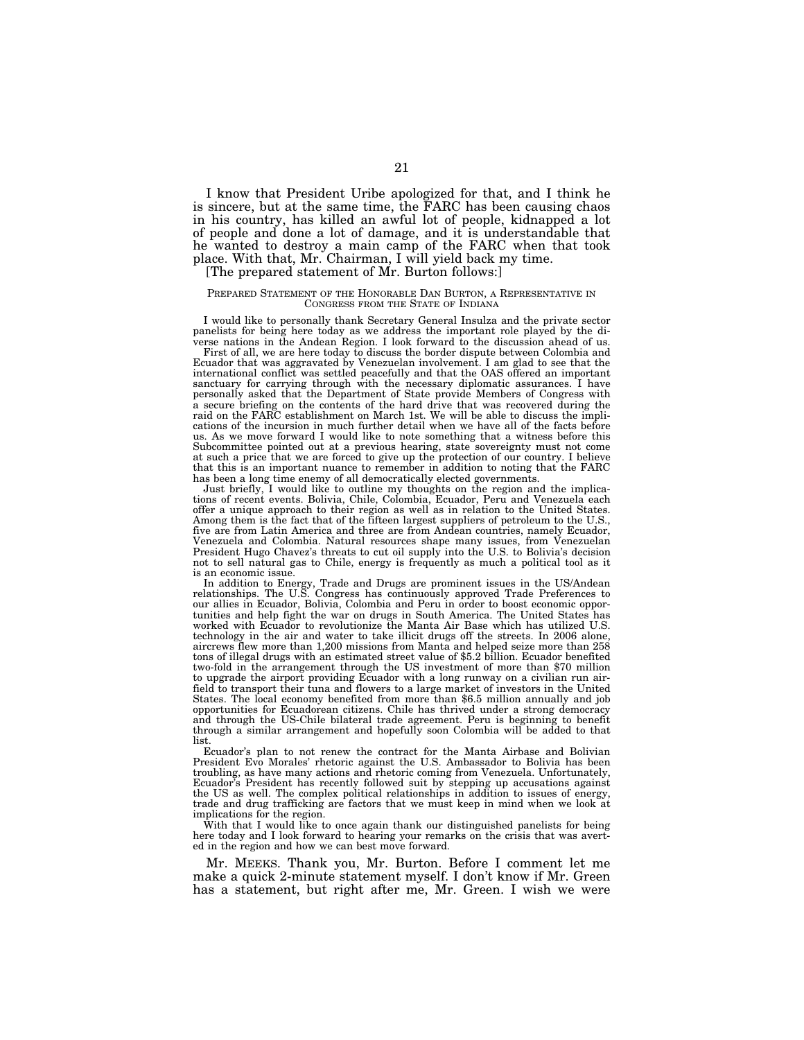I know that President Uribe apologized for that, and I think he is sincere, but at the same time, the FARC has been causing chaos in his country, has killed an awful lot of people, kidnapped a lot of people and done a lot of damage, and it is understandable that he wanted to destroy a main camp of the FARC when that took place. With that, Mr. Chairman, I will yield back my time.

[The prepared statement of Mr. Burton follows:]

PREPARED STATEMENT OF THE HONORABLE DAN BURTON, A REPRESENTATIVE IN CONGRESS FROM THE STATE OF INDIANA

I would like to personally thank Secretary General Insulza and the private sector panelists for being here today as we address the important role played by the diverse nations in the Andean Region. I look forward to the discussion ahead of us.

First of all, we are here today to discuss the border dispute between Colombia and Ecuador that was aggravated by Venezuelan involvement. I am glad to see that the international conflict was settled peacefully and that the OAS offered an important sanctuary for carrying through with the necessary diplomatic assurances. I have personally asked that the Department of State provide Members of Congress with a secure briefing on the contents of the hard drive that was recovered during the raid on the FARC establishment on March 1st. We will be able to discuss the implications of the incursion in much further detail when we have all of the facts before us. As we move forward I would like to note something that a witness before this Subcommittee pointed out at a previous hearing, state sovereignty must not come at such a price that we are forced to give up the protection of our country. I believe that this is an important nuance to remember in addition to noting that the FARC has been a long time enemy of all democratically elected governments.

Just briefly, I would like to outline my thoughts on the region and the implications of recent events. Bolivia, Chile, Colombia, Ecuador, Peru and Venezuela each offer a unique approach to their region as well as in relation to the United States. Among them is the fact that of the fifteen largest suppliers of petroleum to the U.S., five are from Latin America and three are from Andean countries, namely Ecuador, Venezuela and Colombia. Natural resources shape many issues, from Venezuelan President Hugo Chavez's threats to cut oil supply into the U.S. to Bolivia's decision not to sell natural gas to Chile, energy is frequently as much a political tool as it is an economic issue.

In addition to Energy, Trade and Drugs are prominent issues in the US/Andean relationships. The U.S. Congress has continuously approved Trade Preferences to our allies in Ecuador, Bolivia, Colombia and Peru in order to boost economic opportunities and help fight the war on drugs in South America. The United States has worked with Ecuador to revolutionize the Manta Air Base which has utilized U.S. technology in the air and water to take illicit drugs off the streets. In 2006 alone, aircrews flew more than 1,200 missions from Manta and helped seize more than 258 tons of illegal drugs with an estimated street value of $5.2 billion. Ecuador benefited two-fold in the arrangement through the US investment of more than $70 million to upgrade the airport providing Ecuador with a long runway on a civilian run airfield to transport their tuna and flowers to a large market of investors in the United States. The local economy benefited from more than $6.5 million annually and job opportunities for Ecuadorean citizens. Chile has thrived under a strong democracy and through the US-Chile bilateral trade agreement. Peru is beginning to benefit through a similar arrangement and hopefully soon Colombia will be added to that list.

Ecuador's plan to not renew the contract for the Manta Airbase and Bolivian President Evo Morales' rhetoric against the U.S. Ambassador to Bolivia has been troubling, as have many actions and rhetoric coming from Venezuela. Unfortunately, Ecuador's President has recently followed suit by stepping up accusations against the US as well. The complex political relationships in addition to issues of energy, trade and drug trafficking are factors that we must keep in mind when we look at implications for the region.

With that I would like to once again thank our distinguished panelists for being here today and I look forward to hearing your remarks on the crisis that was averted in the region and how we can best move forward.

Mr. MEEKS. Thank you, Mr. Burton. Before I comment let me make a quick 2-minute statement myself. I don't know if Mr. Green has a statement, but right after me, Mr. Green. I wish we were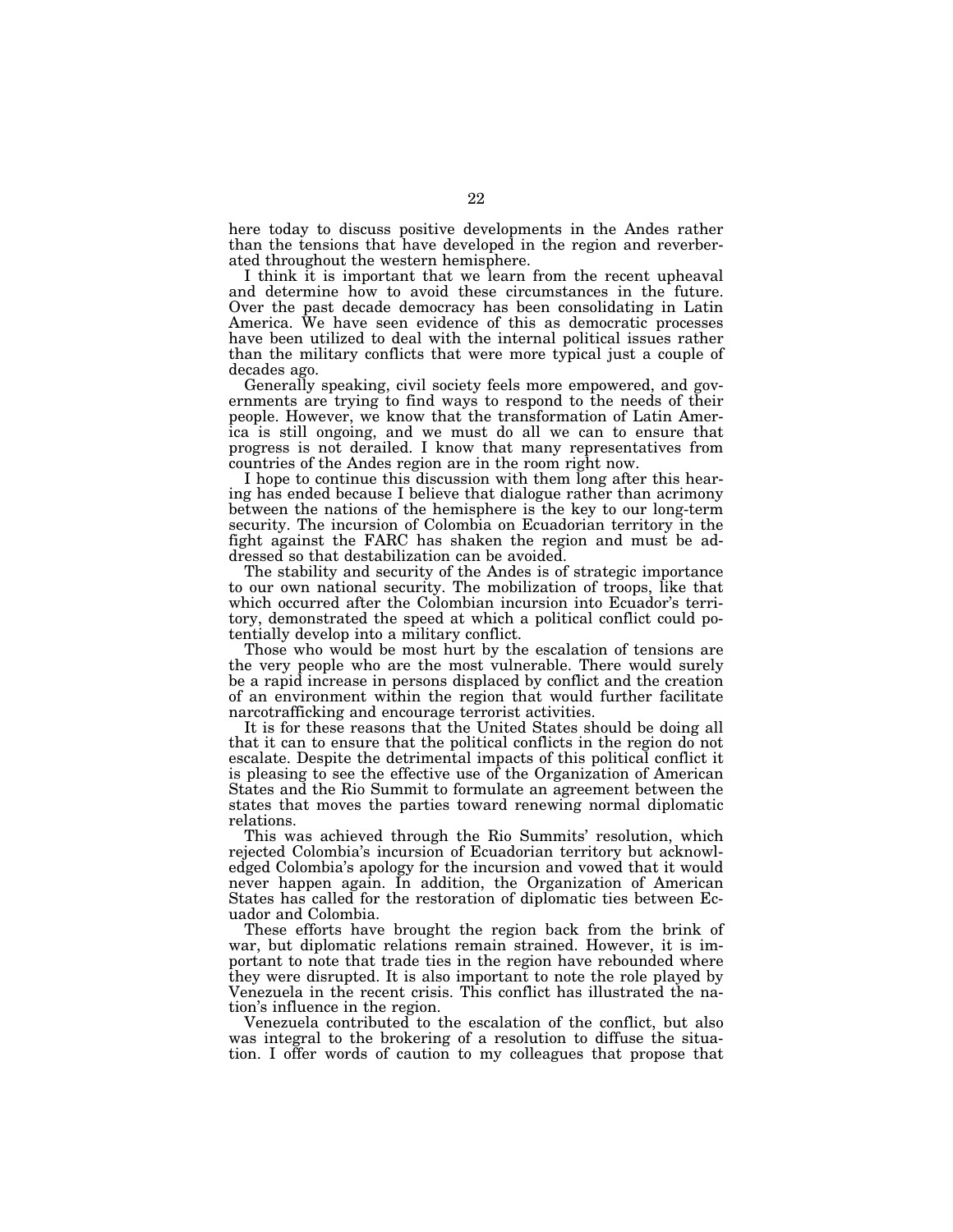here today to discuss positive developments in the Andes rather than the tensions that have developed in the region and reverberated throughout the western hemisphere.

I think it is important that we learn from the recent upheaval and determine how to avoid these circumstances in the future. Over the past decade democracy has been consolidating in Latin America. We have seen evidence of this as democratic processes have been utilized to deal with the internal political issues rather than the military conflicts that were more typical just a couple of decades ago.

Generally speaking, civil society feels more empowered, and governments are trying to find ways to respond to the needs of their people. However, we know that the transformation of Latin America is still ongoing, and we must do all we can to ensure that progress is not derailed. I know that many representatives from countries of the Andes region are in the room right now.

I hope to continue this discussion with them long after this hearing has ended because I believe that dialogue rather than acrimony between the nations of the hemisphere is the key to our long-term security. The incursion of Colombia on Ecuadorian territory in the fight against the FARC has shaken the region and must be addressed so that destabilization can be avoided.

The stability and security of the Andes is of strategic importance to our own national security. The mobilization of troops, like that which occurred after the Colombian incursion into Ecuador's territory, demonstrated the speed at which a political conflict could potentially develop into a military conflict.

Those who would be most hurt by the escalation of tensions are the very people who are the most vulnerable. There would surely be a rapid increase in persons displaced by conflict and the creation of an environment within the region that would further facilitate narcotrafficking and encourage terrorist activities.

It is for these reasons that the United States should be doing all that it can to ensure that the political conflicts in the region do not escalate. Despite the detrimental impacts of this political conflict it is pleasing to see the effective use of the Organization of American States and the Rio Summit to formulate an agreement between the states that moves the parties toward renewing normal diplomatic relations.

This was achieved through the Rio Summits' resolution, which rejected Colombia's incursion of Ecuadorian territory but acknowledged Colombia's apology for the incursion and vowed that it would never happen again. In addition, the Organization of American States has called for the restoration of diplomatic ties between Ecuador and Colombia.

These efforts have brought the region back from the brink of war, but diplomatic relations remain strained. However, it is important to note that trade ties in the region have rebounded where they were disrupted. It is also important to note the role played by Venezuela in the recent crisis. This conflict has illustrated the nation's influence in the region.

Venezuela contributed to the escalation of the conflict, but also was integral to the brokering of a resolution to diffuse the situation. I offer words of caution to my colleagues that propose that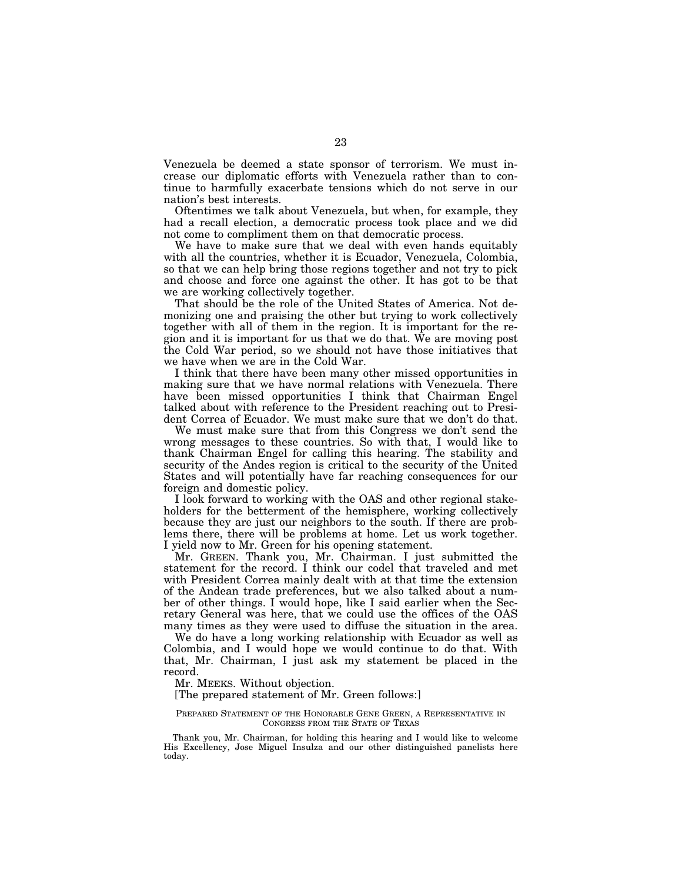Venezuela be deemed a state sponsor of terrorism. We must increase our diplomatic efforts with Venezuela rather than to continue to harmfully exacerbate tensions which do not serve in our nation's best interests.

Oftentimes we talk about Venezuela, but when, for example, they had a recall election, a democratic process took place and we did not come to compliment them on that democratic process.

We have to make sure that we deal with even hands equitably with all the countries, whether it is Ecuador, Venezuela, Colombia, so that we can help bring those regions together and not try to pick and choose and force one against the other. It has got to be that we are working collectively together.

That should be the role of the United States of America. Not demonizing one and praising the other but trying to work collectively together with all of them in the region. It is important for the region and it is important for us that we do that. We are moving post the Cold War period, so we should not have those initiatives that we have when we are in the Cold War.

I think that there have been many other missed opportunities in making sure that we have normal relations with Venezuela. There have been missed opportunities I think that Chairman Engel talked about with reference to the President reaching out to President Correa of Ecuador. We must make sure that we don't do that.

We must make sure that from this Congress we don't send the wrong messages to these countries. So with that, I would like to thank Chairman Engel for calling this hearing. The stability and security of the Andes region is critical to the security of the United States and will potentially have far reaching consequences for our foreign and domestic policy.

I look forward to working with the OAS and other regional stakeholders for the betterment of the hemisphere, working collectively because they are just our neighbors to the south. If there are problems there, there will be problems at home. Let us work together. I yield now to Mr. Green for his opening statement.

Mr. GREEN. Thank you, Mr. Chairman. I just submitted the statement for the record. I think our codel that traveled and met with President Correa mainly dealt with at that time the extension of the Andean trade preferences, but we also talked about a number of other things. I would hope, like I said earlier when the Secretary General was here, that we could use the offices of the OAS many times as they were used to diffuse the situation in the area.

We do have a long working relationship with Ecuador as well as Colombia, and I would hope we would continue to do that. With that, Mr. Chairman, I just ask my statement be placed in the record.

Mr. MEEKS. Without objection.

[The prepared statement of Mr. Green follows:]

PREPARED STATEMENT OF THE HONORABLE GENE GREEN, A REPRESENTATIVE IN CONGRESS FROM THE STATE OF TEXAS

Thank you, Mr. Chairman, for holding this hearing and I would like to welcome His Excellency, Jose Miguel Insulza and our other distinguished panelists here today.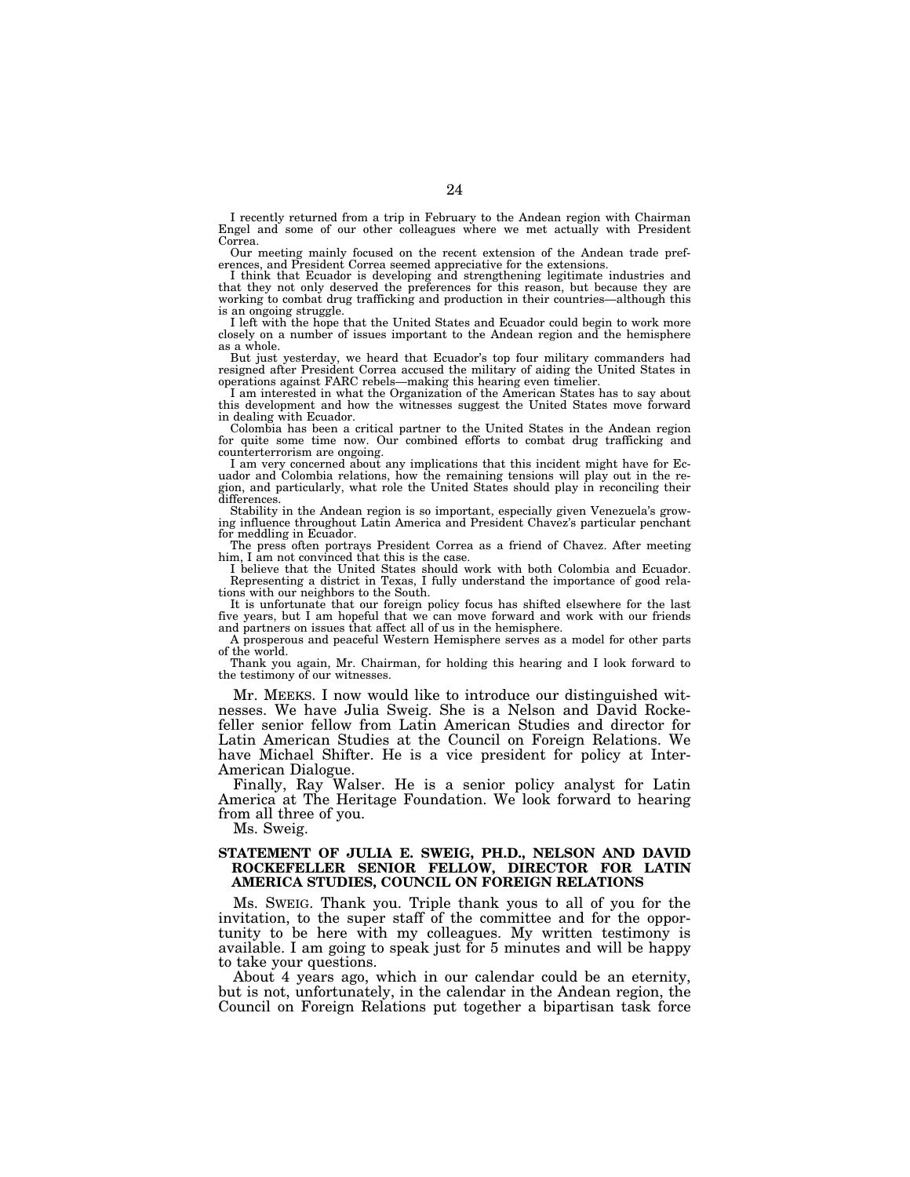I recently returned from a trip in February to the Andean region with Chairman Engel and some of our other colleagues where we met actually with President Correa.

Our meeting mainly focused on the recent extension of the Andean trade preferences, and President Correa seemed appreciative for the extensions.

I think that Ecuador is developing and strengthening legitimate industries and that they not only deserved the preferences for this reason, but because they are working to combat drug trafficking and production in their countries—although this is an ongoing struggle.

I left with the hope that the United States and Ecuador could begin to work more closely on a number of issues important to the Andean region and the hemisphere as a whole.

But just yesterday, we heard that Ecuador's top four military commanders had resigned after President Correa accused the military of aiding the United States in operations against FARC rebels—making this hearing even timelier.

I am interested in what the Organization of the American States has to say about this development and how the witnesses suggest the United States move forward in dealing with Ecuador.

Colombia has been a critical partner to the United States in the Andean region for quite some time now. Our combined efforts to combat drug trafficking and counterterrorism are ongoing.

I am very concerned about any implications that this incident might have for Ecuador and Colombia relations, how the remaining tensions will play out in the region, and particularly, what role the United States should play in reconciling their differences.

Stability in the Andean region is so important, especially given Venezuela's growing influence throughout Latin America and President Chavez's particular penchant for meddling in Ecuador.

The press often portrays President Correa as a friend of Chavez. After meeting him, I am not convinced that this is the case.

I believe that the United States should work with both Colombia and Ecuador.

Representing a district in Texas, I fully understand the importance of good relations with our neighbors to the South.

It is unfortunate that our foreign policy focus has shifted elsewhere for the last five years, but I am hopeful that we can move forward and work with our friends and partners on issues that affect all of us in the hemisphere.

A prosperous and peaceful Western Hemisphere serves as a model for other parts of the world.

Thank you again, Mr. Chairman, for holding this hearing and I look forward to the testimony of our witnesses.

Mr. MEEKS. I now would like to introduce our distinguished witnesses. We have Julia Sweig. She is a Nelson and David Rockefeller senior fellow from Latin American Studies and director for Latin American Studies at the Council on Foreign Relations. We have Michael Shifter. He is a vice president for policy at Inter-American Dialogue.

Finally, Ray Walser. He is a senior policy analyst for Latin America at The Heritage Foundation. We look forward to hearing from all three of you.

Ms. Sweig.

## STATEMENT OF JULIA E. SWEIG, PH.D., NELSON AND DAVID ROCKEFELLER SENIOR FELLOW, DIRECTOR FOR LATIN AMERICA STUDIES, COUNCIL ON FOREIGN RELATIONS

Ms. SWEIG. Thank you. Triple thank yous to all of you for the invitation, to the super staff of the committee and for the opportunity to be here with my colleagues. My written testimony is available. I am going to speak just for 5 minutes and will be happy to take your questions.

About 4 years ago, which in our calendar could be an eternity, but is not, unfortunately, in the calendar in the Andean region, the Council on Foreign Relations put together a bipartisan task force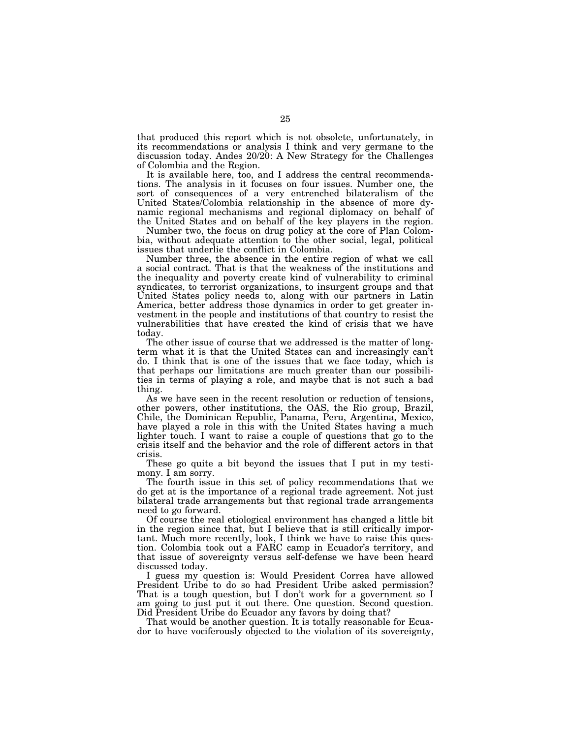that produced this report which is not obsolete, unfortunately, in its recommendations or analysis I think and very germane to the discussion today. Andes 20/20: A New Strategy for the Challenges of Colombia and the Region.

It is available here, too, and I address the central recommendations. The analysis in it focuses on four issues. Number one, the sort of consequences of a very entrenched bilateralism of the United States/Colombia relationship in the absence of more dynamic regional mechanisms and regional diplomacy on behalf of the United States and on behalf of the key players in the region.

Number two, the focus on drug policy at the core of Plan Colombia, without adequate attention to the other social, legal, political issues that underlie the conflict in Colombia.

Number three, the absence in the entire region of what we call a social contract. That is that the weakness of the institutions and the inequality and poverty create kind of vulnerability to criminal syndicates, to terrorist organizations, to insurgent groups and that United States policy needs to, along with our partners in Latin America, better address those dynamics in order to get greater investment in the people and institutions of that country to resist the vulnerabilities that have created the kind of crisis that we have today.

The other issue of course that we addressed is the matter of long-term what it is that the United States can and increasingly can't do. I think that is one of the issues that we face today, which is that perhaps our limitations are much greater than our possibilities in terms of playing a role, and maybe that is not such a bad thing.

As we have seen in the recent resolution or reduction of tensions, other powers, other institutions, the OAS, the Rio group, Brazil, Chile, the Dominican Republic, Panama, Peru, Argentina, Mexico, have played a role in this with the United States having a much lighter touch. I want to raise a couple of questions that go to the crisis itself and the behavior and the role of different actors in that crisis.

These go quite a bit beyond the issues that I put in my testimony. I am sorry.

The fourth issue in this set of policy recommendations that we do get at is the importance of a regional trade agreement. Not just bilateral trade arrangements but that regional trade arrangements need to go forward.

Of course the real etiological environment has changed a little bit in the region since that, but I believe that is still critically important. Much more recently, look, I think we have to raise this question. Colombia took out a FARC camp in Ecuador's territory, and that issue of sovereignty versus self-defense we have been heard discussed today.

I guess my question is: Would President Correa have allowed President Uribe to do so had President Uribe asked permission? That is a tough question, but I don't work for a government so I am going to just put it out there. One question. Second question. Did President Uribe do Ecuador any favors by doing that?

That would be another question. It is totally reasonable for Ecuador to have vociferously objected to the violation of its sovereignty,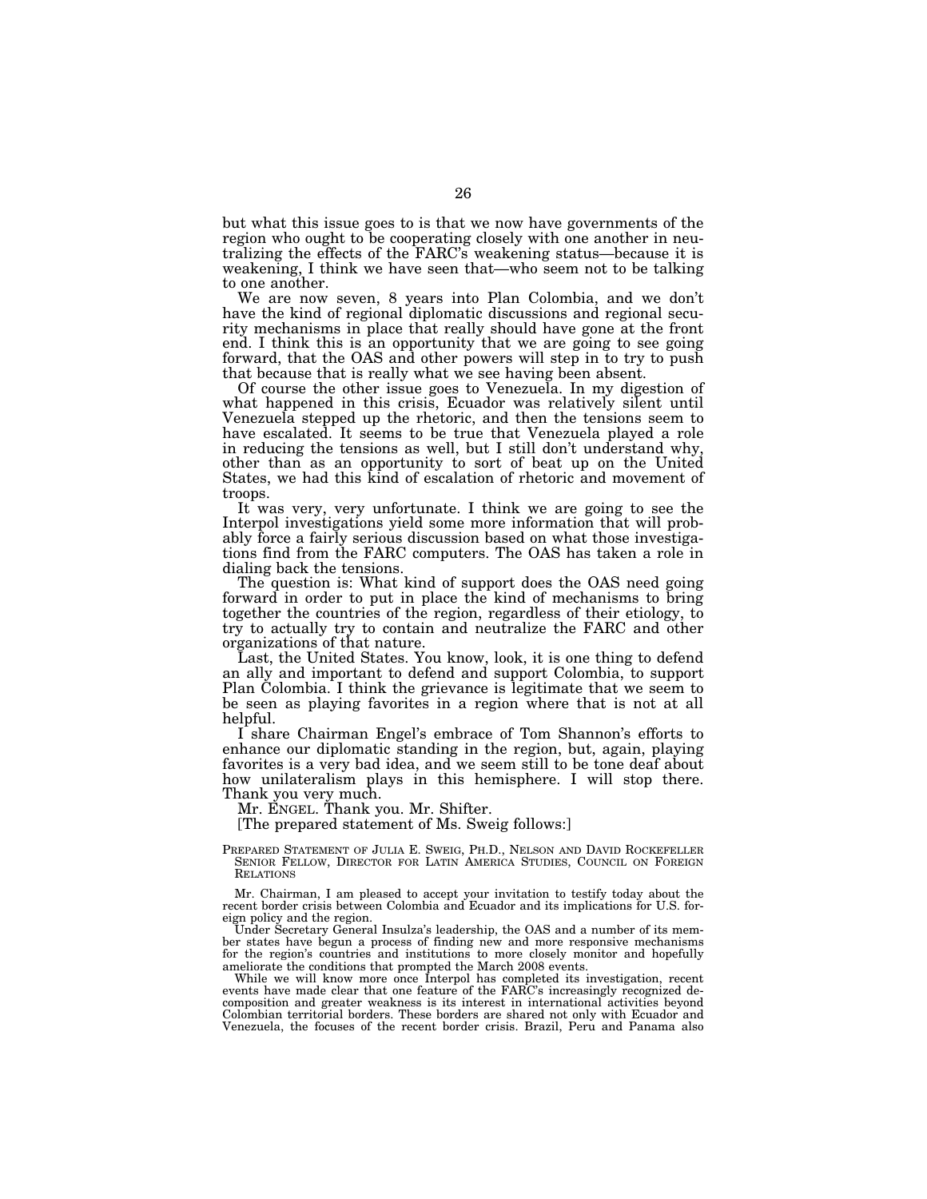but what this issue goes to is that we now have governments of the region who ought to be cooperating closely with one another in neutralizing the effects of the FARC's weakening status—because it is weakening, I think we have seen that—who seem not to be talking to one another.

We are now seven, 8 years into Plan Colombia, and we don't have the kind of regional diplomatic discussions and regional security mechanisms in place that really should have gone at the front end. I think this is an opportunity that we are going to see going forward, that the OAS and other powers will step in to try to push that because that is really what we see having been absent.

Of course the other issue goes to Venezuela. In my digestion of what happened in this crisis, Ecuador was relatively silent until Venezuela stepped up the rhetoric, and then the tensions seem to have escalated. It seems to be true that Venezuela played a role in reducing the tensions as well, but I still don't understand why, other than as an opportunity to sort of beat up on the United States, we had this kind of escalation of rhetoric and movement of troops.

It was very, very unfortunate. I think we are going to see the Interpol investigations yield some more information that will probably force a fairly serious discussion based on what those investigations find from the FARC computers. The OAS has taken a role in dialing back the tensions.

The question is: What kind of support does the OAS need going forward in order to put in place the kind of mechanisms to bring together the countries of the region, regardless of their etiology, to try to actually try to contain and neutralize the FARC and other organizations of that nature.

Last, the United States. You know, look, it is one thing to defend an ally and important to defend and support Colombia, to support Plan Colombia. I think the grievance is legitimate that we seem to be seen as playing favorites in a region where that is not at all helpful.

I share Chairman Engel's embrace of Tom Shannon's efforts to enhance our diplomatic standing in the region, but, again, playing favorites is a very bad idea, and we seem still to be tone deaf about how unilateralism plays in this hemisphere. I will stop there. Thank you very much.

Mr. ENGEL. Thank you. Mr. Shifter.

[The prepared statement of Ms. Sweig follows:]

PREPARED STATEMENT OF JULIA E. SWEIG, PH.D., NELSON AND DAVID ROCKEFELLER SENIOR FELLOW, DIRECTOR FOR LATIN AMERICA STUDIES, COUNCIL ON FOREIGN RELATIONS

Mr. Chairman, I am pleased to accept your invitation to testify today about the recent border crisis between Colombia and Ecuador and its implications for U.S. foreign policy and the region.

Under Secretary General Insulza's leadership, the OAS and a number of its member states have begun a process of finding new and more responsive mechanisms for the region's countries and institutions to more closely monitor and hopefully ameliorate the conditions that prompted the March 2008 events.

While we will know more once Interpol has completed its investigation, recent events have made clear that one feature of the FARC's increasingly recognized decomposition and greater weakness is its interest in international activities beyond Colombian territorial borders. These borders are shared not only with Ecuador and Venezuela, the focuses of the recent border crisis. Brazil, Peru and Panama also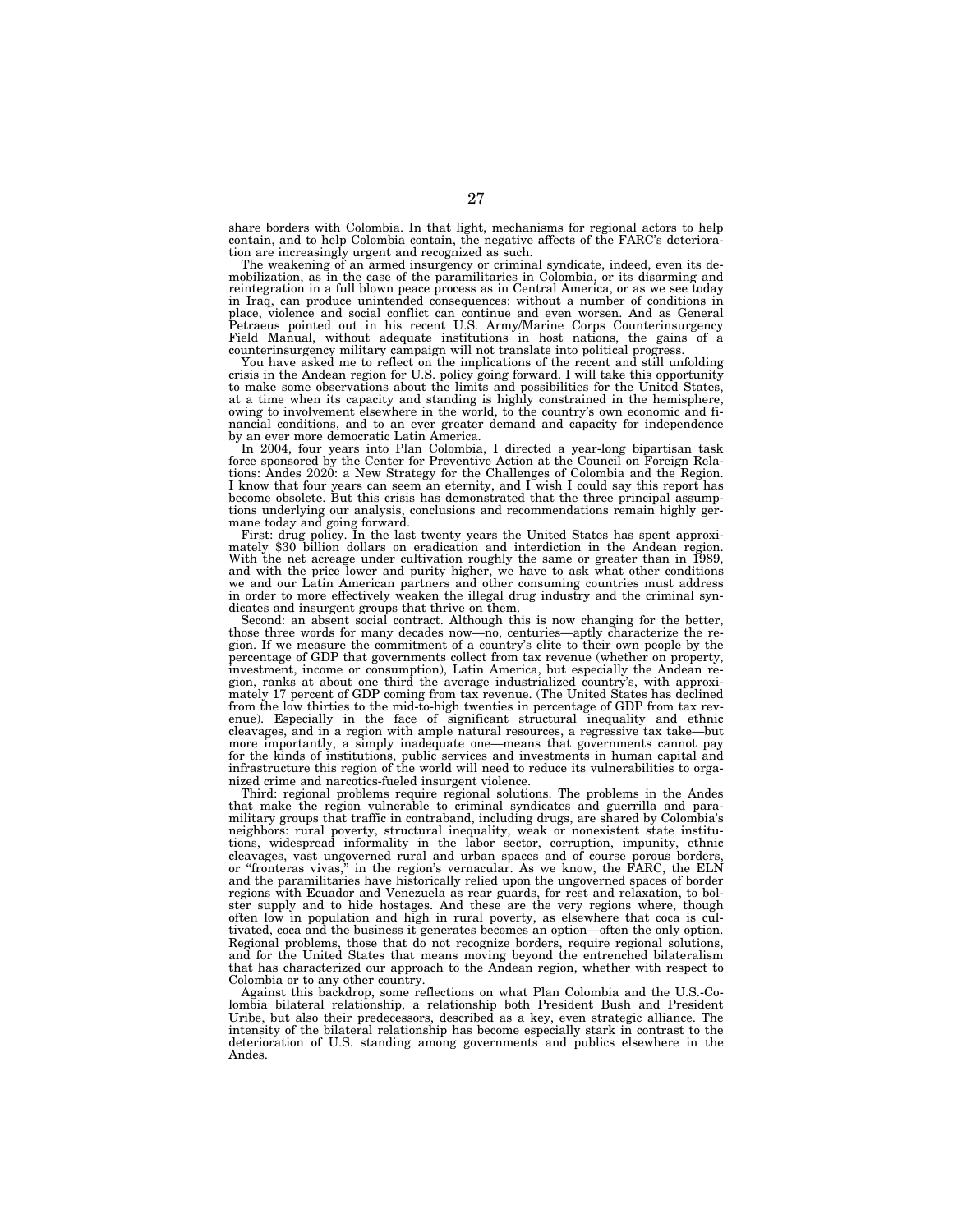share borders with Colombia. In that light, mechanisms for regional actors to help contain, and to help Colombia contain, the negative affects of the FARC's deterioration are increasingly urgent and recognized as such.

The weakening of an armed insurgency or criminal syndicate, indeed, even its demobilization, as in the case of the paramilitaries in Colombia, or its disarming and reintegration in a full blown peace process as in Central America, or as we see today in Iraq, can produce unintended consequences: without a number of conditions in place, violence and social conflict can continue and even worsen. And as General Petraeus pointed out in his recent U.S. Army/Marine Corps Counterinsurgency Field Manual, without adequate institutions in host nations, the gains of a counterinsurgency military campaign will not translate into political progress.

You have asked me to reflect on the implications of the recent and still unfolding crisis in the Andean region for U.S. policy going forward. I will take this opportunity to make some observations about the limits and possibilities for the United States, at a time when its capacity and standing is highly constrained in the hemisphere, owing to involvement elsewhere in the world, to the country's own economic and financial conditions, and to an ever greater demand and capacity for independence by an ever more democratic Latin America.

In 2004, four years into Plan Colombia, I directed a year-long bipartisan task force sponsored by the Center for Preventive Action at the Council on Foreign Relations: Andes 2020: a New Strategy for the Challenges of Colombia and the Region. I know that four years can seem an eternity, and I wish I could say this report has become obsolete. But this crisis has demonstrated that the three principal assumptions underlying our analysis, conclusions and recommendations remain highly germane today and going forward.

First: drug policy. In the last twenty years the United States has spent approximately $30 billion dollars on eradication and interdiction in the Andean region. With the net acreage under cultivation roughly the same or greater than in 1989, and with the price lower and purity higher, we have to ask what other conditions we and our Latin American partners and other consuming countries must address in order to more effectively weaken the illegal drug industry and the criminal syndicates and insurgent groups that thrive on them.

Second: an absent social contract. Although this is now changing for the better, those three words for many decades now—no, centuries—aptly characterize the region. If we measure the commitment of a country's elite to their own people by the percentage of GDP that governments collect from tax revenue (whether on property, investment, income or consumption), Latin America, but especially the Andean region, ranks at about one third the average industrialized country's, with approximately 17 percent of GDP coming from tax revenue. (The United States has declined from the low thirties to the mid-to-high twenties in percentage of GDP from tax revenue). Especially in the face of significant structural inequality and ethnic cleavages, and in a region with ample natural resources, a regressive tax take—but more importantly, a simply inadequate one—means that governments cannot pay for the kinds of institutions, public services and investments in human capital and infrastructure this region of the world will need to reduce its vulnerabilities to organized crime and narcotics-fueled insurgent violence.

Third: regional problems require regional solutions. The problems in the Andes that make the region vulnerable to criminal syndicates and guerrilla and paramilitary groups that traffic in contraband, including drugs, are shared by Colombia's neighbors: rural poverty, structural inequality, weak or nonexistent state institutions, widespread informality in the labor sector, corruption, impunity, ethnic cleavages, vast ungoverned rural and urban spaces and of course porous borders, or "fronteras vivas," in the region's vernacular. As we know, the FARC, the ELN and the paramilitaries have historically relied upon the ungoverned spaces of border regions with Ecuador and Venezuela as rear guards, for rest and relaxation, to bolster supply and to hide hostages. And these are the very regions where, though often low in population and high in rural poverty, as elsewhere that coca is cultivated, coca and the business it generates becomes an option—often the only option. Regional problems, those that do not recognize borders, require regional solutions, and for the United States that means moving beyond the entrenched bilateralism that has characterized our approach to the Andean region, whether with respect to Colombia or to any other country.

Against this backdrop, some reflections on what Plan Colombia and the U.S.-Colombia bilateral relationship, a relationship both President Bush and President Uribe, but also their predecessors, described as a key, even strategic alliance. The intensity of the bilateral relationship has become especially stark in contrast to the deterioration of U.S. standing among governments and publics elsewhere in the Andes.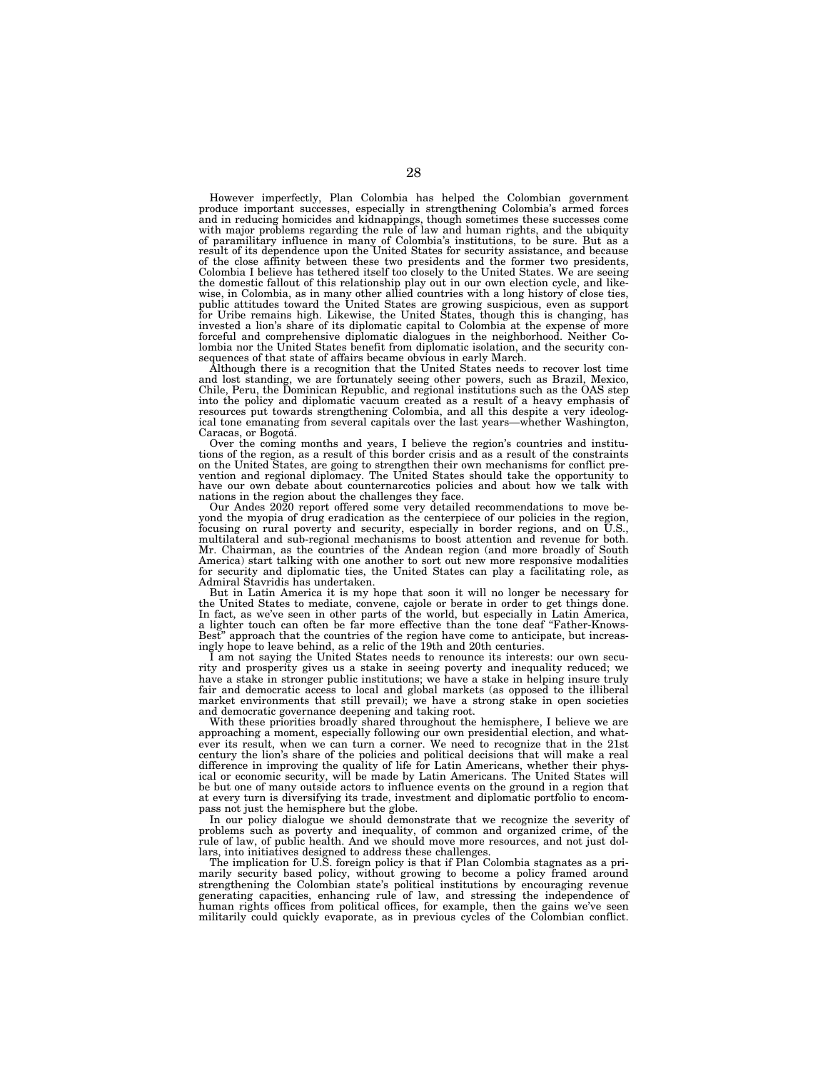However imperfectly, Plan Colombia has helped the Colombian government produce important successes, especially in strengthening Colombia's armed forces and in reducing homicides and kidnappings, though sometimes these successes come with major problems regarding the rule of law and human rights, and the ubiquity of paramilitary influence in many of Colombia's institutions, to be sure. But as a result of its dependence upon the United States for security assistance, and because of the close affinity between these two presidents and the former two presidents, Colombia I believe has tethered itself too closely to the United States. We are seeing the domestic fallout of this relationship play out in our own election cycle, and likewise, in Colombia, as in many other allied countries with a long history of close ties, public attitudes toward the United States are growing suspicious, even as support for Uribe remains high. Likewise, the United States, though this is changing, has invested a lion's share of its diplomatic capital to Colombia at the expense of more forceful and comprehensive diplomatic dialogues in the neighborhood. Neither Colombia nor the United States benefit from diplomatic isolation, and the security consequences of that state of affairs became obvious in early March.

Although there is a recognition that the United States needs to recover lost time and lost standing, we are fortunately seeing other powers, such as Brazil, Mexico, Chile, Peru, the Dominican Republic, and regional institutions such as the OAS step into the policy and diplomatic vacuum created as a result of a heavy emphasis of resources put towards strengthening Colombia, and all this despite a very ideological tone emanating from several capitals over the last years—whether Washington, Caracas, or Bogota.

Over the coming months and years, I believe the region's countries and institutions of the region, as a result of this border crisis and as a result of the constraints on the United States, are going to strengthen their own mechanisms for conflict prevention and regional diplomacy. The United States should take the opportunity to have our own debate about counternarcotics policies and about how we talk with nations in the region about the challenges they face.

Our Andes 2020 report offered some very detailed recommendations to move beyond the myopia of drug eradication as the centerpiece of our policies in the region, focusing on rural poverty and security, especially in border regions, and on U.S., multilateral and sub-regional mechanisms to boost attention and revenue for both. Mr. Chairman, as the countries of the Andean region (and more broadly of South America) start talking with one another to sort out new more responsive modalities for security and diplomatic ties, the United States can play a facilitating role, as Admiral Stavridis has undertaken.

But in Latin America it is my hope that soon it will no longer be necessary for the United States to mediate, convene, cajole or berate in order to get things done. In fact, as we've seen in other parts of the world, but especially in Latin America, a lighter touch can often be far more effective than the tone deaf "Father-Knows-Best" approach that the countries of the region have come to anticipate, but increasingly hope to leave behind, as a relic of the 19th and 20th centuries.

I am not saying the United States needs to renounce its interests: our own security and prosperity gives us a stake in seeing poverty and inequality reduced; we have a stake in stronger public institutions; we have a stake in helping insure truly fair and democratic access to local and global markets (as opposed to the illiberal market environments that still prevail); we have a strong stake in open societies and democratic governance deepening and taking root.

With these priorities broadly shared throughout the hemisphere, I believe we are approaching a moment, especially following our own presidential election, and whatever its result, when we can turn a corner. We need to recognize that in the 21st century the lion's share of the policies and political decisions that will make a real difference in improving the quality of life for Latin Americans, whether their physical or economic security, will be made by Latin Americans. The United States will be but one of many outside actors to influence events on the ground in a region that at every turn is diversifying its trade, investment and diplomatic portfolio to encompass not just the hemisphere but the globe.

In our policy dialogue we should demonstrate that we recognize the severity of problems such as poverty and inequality, of common and organized crime, of the rule of law, of public health. And we should move more resources, and not just dollars, into initiatives designed to address these challenges.

The implication for U.S. foreign policy is that if Plan Colombia stagnates as a primarily security based policy, without growing to become a policy framed around strengthening the Colombian state's political institutions by encouraging revenue generating capacities, enhancing rule of law, and stressing the independence of human rights offices from political offices, for example, then the gains we've seen militarily could quickly evaporate, as in previous cycles of the Colombian conflict.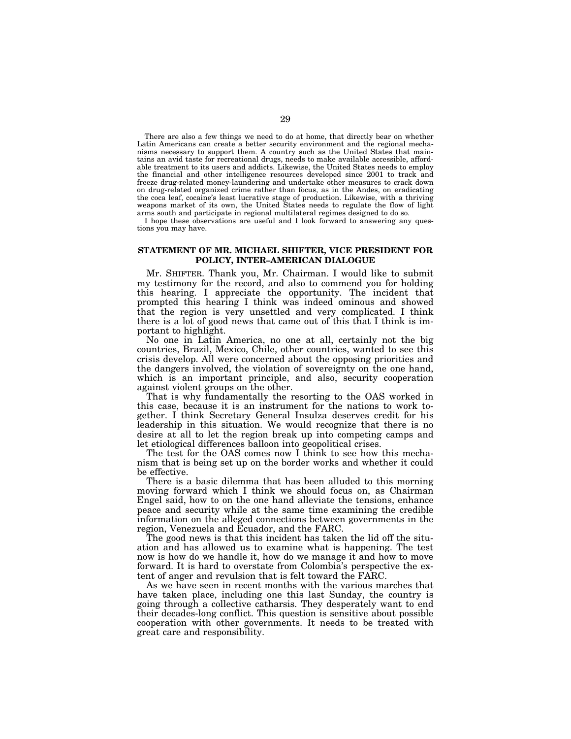There are also a few things we need to do at home, that directly bear on whether Latin Americans can create a better security environment and the regional mechanisms necessary to support them. A country such as the United States that maintains an avid taste for recreational drugs, needs to make available accessible, affordable treatment to its users and addicts. Likewise, the United States needs to employ the financial and other intelligence resources developed since 2001 to track and freeze drug-related money-laundering and undertake other measures to crack down on drug-related organized crime rather than focus, as in the Andes, on eradicating the coca leaf, cocaine's least lucrative stage of production. Likewise, with a thriving weapons market of its own, the United States needs to regulate the flow of light arms south and participate in regional multilateral regimes designed to do so.

I hope these observations are useful and I look forward to answering any questions you may have.

## STATEMENT OF MR. MICHAEL SHIFTER, VICE PRESIDENT FOR POLICY, INTER-AMERICAN DIALOGUE

Mr. SHIFTER. Thank you, Mr. Chairman. I would like to submit my testimony for the record, and also to commend you for holding this hearing. I appreciate the opportunity. The incident that prompted this hearing I think was indeed ominous and showed that the region is very unsettled and very complicated. I think there is a lot of good news that came out of this that I think is important to highlight.

No one in Latin America, no one at all, certainly not the big countries, Brazil, Mexico, Chile, other countries, wanted to see this crisis develop. All were concerned about the opposing priorities and the dangers involved, the violation of sovereignty on the one hand, which is an important principle, and also, security cooperation against violent groups on the other.

That is why fundamentally the resorting to the OAS worked in this case, because it is an instrument for the nations to work together. I think Secretary General Insulza deserves credit for his leadership in this situation. We would recognize that there is no desire at all to let the region break up into competing camps and let etiological differences balloon into geopolitical crises.

The test for the OAS comes now I think to see how this mechanism that is being set up on the border works and whether it could be effective.

There is a basic dilemma that has been alluded to this morning moving forward which I think we should focus on, as Chairman Engel said, how to on the one hand alleviate the tensions, enhance peace and security while at the same time examining the credible information on the alleged connections between governments in the region, Venezuela and Ecuador, and the FARC.

The good news is that this incident has taken the lid off the situation and has allowed us to examine what is happening. The test now is how do we handle it, how do we manage it and how to move forward. It is hard to overstate from Colombia's perspective the extent of anger and revulsion that is felt toward the FARC.

As we have seen in recent months with the various marches that have taken place, including one this last Sunday, the country is going through a collective catharsis. They desperately want to end their decades-long conflict. This question is sensitive about possible cooperation with other governments. It needs to be treated with great care and responsibility.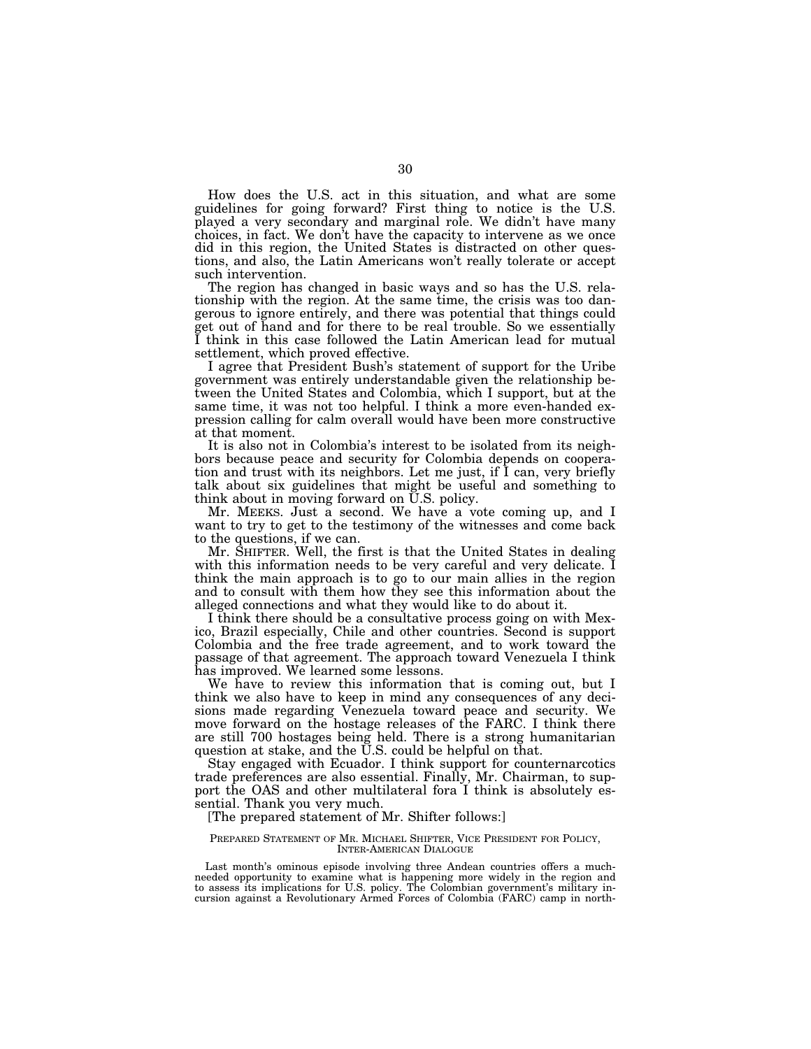How does the U.S. act in this situation, and what are some guidelines for going forward? First thing to notice is the U.S. played a very secondary and marginal role. We didn't have many choices, in fact. We don't have the capacity to intervene as we once did in this region, the United States is distracted on other questions, and also, the Latin Americans won't really tolerate or accept such intervention.

The region has changed in basic ways and so has the U.S. relationship with the region. At the same time, the crisis was too dangerous to ignore entirely, and there was potential that things could get out of hand and for there to be real trouble. So we essentially I think in this case followed the Latin American lead for mutual settlement, which proved effective.

I agree that President Bush's statement of support for the Uribe government was entirely understandable given the relationship between the United States and Colombia, which I support, but at the same time, it was not too helpful. I think a more even-handed expression calling for calm overall would have been more constructive at that moment.

It is also not in Colombia's interest to be isolated from its neighbors because peace and security for Colombia depends on cooperation and trust with its neighbors. Let me just, if I can, very briefly talk about six guidelines that might be useful and something to think about in moving forward on U.S. policy.

Mr. MEEKS. Just a second. We have a vote coming up, and I want to try to get to the testimony of the witnesses and come back to the questions, if we can.

Mr. SHIFTER. Well, the first is that the United States in dealing with this information needs to be very careful and very delicate. I think the main approach is to go to our main allies in the region and to consult with them how they see this information about the alleged connections and what they would like to do about it.

I think there should be a consultative process going on with Mexico, Brazil especially, Chile and other countries. Second is support Colombia and the free trade agreement, and to work toward the passage of that agreement. The approach toward Venezuela I think has improved. We learned some lessons.

We have to review this information that is coming out, but I think we also have to keep in mind any consequences of any decisions made regarding Venezuela toward peace and security. We move forward on the hostage releases of the FARC. I think there are still 700 hostages being held. There is a strong humanitarian question at stake, and the U.S. could be helpful on that.

Stay engaged with Ecuador. I think support for counternarcotics trade preferences are also essential. Finally, Mr. Chairman, to support the OAS and other multilateral fora I think is absolutely essential. Thank you very much.

[The prepared statement of Mr. Shifter follows:]

PREPARED STATEMENT OF MR. MICHAEL SHIFTER, VICE PRESIDENT FOR POLICY, INTER-AMERICAN DIALOGUE

Last month's ominous episode involving three Andean countries offers a much-needed opportunity to examine what is happening more widely in the region and to assess its implications for U.S. policy. The Colombian government's military incursion against a Revolutionary Armed Forces of Colombia (FARC) camp in north-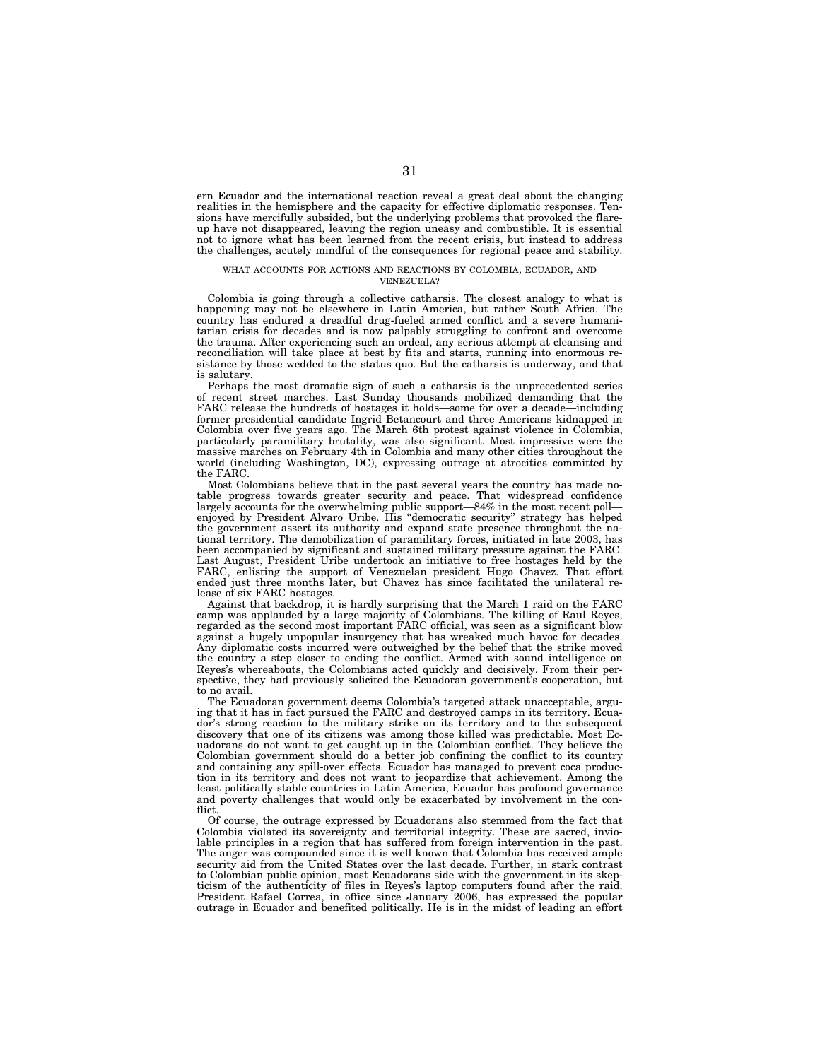ern Ecuador and the international reaction reveal a great deal about the changing realities in the hemisphere and the capacity for effective diplomatic responses. Tensions have mercifully subsided, but the underlying problems that provoked the flare-up have not disappeared, leaving the region uneasy and combustible. It is essential not to ignore what has been learned from the recent crisis, but instead to address the challenges, acutely mindful of the consequences for regional peace and stability.

### WHAT ACCOUNTS FOR ACTIONS AND REACTIONS BY COLOMBIA, ECUADOR, AND VENEZUELA?

Colombia is going through a collective catharsis. The closest analogy to what is happening may not be elsewhere in Latin America, but rather South Africa. The country has endured a dreadful drug-fueled armed conflict and a severe humanitarian crisis for decades and is now palpably struggling to confront and overcome the trauma. After experiencing such an ordeal, any serious attempt at cleansing and reconciliation will take place at best by fits and starts, running into enormous resistance by those wedded to the status quo. But the catharsis is underway, and that is salutary.

Perhaps the most dramatic sign of such a catharsis is the unprecedented series of recent street marches. Last Sunday thousands mobilized demanding that the FARC release the hundreds of hostages it holds—some for over a decade—including former presidential candidate Ingrid Betancourt and three Americans kidnapped in Colombia over five years ago. The March 6th protest against violence in Colombia, particularly paramilitary brutality, was also significant. Most impressive were the massive marches on February 4th in Colombia and many other cities throughout the world (including Washington, DC), expressing outrage at atrocities committed by the FARC.

Most Colombians believe that in the past several years the country has made notable progress towards greater security and peace. That widespread confidence largely accounts for the overwhelming public support—84% in the most recent poll—enjoyed by President Alvaro Uribe. His "democratic security" strategy has helped the government assert its authority and expand state presence throughout the national territory. The demobilization of paramilitary forces, initiated in late 2003, has been accompanied by significant and sustained military pressure against the FARC. Last August, President Uribe undertook an initiative to free hostages held by the FARC, enlisting the support of Venezuelan president Hugo Chavez. That effort ended just three months later, but Chavez has since facilitated the unilateral release of six FARC hostages.

Against that backdrop, it is hardly surprising that the March 1 raid on the FARC camp was applauded by a large majority of Colombians. The killing of Raul Reyes, regarded as the second most important FARC official, was seen as a significant blow against a hugely unpopular insurgency that has wreaked much havoc for decades. Any diplomatic costs incurred were outweighed by the belief that the strike moved the country a step closer to ending the conflict. Armed with sound intelligence on Reyes's whereabouts, the Colombians acted quickly and decisively. From their perspective, they had previously solicited the Ecuadoran government's cooperation, but to no avail.

The Ecuadoran government deems Colombia's targeted attack unacceptable, arguing that it has in fact pursued the FARC and destroyed camps in its territory. Ecuador's strong reaction to the military strike on its territory and to the subsequent discovery that one of its citizens was among those killed was predictable. Most Ecuadorans do not want to get caught up in the Colombian conflict. They believe the Colombian government should do a better job confining the conflict to its country and containing any spill-over effects. Ecuador has managed to prevent coca production in its territory and does not want to jeopardize that achievement. Among the least politically stable countries in Latin America, Ecuador has profound governance and poverty challenges that would only be exacerbated by involvement in the conflict.

Of course, the outrage expressed by Ecuadorans also stemmed from the fact that Colombia violated its sovereignty and territorial integrity. These are sacred, inviolable principles in a region that has suffered from foreign intervention in the past. The anger was compounded since it is well known that Colombia has received ample security aid from the United States over the last decade. Further, in stark contrast to Colombian public opinion, most Ecuadorans side with the government in its skepticism of the authenticity of files in Reyes's laptop computers found after the raid. President Rafael Correa, in office since January 2006, has expressed the popular outrage in Ecuador and benefited politically. He is in the midst of leading an effort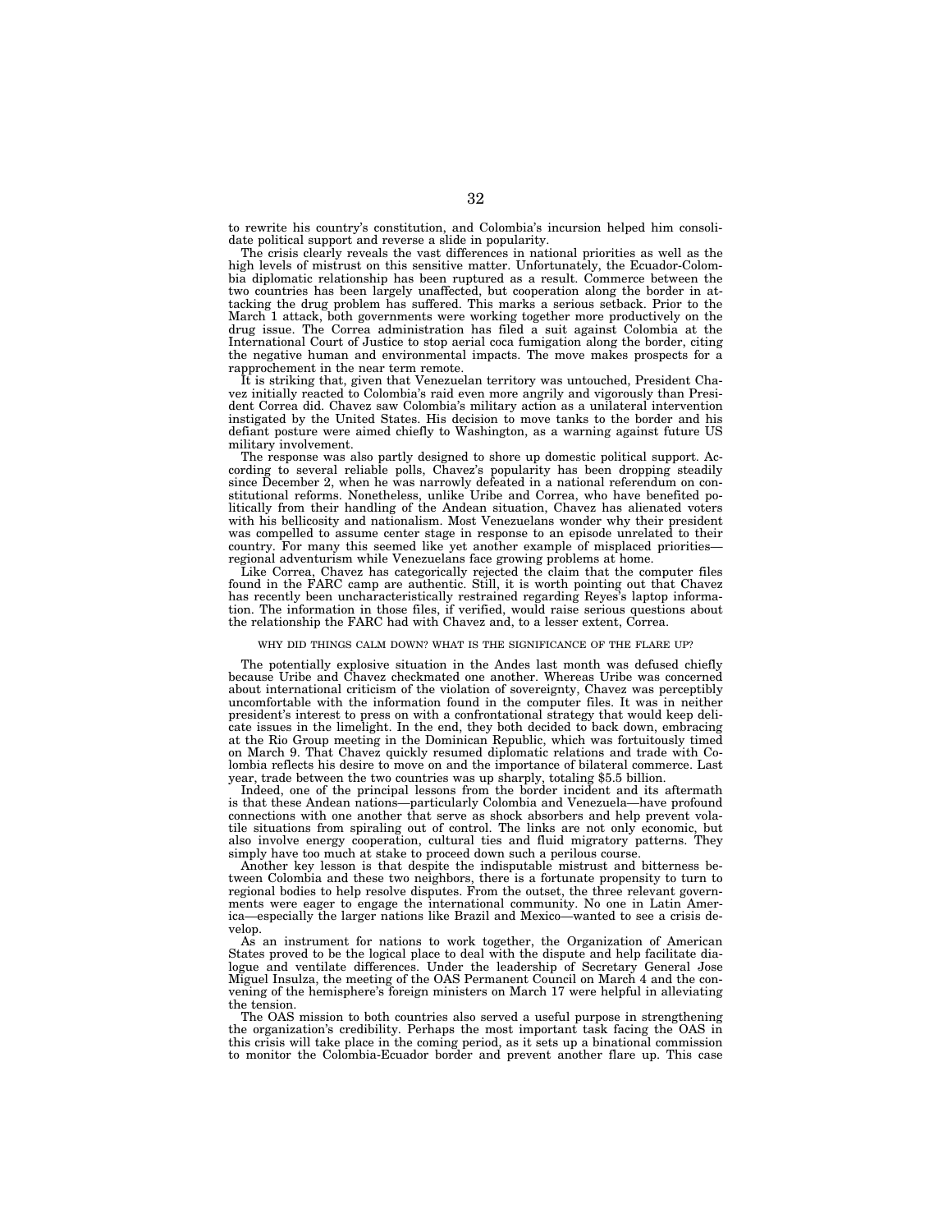to rewrite his country's constitution, and Colombia's incursion helped him consolidate political support and reverse a slide in popularity.

The crisis clearly reveals the vast differences in national priorities as well as the high levels of mistrust on this sensitive matter. Unfortunately, the Ecuador-Colombia diplomatic relationship has been ruptured as a result. Commerce between the two countries has been largely unaffected, but cooperation along the border in attacking the drug problem has suffered. This marks a serious setback. Prior to the March 1 attack, both governments were working together more productively on the drug issue. The Correa administration has filed a suit against Colombia at the International Court of Justice to stop aerial coca fumigation along the border, citing the negative human and environmental impacts. The move makes prospects for a rapprochement in the near term remote.

It is striking that, given that Venezuelan territory was untouched, President Chavez initially reacted to Colombia's raid even more angrily and vigorously than President Correa did. Chavez saw Colombia's military action as a unilateral intervention instigated by the United States. His decision to move tanks to the border and his defiant posture were aimed chiefly to Washington, as a warning against future US military involvement.

The response was also partly designed to shore up domestic political support. According to several reliable polls, Chavez's popularity has been dropping steadily since December 2, when he was narrowly defeated in a national referendum on constitutional reforms. Nonetheless, unlike Uribe and Correa, who have benefited politically from their handling of the Andean situation, Chavez has alienated voters with his bellicosity and nationalism. Most Venezuelans wonder why their president was compelled to assume center stage in response to an episode unrelated to their country. For many this seemed like yet another example of misplaced priorities—regional adventurism while Venezuelans face growing problems at home.

Like Correa, Chavez has categorically rejected the claim that the computer files found in the FARC camp are authentic. Still, it is worth pointing out that Chavez has recently been uncharacteristically restrained regarding Reyes's laptop information. The information in those files, if verified, would raise serious questions about the relationship the FARC had with Chavez and, to a lesser extent, Correa.

WHY DID THINGS CALM DOWN? WHAT IS THE SIGNIFICANCE OF THE FLARE UP?

The potentially explosive situation in the Andes last month was defused chiefly because Uribe and Chavez checkmated one another. Whereas Uribe was concerned about international criticism of the violation of sovereignty, Chavez was perceptibly uncomfortable with the information found in the computer files. It was in neither president's interest to press on with a confrontational strategy that would keep delicate issues in the limelight. In the end, they both decided to back down, embracing at the Rio Group meeting in the Dominican Republic, which was fortuitously timed on March 9. That Chavez quickly resumed diplomatic relations and trade with Colombia reflects his desire to move on and the importance of bilateral commerce. Last year, trade between the two countries was up sharply, totaling $5.5 billion.

Indeed, one of the principal lessons from the border incident and its aftermath is that these Andean nations—particularly Colombia and Venezuela—have profound connections with one another that serve as shock absorbers and help prevent volatile situations from spiraling out of control. The links are not only economic, but also involve energy cooperation, cultural ties and fluid migratory patterns. They simply have too much at stake to proceed down such a perilous course.

Another key lesson is that despite the indisputable mistrust and bitterness between Colombia and these two neighbors, there is a fortunate propensity to turn to regional bodies to help resolve disputes. From the outset, the three relevant governments were eager to engage the international community. No one in Latin America—especially the larger nations like Brazil and Mexico—wanted to see a crisis develop.

As an instrument for nations to work together, the Organization of American States proved to be the logical place to deal with the dispute and help facilitate dialogue and ventilate differences. Under the leadership of Secretary General Jose Miguel Insulza, the meeting of the OAS Permanent Council on March 4 and the convening of the hemisphere's foreign ministers on March 17 were helpful in alleviating the tension.

The OAS mission to both countries also served a useful purpose in strengthening the organization's credibility. Perhaps the most important task facing the OAS in this crisis will take place in the coming period, as it sets up a binational commission to monitor the Colombia-Ecuador border and prevent another flare up. This case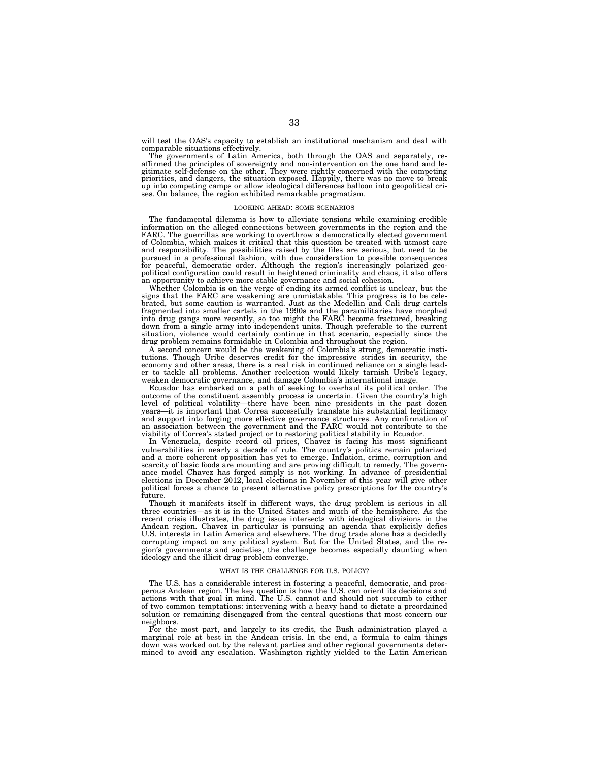will test the OAS's capacity to establish an institutional mechanism and deal with comparable situations effectively.

The governments of Latin America, both through the OAS and separately, reaffirmed the principles of sovereignty and non-intervention on the one hand and legitimate self-defense on the other. They were rightly concerned with the competing priorities, and dangers, the situation exposed. Happily, there was no move to break up into competing camps or allow ideological differences balloon into geopolitical crises. On balance, the region exhibited remarkable pragmatism.

## LOOKING AHEAD: SOME SCENARIOS

The fundamental dilemma is how to alleviate tensions while examining credible information on the alleged connections between governments in the region and the FARC. The guerrillas are working to overthrow a democratically elected government of Colombia, which makes it critical that this question be treated with utmost care and responsibility. The possibilities raised by the files are serious, but need to be pursued in a professional fashion, with due consideration to possible consequences for peaceful, democratic order. Although the region's increasingly polarized geopolitical configuration could result in heightened criminality and chaos, it also offers an opportunity to achieve more stable governance and social cohesion.

Whether Colombia is on the verge of ending its armed conflict is unclear, but the signs that the FARC are weakening are unmistakable. This progress is to be celebrated, but some caution is warranted. Just as the Medellin and Cali drug cartels fragmented into smaller cartels in the 1990s and the paramilitaries have morphed into drug gangs more recently, so too might the FARC become fractured, breaking down from a single army into independent units. Though preferable to the current situation, violence would certainly continue in that scenario, especially since the drug problem remains formidable in Colombia and throughout the region.

A second concern would be the weakening of Colombia's strong, democratic institutions. Though Uribe deserves credit for the impressive strides in security, the economy and other areas, there is a real risk in continued reliance on a single leader to tackle all problems. Another reelection would likely tarnish Uribe's legacy, weaken democratic governance, and damage Colombia's international image.

Ecuador has embarked on a path of seeking to overhaul its political order. The outcome of the constituent assembly process is uncertain. Given the country's high level of political volatility—there have been nine presidents in the past dozen years—it is important that Correa successfully translate his substantial legitimacy and support into forging more effective governance structures. Any confirmation of an association between the government and the FARC would not contribute to the viability of Correa's stated project or to restoring political stability in Ecuador.

In Venezuela, despite record oil prices, Chavez is facing his most significant vulnerabilities in nearly a decade of rule. The country's politics remain polarized and a more coherent opposition has yet to emerge. Inflation, crime, corruption and scarcity of basic foods are mounting and are proving difficult to remedy. The governance model Chavez has forged simply is not working. In advance of presidential elections in December 2012, local elections in November of this year will give other political forces a chance to present alternative policy prescriptions for the country's future.

Though it manifests itself in different ways, the drug problem is serious in all three countries—as it is in the United States and much of the hemisphere. As the recent crisis illustrates, the drug issue intersects with ideological divisions in the Andean region. Chavez in particular is pursuing an agenda that explicitly defies U.S. interests in Latin America and elsewhere. The drug trade alone has a decidedly corrupting impact on any political system. But for the United States, and the region's governments and societies, the challenge becomes especially daunting when ideology and the illicit drug problem converge.

## WHAT IS THE CHALLENGE FOR U.S. POLICY?

The U.S. has a considerable interest in fostering a peaceful, democratic, and prosperous Andean region. The key question is how the U.S. can orient its decisions and actions with that goal in mind. The U.S. cannot and should not succumb to either of two common temptations: intervening with a heavy hand to dictate a preordained solution or remaining disengaged from the central questions that most concern our neighbors.

For the most part, and largely to its credit, the Bush administration played a marginal role at best in the Andean crisis. In the end, a formula to calm things down was worked out by the relevant parties and other regional governments determined to avoid any escalation. Washington rightly yielded to the Latin American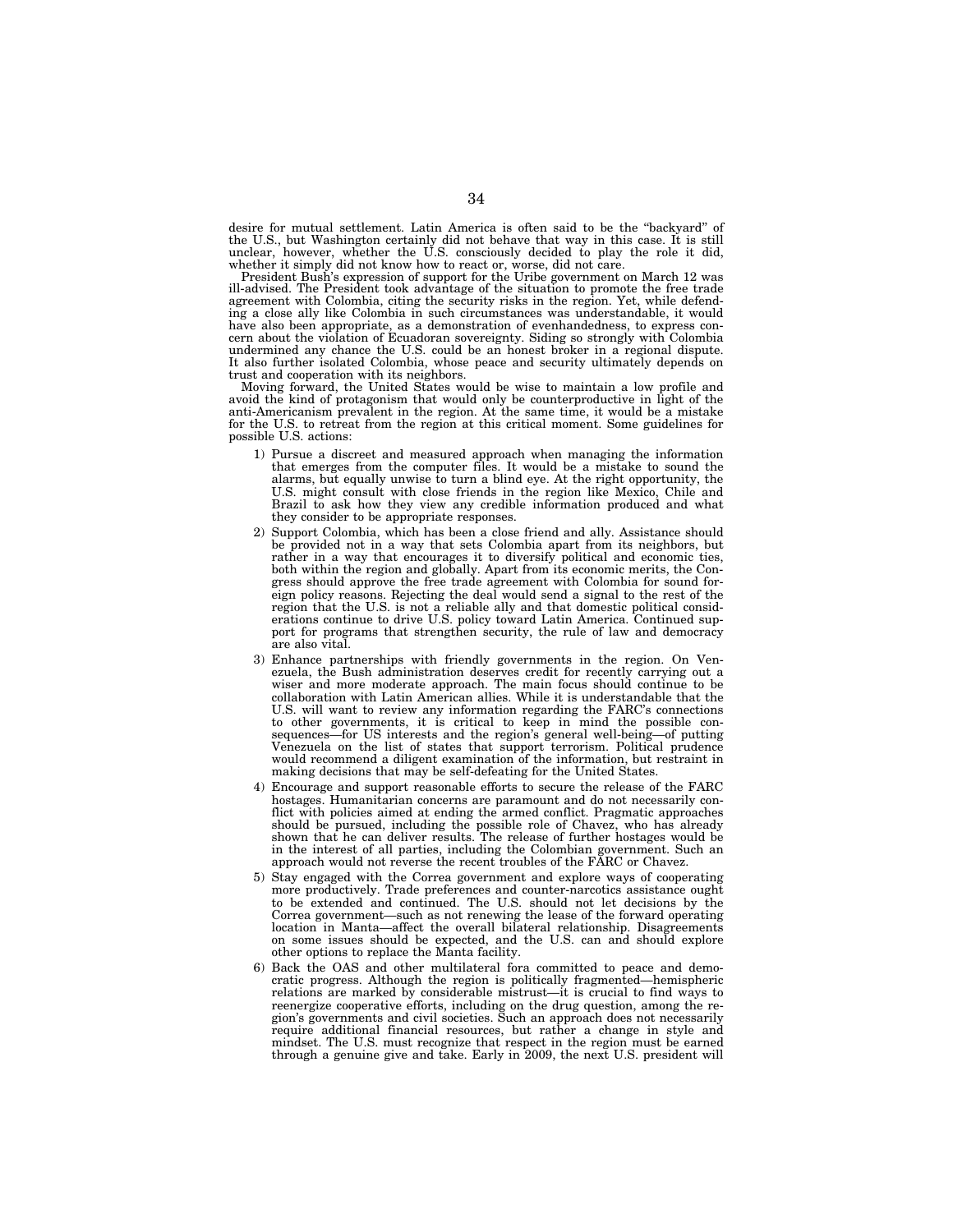desire for mutual settlement. Latin America is often said to be the "backyard" of the U.S., but Washington certainly did not behave that way in this case. It is still unclear, however, whether the U.S. consciously decided to play the role it did, whether it simply did not know how to react or, worse, did not care.

President Bush's expression of support for the Uribe government on March 12 was ill-advised. The President took advantage of the situation to promote the free trade agreement with Colombia, citing the security risks in the region. Yet, while defending a close ally like Colombia in such circumstances was understandable, it would have also been appropriate, as a demonstration of evenhandedness, to express concern about the violation of Ecuadoran sovereignty. Siding so strongly with Colombia undermined any chance the U.S. could be an honest broker in a regional dispute. It also further isolated Colombia, whose peace and security ultimately depends on trust and cooperation with its neighbors.

Moving forward, the United States would be wise to maintain a low profile and avoid the kind of protagonism that would only be counterproductive in light of the anti-Americanism prevalent in the region. At the same time, it would be a mistake for the U.S. to retreat from the region at this critical moment. Some guidelines for possible U.S. actions:

1) Pursue a discreet and measured approach when managing the information that emerges from the computer files. It would be a mistake to sound the alarms, but equally unwise to turn a blind eye. At the right opportunity, the U.S. might consult with close friends in the region like Mexico, Chile and Brazil to ask how they view any credible information produced and what they consider to be appropriate responses.
2) Support Colombia, which has been a close friend and ally. Assistance should be provided not in a way that sets Colombia apart from its neighbors, but rather in a way that encourages it to diversify political and economic ties, both within the region and globally. Apart from its economic merits, the Congress should approve the free trade agreement with Colombia for sound foreign policy reasons. Rejecting the deal would send a signal to the rest of the region that the U.S. is not a reliable ally and that domestic political considerations continue to drive U.S. policy toward Latin America. Continued support for programs that strengthen security, the rule of law and democracy are also vital.
3) Enhance partnerships with friendly governments in the region. On Venezuela, the Bush administration deserves credit for recently carrying out a wiser and more moderate approach. The main focus should continue to be collaboration with Latin American allies. While it is understandable that the U.S. will want to review any information regarding the FARC's connections to other governments, it is critical to keep in mind the possible consequences—for US interests and the region's general well-being—of putting Venezuela on the list of states that support terrorism. Political prudence would recommend a diligent examination of the information, but restraint in making decisions that may be self-defeating for the United States.
4) Encourage and support reasonable efforts to secure the release of the FARC hostages. Humanitarian concerns are paramount and do not necessarily conflict with policies aimed at ending the armed conflict. Pragmatic approaches should be pursued, including the possible role of Chavez, who has already shown that he can deliver results. The release of further hostages would be in the interest of all parties, including the Colombian government. Such an approach would not reverse the recent troubles of the FARC or Chavez.
5) Stay engaged with the Correa government and explore ways of cooperating more productively. Trade preferences and counter-narcotics assistance ought to be extended and continued. The U.S. should not let decisions by the Correa government—such as not renewing the lease of the forward operating location in Manta—affect the overall bilateral relationship. Disagreements on some issues should be expected, and the U.S. can and should explore other options to replace the Manta facility.
6) Back the OAS and other multilateral fora committed to peace and democratic progress. Although the region is politically fragmented—hemispheric relations are marked by considerable mistrust—it is crucial to find ways to reenergize cooperative efforts, including on the drug question, among the region's governments and civil societies. Such an approach does not necessarily require additional financial resources, but rather a change in style and mindset. The U.S. must recognize that respect in the region must be earned through a genuine give and take. Early in 2009, the next U.S. president will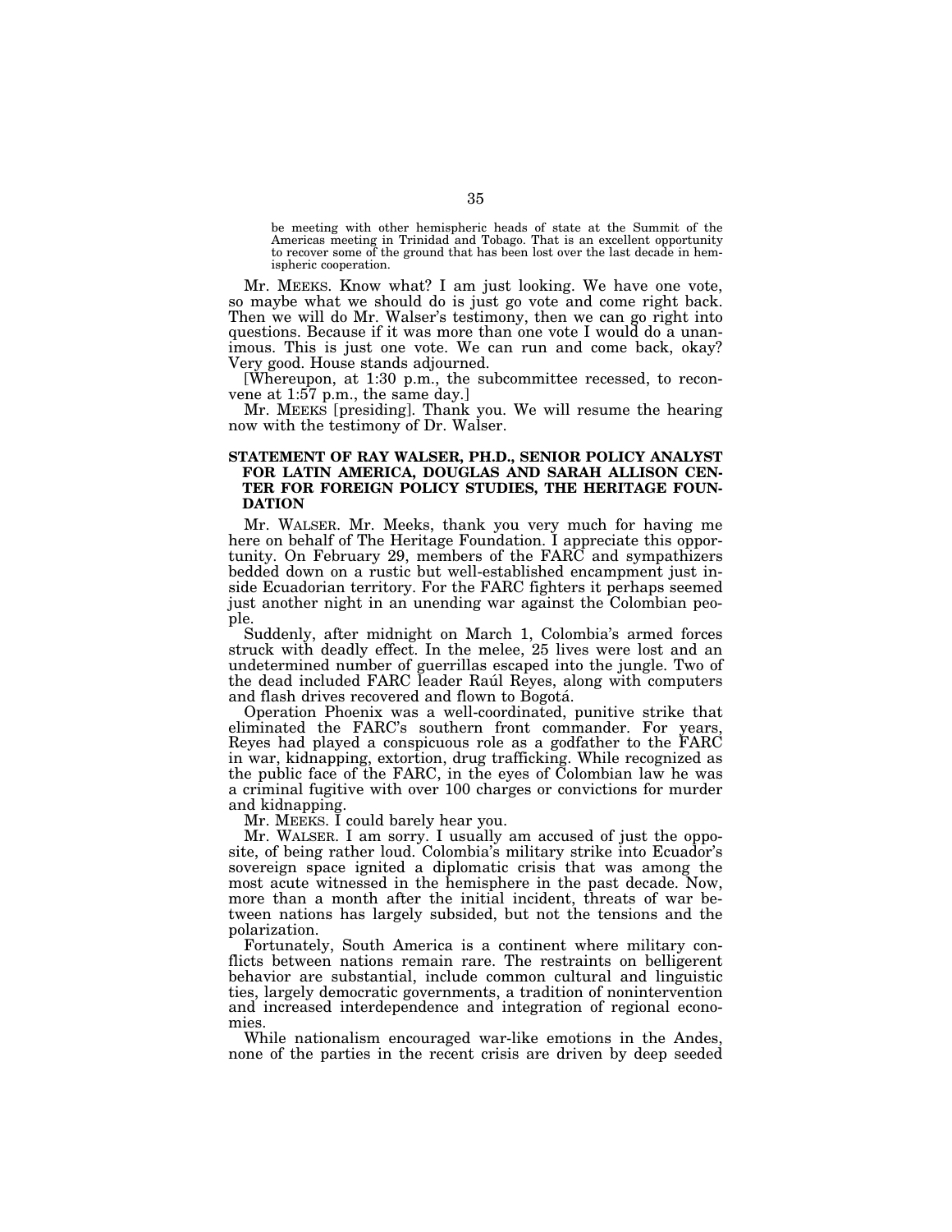be meeting with other hemispheric heads of state at the Summit of the Americas meeting in Trinidad and Tobago. That is an excellent opportunity to recover some of the ground that has been lost over the last decade in hemispheric cooperation.

Mr. MEEKS. Know what? I am just looking. We have one vote, so maybe what we should do is just go vote and come right back. Then we will do Mr. Walser's testimony, then we can go right into questions. Because if it was more than one vote I would do a unanimous. This is just one vote. We can run and come back, okay? Very good. House stands adjourned.

[Whereupon, at 1:30 p.m., the subcommittee recessed, to reconvene at 1:57 p.m., the same day.]

Mr. MEEKS [presiding]. Thank you. We will resume the hearing now with the testimony of Dr. Walser.

### STATEMENT OF RAY WALSER, PH.D., SENIOR POLICY ANALYST FOR LATIN AMERICA, DOUGLAS AND SARAH ALLISON CENTER FOR FOREIGN POLICY STUDIES, THE HERITAGE FOUNDATION

Mr. WALSER. Mr. Meeks, thank you very much for having me here on behalf of The Heritage Foundation. I appreciate this opportunity. On February 29, members of the FARC and sympathizers bedded down on a rustic but well-established encampment just inside Ecuadorian territory. For the FARC fighters it perhaps seemed just another night in an unending war against the Colombian people.

Suddenly, after midnight on March 1, Colombia's armed forces struck with deadly effect. In the melee, 25 lives were lost and an undetermined number of guerrillas escaped into the jungle. Two of the dead included FARC leader Raúl Reyes, along with computers and flash drives recovered and flown to Bogotá.

Operation Phoenix was a well-coordinated, punitive strike that eliminated the FARC's southern front commander. For years, Reyes had played a conspicuous role as a godfather to the FARC in war, kidnapping, extortion, drug trafficking. While recognized as the public face of the FARC, in the eyes of Colombian law he was a criminal fugitive with over 100 charges or convictions for murder and kidnapping.

Mr. MEEKS. I could barely hear you.

Mr. WALSER. I am sorry. I usually am accused of just the opposite, of being rather loud. Colombia's military strike into Ecuador's sovereign space ignited a diplomatic crisis that was among the most acute witnessed in the hemisphere in the past decade. Now, more than a month after the initial incident, threats of war between nations has largely subsided, but not the tensions and the polarization.

Fortunately, South America is a continent where military conflicts between nations remain rare. The restraints on belligerent behavior are substantial, include common cultural and linguistic ties, largely democratic governments, a tradition of nonintervention and increased interdependence and integration of regional economies.

While nationalism encouraged war-like emotions in the Andes, none of the parties in the recent crisis are driven by deep seeded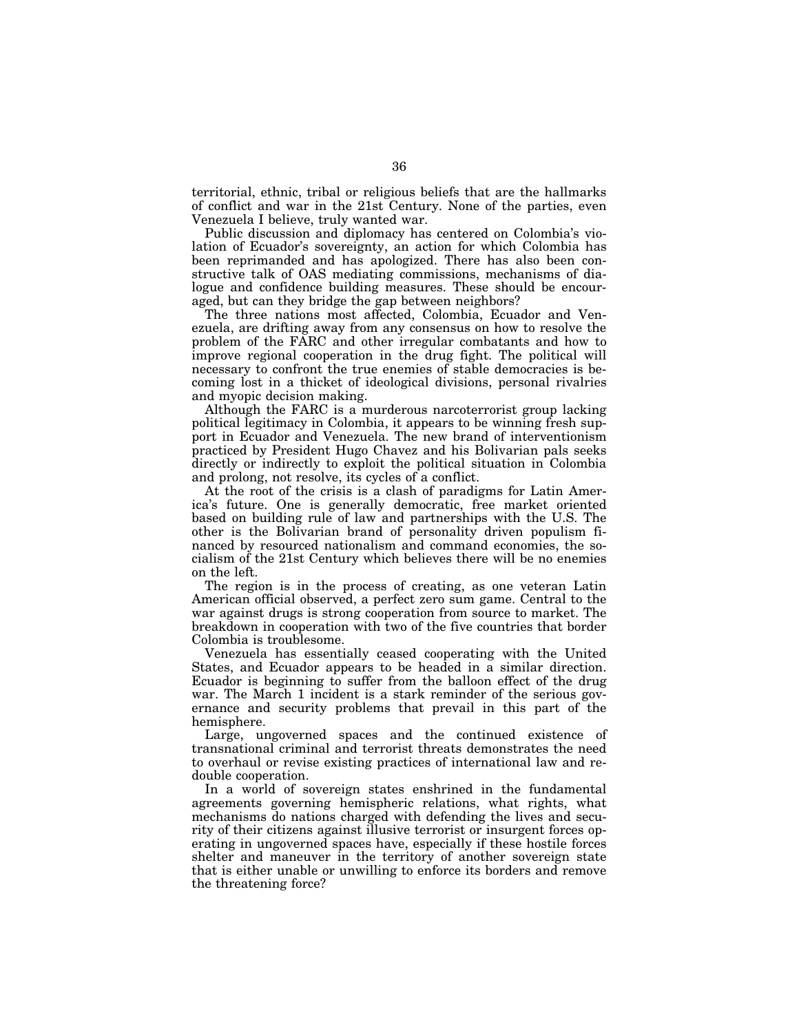territorial, ethnic, tribal or religious beliefs that are the hallmarks of conflict and war in the 21st Century. None of the parties, even Venezuela I believe, truly wanted war.

Public discussion and diplomacy has centered on Colombia's violation of Ecuador's sovereignty, an action for which Colombia has been reprimanded and has apologized. There has also been constructive talk of OAS mediating commissions, mechanisms of dialogue and confidence building measures. These should be encouraged, but can they bridge the gap between neighbors?

The three nations most affected, Colombia, Ecuador and Venezuela, are drifting away from any consensus on how to resolve the problem of the FARC and other irregular combatants and how to improve regional cooperation in the drug fight. The political will necessary to confront the true enemies of stable democracies is becoming lost in a thicket of ideological divisions, personal rivalries and myopic decision making.

Although the FARC is a murderous narcoterrorist group lacking political legitimacy in Colombia, it appears to be winning fresh support in Ecuador and Venezuela. The new brand of interventionism practiced by President Hugo Chavez and his Bolivarian pals seeks directly or indirectly to exploit the political situation in Colombia and prolong, not resolve, its cycles of a conflict.

At the root of the crisis is a clash of paradigms for Latin America's future. One is generally democratic, free market oriented based on building rule of law and partnerships with the U.S. The other is the Bolivarian brand of personality driven populism financed by resourced nationalism and command economies, the socialism of the 21st Century which believes there will be no enemies on the left.

The region is in the process of creating, as one veteran Latin American official observed, a perfect zero sum game. Central to the war against drugs is strong cooperation from source to market. The breakdown in cooperation with two of the five countries that border Colombia is troublesome.

Venezuela has essentially ceased cooperating with the United States, and Ecuador appears to be headed in a similar direction. Ecuador is beginning to suffer from the balloon effect of the drug war. The March 1 incident is a stark reminder of the serious governance and security problems that prevail in this part of the hemisphere.

Large, ungoverned spaces and the continued existence of transnational criminal and terrorist threats demonstrates the need to overhaul or revise existing practices of international law and redouble cooperation.

In a world of sovereign states enshrined in the fundamental agreements governing hemispheric relations, what rights, what mechanisms do nations charged with defending the lives and security of their citizens against illusive terrorist or insurgent forces operating in ungoverned spaces have, especially if these hostile forces shelter and maneuver in the territory of another sovereign state that is either unable or unwilling to enforce its borders and remove the threatening force?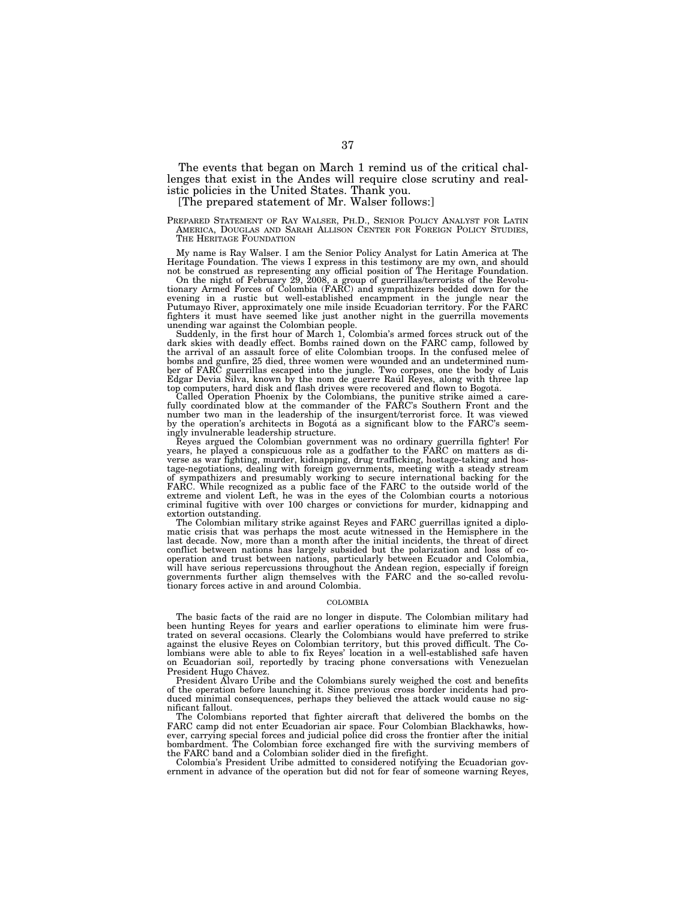The events that began on March 1 remind us of the critical challenges that exist in the Andes will require close scrutiny and realistic policies in the United States. Thank you.

[The prepared statement of Mr. Walser follows:]

PREPARED STATEMENT OF RAY WALSER, PH.D., SENIOR POLICY ANALYST FOR LATIN AMERICA, DOUGLAS AND SARAH ALLISON CENTER FOR FOREIGN POLICY STUDIES, THE HERITAGE FOUNDATION

My name is Ray Walser. I am the Senior Policy Analyst for Latin America at The Heritage Foundation. The views I express in this testimony are my own, and should not be construed as representing any official position of The Heritage Foundation.

On the night of February 29, 2008, a group of guerrillas/terrorists of the Revolutionary Armed Forces of Colombia (FARC) and sympathizers bedded down for the evening in a rustic but well-established encampment in the jungle near the Putumayo River, approximately one mile inside Ecuadorian territory. For the FARC fighters it must have seemed like just another night in the guerrilla movements unending war against the Colombian people.

Suddenly, in the first hour of March 1, Colombia's armed forces struck out of the dark skies with deadly effect. Bombs rained down on the FARC camp, followed by the arrival of an assault force of elite Colombian troops. In the confused melee of bombs and gunfire, 25 died, three women were wounded and an undetermined number of FARC guerrillas escaped into the jungle. Two corpses, one the body of Luis Edgar Devia Silva, known by the nom de guerre Raúl Reyes, along with three lap top computers, hard disk and flash drives were recovered and flown to Bogotá.

Called Operation Phoenix by the Colombians, the punitive strike aimed a carefully coordinated blow at the commander of the FARC's Southern Front and the number two man in the leadership of the insurgent/terrorist force. It was viewed by the operation's architects in Bogotá as a significant blow to the FARC's seemingly invulnerable leadership structure.

Reyes argued the Colombian government was no ordinary guerrilla fighter! For years, he played a conspicuous role as a godfather to the FARC on matters as diverse as war fighting, murder, kidnapping, drug trafficking, hostage-taking and hostage-negotiations, dealing with foreign governments, meeting with a steady stream of sympathizers and presumably working to secure international backing for the FARC. While recognized as a public face of the FARC to the outside world of the extreme and violent Left, he was in the eyes of the Colombian courts a notorious criminal fugitive with over 100 charges or convictions for murder, kidnapping and extortion outstanding.

The Colombian military strike against Reyes and FARC guerrillas ignited a diplomatic crisis that was perhaps the most acute witnessed in the Hemisphere in the last decade. Now, more than a month after the initial incidents, the threat of direct conflict between nations has largely subsided but the polarization and loss of cooperation and trust between nations, particularly between Ecuador and Colombia, will have serious repercussions throughout the Andean region, especially if foreign governments further align themselves with the FARC and the so-called revolutionary forces active in and around Colombia.

## COLOMBIA

The basic facts of the raid are no longer in dispute. The Colombian military had been hunting Reyes for years and earlier operations to eliminate him were frustrated on several occasions. Clearly the Colombians would have preferred to strike against the elusive Reyes on Colombian territory, but this proved difficult. The Colombians were able to able to fix Reyes' location in a well-established safe haven on Ecuadorian soil, reportedly by tracing phone conversations with Venezuelan President Hugo Chávez.

President Alvaro Uribe and the Colombians surely weighed the cost and benefits of the operation before launching it. Since previous cross border incidents had produced minimal consequences, perhaps they believed the attack would cause no significant fallout.

The Colombians reported that fighter aircraft that delivered the bombs on the FARC camp did not enter Ecuadorian air space. Four Colombian Blackhawks, however, carrying special forces and judicial police did cross the frontier after the initial bombardment. The Colombian force exchanged fire with the surviving members of the FARC band and a Colombian solider died in the firefight.

Colombia's President Uribe admitted to considered notifying the Ecuadorian government in advance of the operation but did not for fear of someone warning Reyes,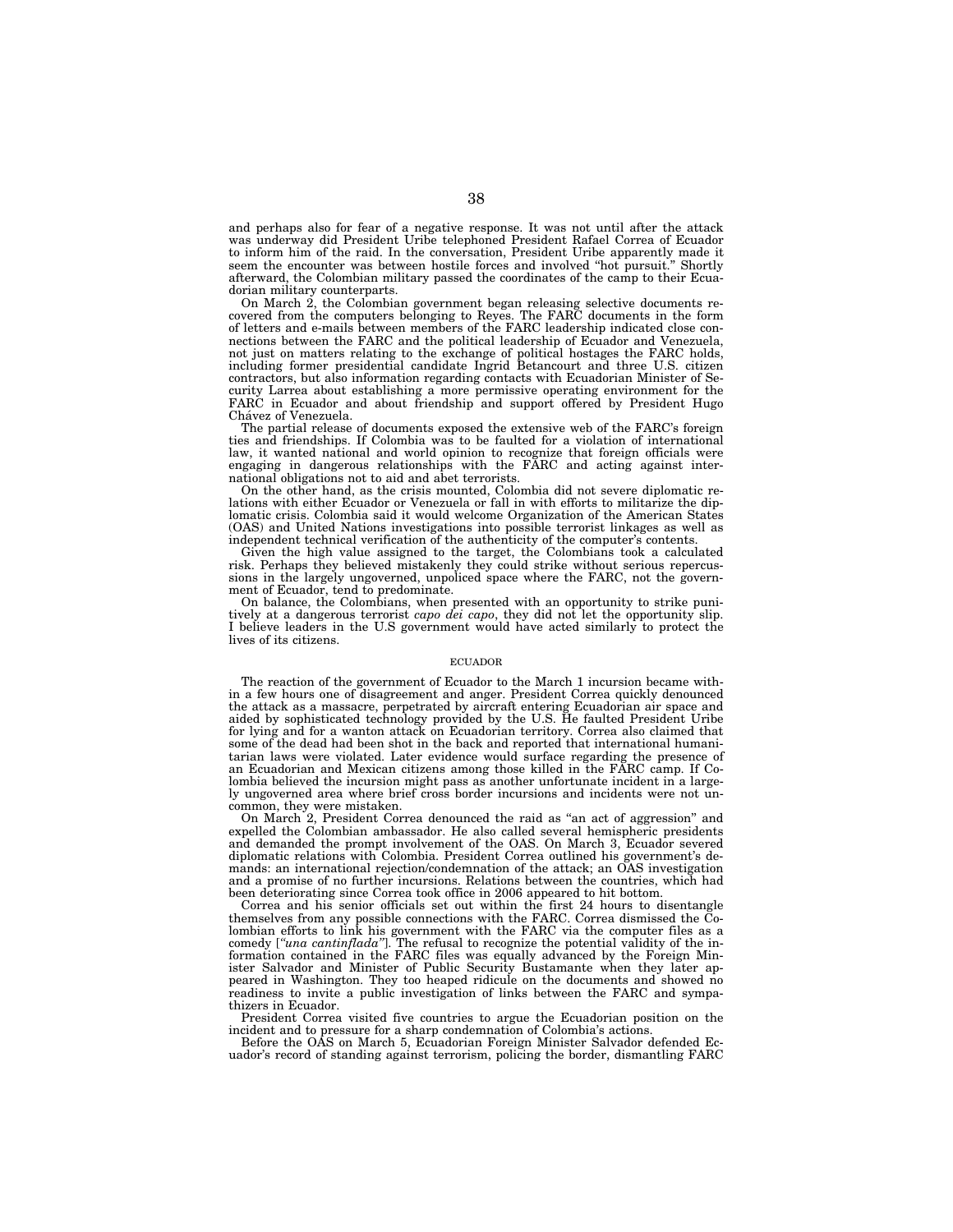and perhaps also for fear of a negative response. It was not until after the attack was underway did President Uribe telephoned President Rafael Correa of Ecuador to inform him of the raid. In the conversation, President Uribe apparently made it seem the encounter was between hostile forces and involved "hot pursuit." Shortly afterward, the Colombian military passed the coordinates of the camp to their Ecuadorian military counterparts.

On March 2, the Colombian government began releasing selective documents recovered from the computers belonging to Reyes. The FARC documents in the form of letters and e-mails between members of the FARC leadership indicated close connections between the FARC and the political leadership of Ecuador and Venezuela, not just on matters relating to the exchange of political hostages the FARC holds, including former presidential candidate Ingrid Betancourt and three U.S. citizen contractors, but also information regarding contacts with Ecuadorian Minister of Security Larrea about establishing a more permissive operating environment for the FARC in Ecuador and about friendship and support offered by President Hugo Chávez of Venezuela.

The partial release of documents exposed the extensive web of the FARC's foreign ties and friendships. If Colombia was to be faulted for a violation of international law, it wanted national and world opinion to recognize that foreign officials were engaging in dangerous relationships with the FARC and acting against international obligations not to aid and abet terrorists.

On the other hand, as the crisis mounted, Colombia did not severe diplomatic relations with either Ecuador or Venezuela or fall in with efforts to militarize the diplomatic crisis. Colombia said it would welcome Organization of the American States (OAS) and United Nations investigations into possible terrorist linkages as well as independent technical verification of the authenticity of the computer's contents.

Given the high value assigned to the target, the Colombians took a calculated risk. Perhaps they believed mistakenly they could strike without serious repercussions in the largely ungoverned, unpoliced space where the FARC, not the government of Ecuador, tend to predominate.

On balance, the Colombians, when presented with an opportunity to strike punitively at a dangerous terrorist *capo dei capo*, they did not let the opportunity slip. I believe leaders in the U.S government would have acted similarly to protect the lives of its citizens.

## ECUADOR

The reaction of the government of Ecuador to the March 1 incursion became within a few hours one of disagreement and anger. President Correa quickly denounced the attack as a massacre, perpetrated by aircraft entering Ecuadorian air space and aided by sophisticated technology provided by the U.S. He faulted President Uribe for lying and for a wanton attack on Ecuadorian territory. Correa also claimed that some of the dead had been shot in the back and reported that international humanitarian laws were violated. Later evidence would surface regarding the presence of an Ecuadorian and Mexican citizens among those killed in the FARC camp. If Colombia believed the incursion might pass as another unfortunate incident in a largely ungoverned area where brief cross border incursions and incidents were not uncommon, they were mistaken.

On March 2, President Correa denounced the raid as "an act of aggression" and expelled the Colombian ambassador. He also called several hemispheric presidents and demanded the prompt involvement of the OAS. On March 3, Ecuador severed diplomatic relations with Colombia. President Correa outlined his government's demands: an international rejection/condemnation of the attack; an OAS investigation and a promise of no further incursions. Relations between the countries, which had been deteriorating since Correa took office in 2006 appeared to hit bottom.

Correa and his senior officials set out within the first 24 hours to disentangle themselves from any possible connections with the FARC. Correa dismissed the Colombian efforts to link his government with the FARC via the computer files as a comedy [*"una cantinflada"*]. The refusal to recognize the potential validity of the information contained in the FARC files was equally advanced by the Foreign Minister Salvador and Minister of Public Security Bustamante when they later appeared in Washington. They too heaped ridicule on the documents and showed no readiness to invite a public investigation of links between the FARC and sympathizers in Ecuador.

President Correa visited five countries to argue the Ecuadorian position on the incident and to pressure for a sharp condemnation of Colombia's actions.

Before the OAS on March 5, Ecuadorian Foreign Minister Salvador defended Ecuador's record of standing against terrorism, policing the border, dismantling FARC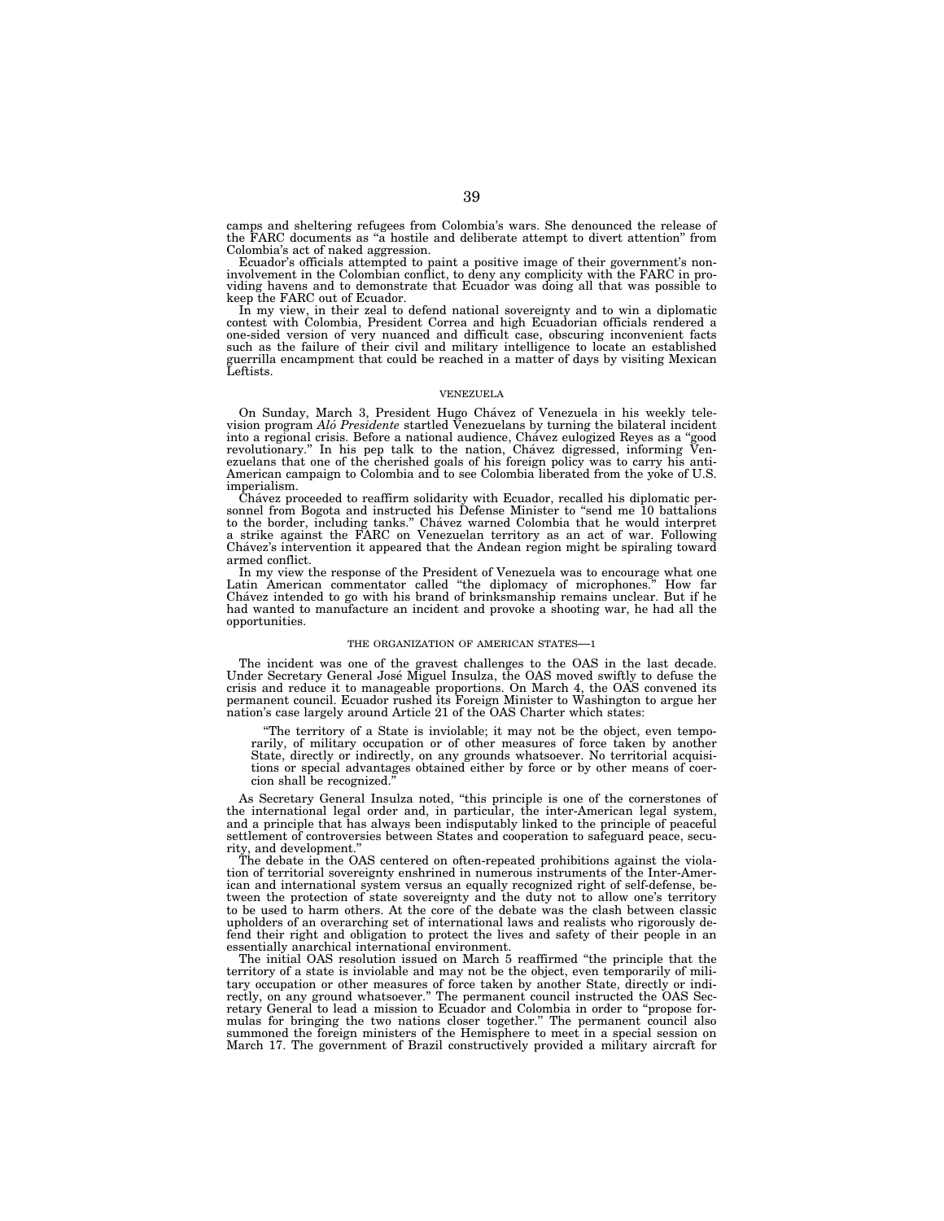camps and sheltering refugees from Colombia's wars. She denounced the release of the FARC documents as "a hostile and deliberate attempt to divert attention" from Colombia's act of naked aggression.

Ecuador's officials attempted to paint a positive image of their government's non-involvement in the Colombian conflict, to deny any complicity with the FARC in providing havens and to demonstrate that Ecuador was doing all that was possible to keep the FARC out of Ecuador.

In my view, in their zeal to defend national sovereignty and to win a diplomatic contest with Colombia, President Correa and high Ecuadorian officials rendered a one-sided version of very nuanced and difficult case, obscuring inconvenient facts such as the failure of their civil and military intelligence to locate an established guerrilla encampment that could be reached in a matter of days by visiting Mexican Leftists.

## VENEZUELA

On Sunday, March 3, President Hugo Chávez of Venezuela in his weekly television program *Aló Presidente* startled Venezuelans by turning the bilateral incident into a regional crisis. Before a national audience, Chávez eulogized Reyes as a "good revolutionary." In his pep talk to the nation, Chávez digressed, informing Venezuelans that one of the cherished goals of his foreign policy was to carry his anti-American campaign to Colombia and to see Colombia liberated from the yoke of U.S. imperialism.

Chávez proceeded to reaffirm solidarity with Ecuador, recalled his diplomatic personnel from Bogota and instructed his Defense Minister to "send me 10 battalions to the border, including tanks." Chávez warned Colombia that he would interpret a strike against the FARC on Venezuelan territory as an act of war. Following Chávez's intervention it appeared that the Andean region might be spiraling toward armed conflict.

In my view the response of the President of Venezuela was to encourage what one Latin American commentator called "the diplomacy of microphones." How far Chávez intended to go with his brand of brinksmanship remains unclear. But if he had wanted to manufacture an incident and provoke a shooting war, he had all the opportunities.

## THE ORGANIZATION OF AMERICAN STATES—1

The incident was one of the gravest challenges to the OAS in the last decade. Under Secretary General José Miguel Insulza, the OAS moved swiftly to defuse the crisis and reduce it to manageable proportions. On March 4, the OAS convened its permanent council. Ecuador rushed its Foreign Minister to Washington to argue her nation's case largely around Article 21 of the OAS Charter which states:

> "The territory of a State is inviolable; it may not be the object, even temporarily, of military occupation or of other measures of force taken by another State, directly or indirectly, on any grounds whatsoever. No territorial acquisitions or special advantages obtained either by force or by other means of coercion shall be recognized."

As Secretary General Insulza noted, "this principle is one of the cornerstones of the international legal order and, in particular, the inter-American legal system, and a principle that has always been indisputably linked to the principle of peaceful settlement of controversies between States and cooperation to safeguard peace, security, and development."

The debate in the OAS centered on often-repeated prohibitions against the violation of territorial sovereignty enshrined in numerous instruments of the Inter-American and international system versus an equally recognized right of self-defense, between the protection of state sovereignty and the duty not to allow one's territory to be used to harm others. At the core of the debate was the clash between classic upholders of an overarching set of international laws and realists who rigorously defend their right and obligation to protect the lives and safety of their people in an essentially anarchical international environment.

The initial OAS resolution issued on March 5 reaffirmed "the principle that the territory of a state is inviolable and may not be the object, even temporarily of military occupation or other measures of force taken by another State, directly or indirectly, on any ground whatsoever." The permanent council instructed the OAS Secretary General to lead a mission to Ecuador and Colombia in order to "propose formulas for bringing the two nations closer together." The permanent council also summoned the foreign ministers of the Hemisphere to meet in a special session on March 17. The government of Brazil constructively provided a military aircraft for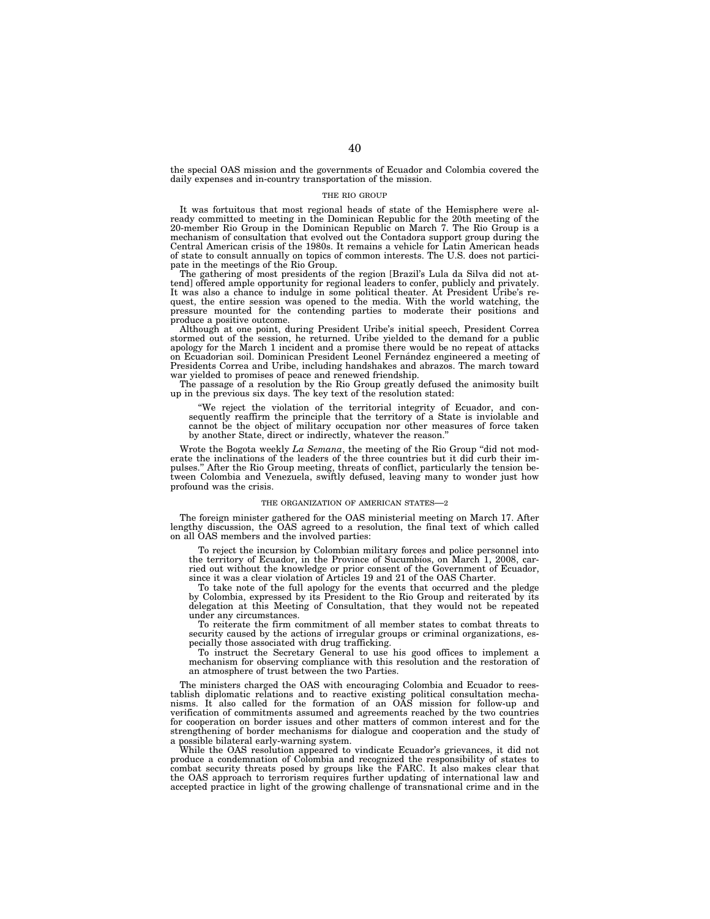the special OAS mission and the governments of Ecuador and Colombia covered the daily expenses and in-country transportation of the mission.

### THE RIO GROUP

It was fortuitous that most regional heads of state of the Hemisphere were already committed to meeting in the Dominican Republic for the 20th meeting of the 20-member Rio Group in the Dominican Republic on March 7. The Rio Group is a mechanism of consultation that evolved out the Contadora support group during the Central American crisis of the 1980s. It remains a vehicle for Latin American heads of state to consult annually on topics of common interests. The U.S. does not participate in the meetings of the Rio Group.

The gathering of most presidents of the region [Brazil's Lula da Silva did not attend] offered ample opportunity for regional leaders to confer, publicly and privately. It was also a chance to indulge in some political theater. At President Uribe's request, the entire session was opened to the media. With the world watching, the pressure mounted for the contending parties to moderate their positions and produce a positive outcome.

Although at one point, during President Uribe's initial speech, President Correa stormed out of the session, he returned. Uribe yielded to the demand for a public apology for the March 1 incident and a promise there would be no repeat of attacks on Ecuadorian soil. Dominican President Leonel Fernández engineered a meeting of Presidents Correa and Uribe, including handshakes and abrazos. The march toward war yielded to promises of peace and renewed friendship.

The passage of a resolution by the Rio Group greatly defused the animosity built up in the previous six days. The key text of the resolution stated:

> "We reject the violation of the territorial integrity of Ecuador, and consequently reaffirm the principle that the territory of a State is inviolable and cannot be the object of military occupation nor other measures of force taken by another State, direct or indirectly, whatever the reason."

Wrote the Bogota weekly *La Semana*, the meeting of the Rio Group "did not moderate the inclinations of the leaders of the three countries but it did curb their impulses." After the Rio Group meeting, threats of conflict, particularly the tension between Colombia and Venezuela, swiftly defused, leaving many to wonder just how profound was the crisis.

### THE ORGANIZATION OF AMERICAN STATES—2

The foreign minister gathered for the OAS ministerial meeting on March 17. After lengthy discussion, the OAS agreed to a resolution, the final text of which called on all OAS members and the involved parties:

> To reject the incursion by Colombian military forces and police personnel into the territory of Ecuador, in the Province of Sucumbíos, on March 1, 2008, carried out without the knowledge or prior consent of the Government of Ecuador, since it was a clear violation of Articles 19 and 21 of the OAS Charter.
>
> To take note of the full apology for the events that occurred and the pledge by Colombia, expressed by its President to the Rio Group and reiterated by its delegation at this Meeting of Consultation, that they would not be repeated under any circumstances.
>
> To reiterate the firm commitment of all member states to combat threats to security caused by the actions of irregular groups or criminal organizations, especially those associated with drug trafficking.
>
> To instruct the Secretary General to use his good offices to implement a mechanism for observing compliance with this resolution and the restoration of an atmosphere of trust between the two Parties.

The ministers charged the OAS with encouraging Colombia and Ecuador to reestablish diplomatic relations and to reactive existing political consultation mechanisms. It also called for the formation of an OAS mission for follow-up and verification of commitments assumed and agreements reached by the two countries for cooperation on border issues and other matters of common interest and for the strengthening of border mechanisms for dialogue and cooperation and the study of a possible bilateral early-warning system.

While the OAS resolution appeared to vindicate Ecuador's grievances, it did not produce a condemnation of Colombia and recognized the responsibility of states to combat security threats posed by groups like the FARC. It also makes clear that the OAS approach to terrorism requires further updating of international law and accepted practice in light of the growing challenge of transnational crime and in the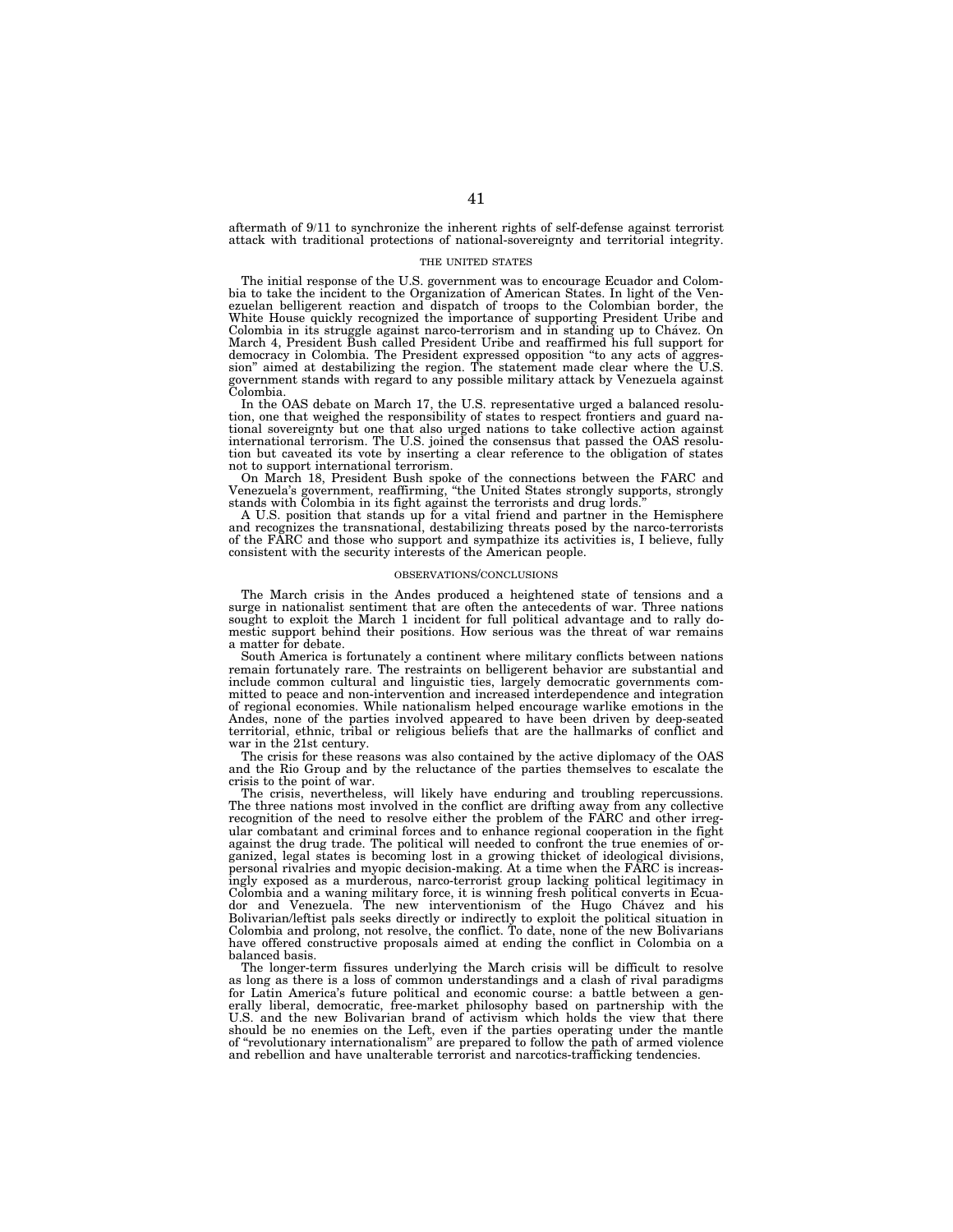aftermath of 9/11 to synchronize the inherent rights of self-defense against terrorist attack with traditional protections of national-sovereignty and territorial integrity.

### THE UNITED STATES

The initial response of the U.S. government was to encourage Ecuador and Colombia to take the incident to the Organization of American States. In light of the Venezuelan belligerent reaction and dispatch of troops to the Colombian border, the White House quickly recognized the importance of supporting President Uribe and Colombia in its struggle against narco-terrorism and in standing up to Chávez. On March 4, President Bush called President Uribe and reaffirmed his full support for democracy in Colombia. The President expressed opposition "to any acts of aggression" aimed at destabilizing the region. The statement made clear where the U.S. government stands with regard to any possible military attack by Venezuela against Colombia.

In the OAS debate on March 17, the U.S. representative urged a balanced resolution, one that weighed the responsibility of states to respect frontiers and guard national sovereignty but one that also urged nations to take collective action against international terrorism. The U.S. joined the consensus that passed the OAS resolution but caveated its vote by inserting a clear reference to the obligation of states not to support international terrorism.

On March 18, President Bush spoke of the connections between the FARC and Venezuela's government, reaffirming, "the United States strongly supports, strongly stands with Colombia in its fight against the terrorists and drug lords."

A U.S. position that stands up for a vital friend and partner in the Hemisphere and recognizes the transnational, destabilizing threats posed by the narco-terrorists of the FARC and those who support and sympathize its activities is, I believe, fully consistent with the security interests of the American people.

### OBSERVATIONS/CONCLUSIONS

The March crisis in the Andes produced a heightened state of tensions and a surge in nationalist sentiment that are often the antecedents of war. Three nations sought to exploit the March 1 incident for full political advantage and to rally domestic support behind their positions. How serious was the threat of war remains a matter for debate.

South America is fortunately a continent where military conflicts between nations remain fortunately rare. The restraints on belligerent behavior are substantial and include common cultural and linguistic ties, largely democratic governments committed to peace and non-intervention and increased interdependence and integration of regional economies. While nationalism helped encourage warlike emotions in the Andes, none of the parties involved appeared to have been driven by deep-seated territorial, ethnic, tribal or religious beliefs that are the hallmarks of conflict and war in the 21st century.

The crisis for these reasons was also contained by the active diplomacy of the OAS and the Rio Group and by the reluctance of the parties themselves to escalate the crisis to the point of war.

The crisis, nevertheless, will likely have enduring and troubling repercussions. The three nations most involved in the conflict are drifting away from any collective recognition of the need to resolve either the problem of the FARC and other irregular combatant and criminal forces and to enhance regional cooperation in the fight against the drug trade. The political will needed to confront the true enemies of organized, legal states is becoming lost in a growing thicket of ideological divisions, personal rivalries and myopic decision-making. At a time when the FARC is increasingly exposed as a murderous, narco-terrorist group lacking political legitimacy in Colombia and a waning military force, it is winning fresh political converts in Ecuador and Venezuela. The new interventionism of the Hugo Chávez and his Bolivarian/leftist pals seeks directly or indirectly to exploit the political situation in Colombia and prolong, not resolve, the conflict. To date, none of the new Bolivarians have offered constructive proposals aimed at ending the conflict in Colombia on a balanced basis.

The longer-term fissures underlying the March crisis will be difficult to resolve as long as there is a loss of common understandings and a clash of rival paradigms for Latin America's future political and economic course: a battle between a generally liberal, democratic, free-market philosophy based on partnership with the U.S. and the new Bolivarian brand of activism which holds the view that there should be no enemies on the Left, even if the parties operating under the mantle of "revolutionary internationalism" are prepared to follow the path of armed violence and rebellion and have unalterable terrorist and narcotics-trafficking tendencies.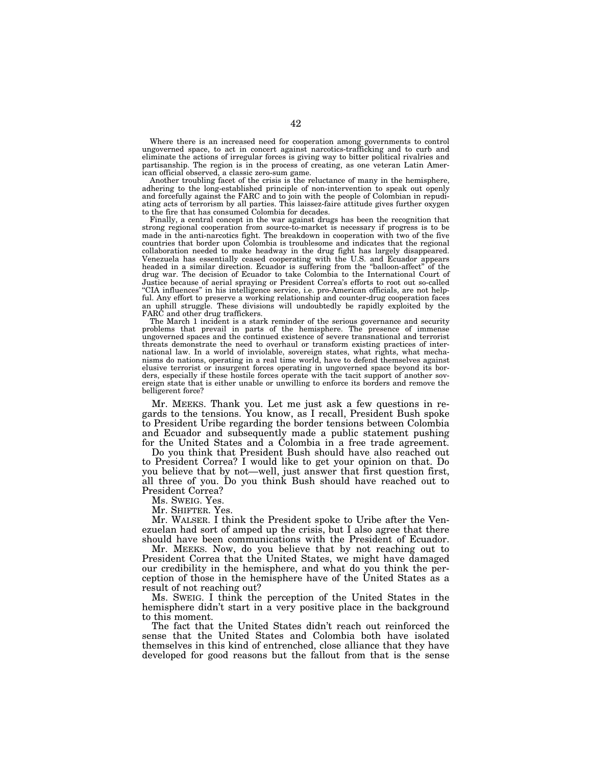Where there is an increased need for cooperation among governments to control ungoverned space, to act in concert against narcotics-trafficking and to curb and eliminate the actions of irregular forces is giving way to bitter political rivalries and partisanship. The region is in the process of creating, as one veteran Latin American official observed, a classic zero-sum game.

Another troubling facet of the crisis is the reluctance of many in the hemisphere, adhering to the long-established principle of non-intervention to speak out openly and forcefully against the FARC and to join with the people of Colombian in repudiating acts of terrorism by all parties. This laissez-faire attitude gives further oxygen to the fire that has consumed Colombia for decades.

Finally, a central concept in the war against drugs has been the recognition that strong regional cooperation from source-to-market is necessary if progress is to be made in the anti-narcotics fight. The breakdown in cooperation with two of the five countries that border upon Colombia is troublesome and indicates that the regional collaboration needed to make headway in the drug fight has largely disappeared. Venezuela has essentially ceased cooperating with the U.S. and Ecuador appears headed in a similar direction. Ecuador is suffering from the "balloon-affect" of the drug war. The decision of Ecuador to take Colombia to the International Court of Justice because of aerial spraying or President Correa's efforts to root out so-called "CIA influences" in his intelligence service, i.e. pro-American officials, are not helpful. Any effort to preserve a working relationship and counter-drug cooperation faces an uphill struggle. These divisions will undoubtedly be rapidly exploited by the FARC and other drug traffickers.

The March 1 incident is a stark reminder of the serious governance and security problems that prevail in parts of the hemisphere. The presence of immense ungoverned spaces and the continued existence of severe transnational and terrorist threats demonstrate the need to overhaul or transform existing practices of international law. In a world of inviolable, sovereign states, what rights, what mechanisms do nations, operating in a real time world, have to defend themselves against elusive terrorist or insurgent forces operating in ungoverned space beyond its borders, especially if these hostile forces operate with the tacit support of another sovereign state that is either unable or unwilling to enforce its borders and remove the belligerent force?

Mr. MEEKS. Thank you. Let me just ask a few questions in regards to the tensions. You know, as I recall, President Bush spoke to President Uribe regarding the border tensions between Colombia and Ecuador and subsequently made a public statement pushing for the United States and a Colombia in a free trade agreement.

Do you think that President Bush should have also reached out to President Correa? I would like to get your opinion on that. Do you believe that by not—well, just answer that first question first, all three of you. Do you think Bush should have reached out to President Correa?

Ms. SWEIG. Yes.

Mr. SHIFTER. Yes.

Mr. WALSER. I think the President spoke to Uribe after the Venezuelan had sort of amped up the crisis, but I also agree that there should have been communications with the President of Ecuador.

Mr. MEEKS. Now, do you believe that by not reaching out to President Correa that the United States, we might have damaged our credibility in the hemisphere, and what do you think the perception of those in the hemisphere have of the United States as a result of not reaching out?

Ms. SWEIG. I think the perception of the United States in the hemisphere didn't start in a very positive place in the background to this moment.

The fact that the United States didn't reach out reinforced the sense that the United States and Colombia both have isolated themselves in this kind of entrenched, close alliance that they have developed for good reasons but the fallout from that is the sense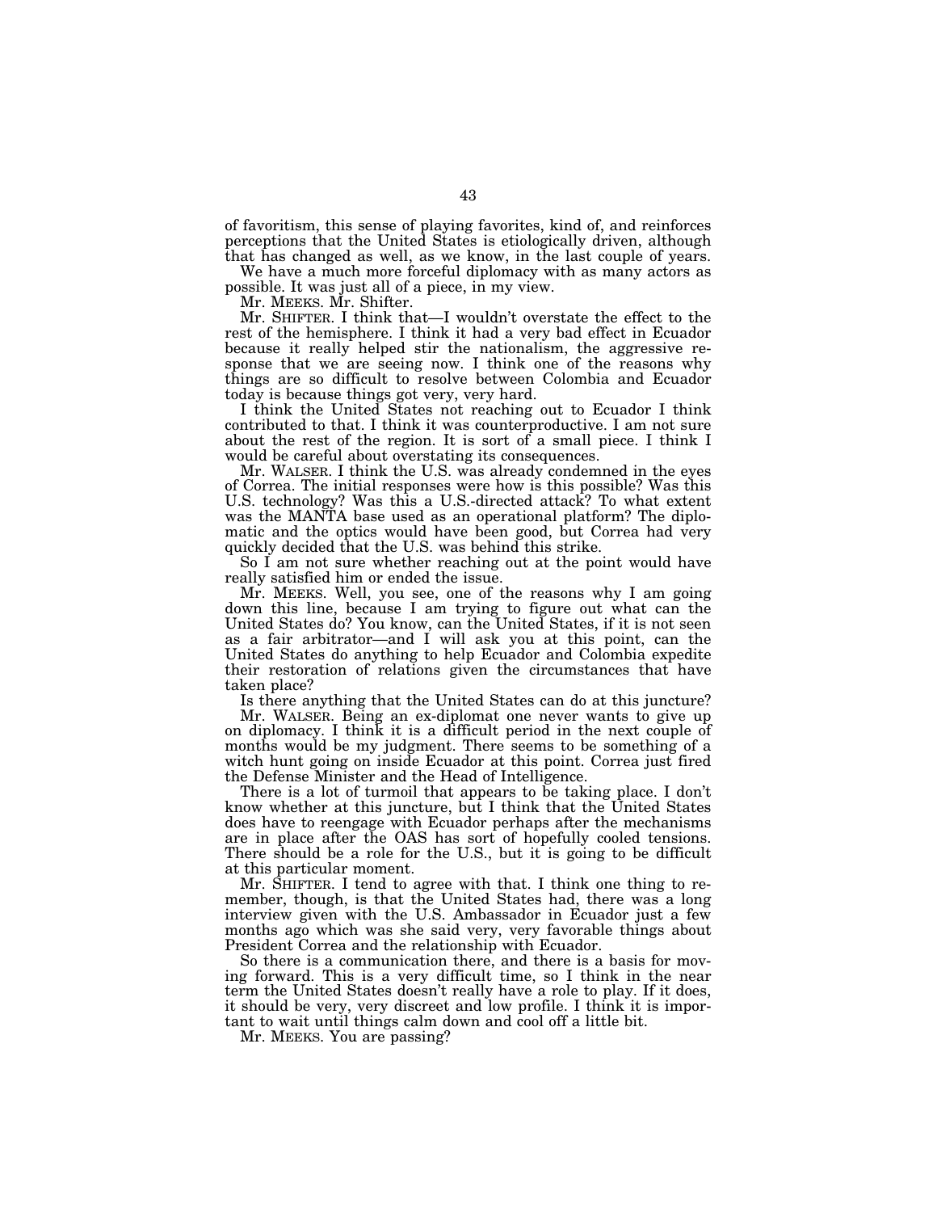of favoritism, this sense of playing favorites, kind of, and reinforces perceptions that the United States is etiologically driven, although that has changed as well, as we know, in the last couple of years.

We have a much more forceful diplomacy with as many actors as possible. It was just all of a piece, in my view.

Mr. MEEKS. Mr. Shifter.

Mr. SHIFTER. I think that—I wouldn't overstate the effect to the rest of the hemisphere. I think it had a very bad effect in Ecuador because it really helped stir the nationalism, the aggressive response that we are seeing now. I think one of the reasons why things are so difficult to resolve between Colombia and Ecuador today is because things got very, very hard.

I think the United States not reaching out to Ecuador I think contributed to that. I think it was counterproductive. I am not sure about the rest of the region. It is sort of a small piece. I think I would be careful about overstating its consequences.

Mr. WALSER. I think the U.S. was already condemned in the eyes of Correa. The initial responses were how is this possible? Was this U.S. technology? Was this a U.S.-directed attack? To what extent was the MANTA base used as an operational platform? The diplomatic and the optics would have been good, but Correa had very quickly decided that the U.S. was behind this strike.

So I am not sure whether reaching out at the point would have really satisfied him or ended the issue.

Mr. MEEKS. Well, you see, one of the reasons why I am going down this line, because I am trying to figure out what can the United States do? You know, can the United States, if it is not seen as a fair arbitrator—and I will ask you at this point, can the United States do anything to help Ecuador and Colombia expedite their restoration of relations given the circumstances that have taken place?

Is there anything that the United States can do at this juncture?

Mr. WALSER. Being an ex-diplomat one never wants to give up on diplomacy. I think it is a difficult period in the next couple of months would be my judgment. There seems to be something of a witch hunt going on inside Ecuador at this point. Correa just fired the Defense Minister and the Head of Intelligence.

There is a lot of turmoil that appears to be taking place. I don't know whether at this juncture, but I think that the United States does have to reengage with Ecuador perhaps after the mechanisms are in place after the OAS has sort of hopefully cooled tensions. There should be a role for the U.S., but it is going to be difficult at this particular moment.

Mr. SHIFTER. I tend to agree with that. I think one thing to remember, though, is that the United States had, there was a long interview given with the U.S. Ambassador in Ecuador just a few months ago which was she said very, very favorable things about President Correa and the relationship with Ecuador.

So there is a communication there, and there is a basis for moving forward. This is a very difficult time, so I think in the near term the United States doesn't really have a role to play. If it does, it should be very, very discreet and low profile. I think it is important to wait until things calm down and cool off a little bit.

Mr. MEEKS. You are passing?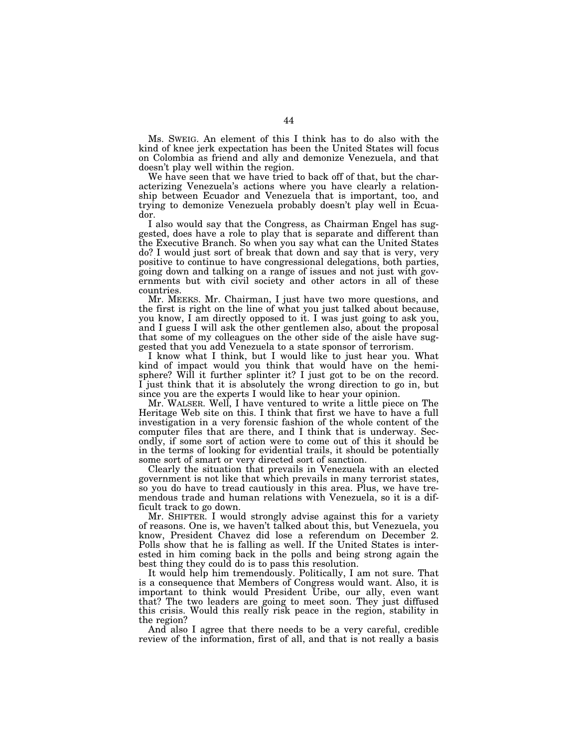Ms. SWEIG. An element of this I think has to do also with the kind of knee jerk expectation has been the United States will focus on Colombia as friend and ally and demonize Venezuela, and that doesn't play well within the region.

We have seen that we have tried to back off of that, but the characterizing Venezuela's actions where you have clearly a relationship between Ecuador and Venezuela that is important, too, and trying to demonize Venezuela probably doesn't play well in Ecuador.

I also would say that the Congress, as Chairman Engel has suggested, does have a role to play that is separate and different than the Executive Branch. So when you say what can the United States do? I would just sort of break that down and say that is very, very positive to continue to have congressional delegations, both parties, going down and talking on a range of issues and not just with governments but with civil society and other actors in all of these countries.

Mr. MEEKS. Mr. Chairman, I just have two more questions, and the first is right on the line of what you just talked about because, you know, I am directly opposed to it. I was just going to ask you, and I guess I will ask the other gentlemen also, about the proposal that some of my colleagues on the other side of the aisle have suggested that you add Venezuela to a state sponsor of terrorism.

I know what I think, but I would like to just hear you. What kind of impact would you think that would have on the hemisphere? Will it further splinter it? I just got to be on the record. I just think that it is absolutely the wrong direction to go in, but since you are the experts I would like to hear your opinion.

Mr. WALSER. Well, I have ventured to write a little piece on The Heritage Web site on this. I think that first we have to have a full investigation in a very forensic fashion of the whole content of the computer files that are there, and I think that is underway. Secondly, if some sort of action were to come out of this it should be in the terms of looking for evidential trails, it should be potentially some sort of smart or very directed sort of sanction.

Clearly the situation that prevails in Venezuela with an elected government is not like that which prevails in many terrorist states, so you do have to tread cautiously in this area. Plus, we have tremendous trade and human relations with Venezuela, so it is a difficult track to go down.

Mr. SHIFTER. I would strongly advise against this for a variety of reasons. One is, we haven't talked about this, but Venezuela, you know, President Chavez did lose a referendum on December 2. Polls show that he is falling as well. If the United States is interested in him coming back in the polls and being strong again the best thing they could do is to pass this resolution.

It would help him tremendously. Politically, I am not sure. That is a consequence that Members of Congress would want. Also, it is important to think would President Uribe, our ally, even want that? The two leaders are going to meet soon. They just diffused this crisis. Would this really risk peace in the region, stability in the region?

And also I agree that there needs to be a very careful, credible review of the information, first of all, and that is not really a basis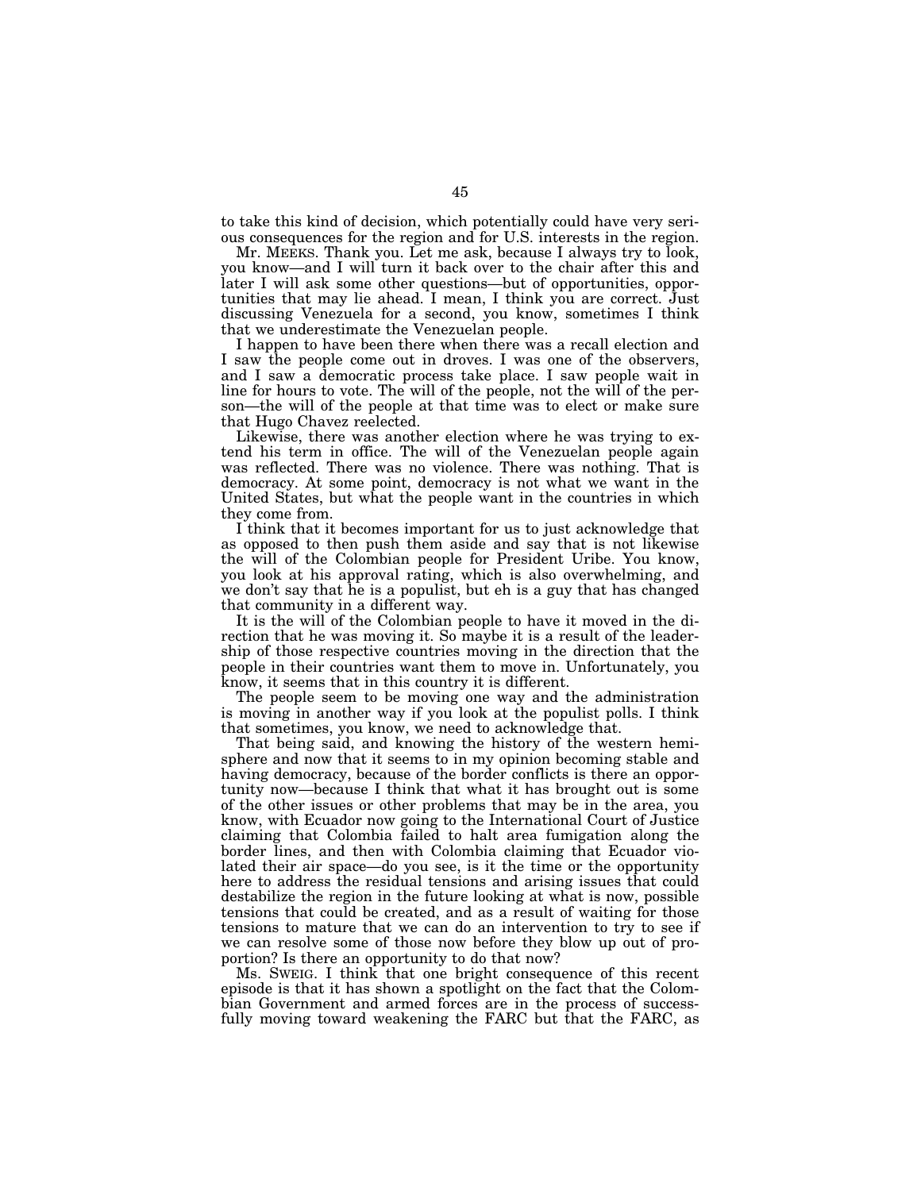to take this kind of decision, which potentially could have very serious consequences for the region and for U.S. interests in the region.

Mr. MEEKS. Thank you. Let me ask, because I always try to look, you know—and I will turn it back over to the chair after this and later I will ask some other questions—but of opportunities, opportunities that may lie ahead. I mean, I think you are correct. Just discussing Venezuela for a second, you know, sometimes I think that we underestimate the Venezuelan people.

I happen to have been there when there was a recall election and I saw the people come out in droves. I was one of the observers, and I saw a democratic process take place. I saw people wait in line for hours to vote. The will of the people, not the will of the person—the will of the people at that time was to elect or make sure that Hugo Chavez reelected.

Likewise, there was another election where he was trying to extend his term in office. The will of the Venezuelan people again was reflected. There was no violence. There was nothing. That is democracy. At some point, democracy is not what we want in the United States, but what the people want in the countries in which they come from.

I think that it becomes important for us to just acknowledge that as opposed to then push them aside and say that is not likewise the will of the Colombian people for President Uribe. You know, you look at his approval rating, which is also overwhelming, and we don't say that he is a populist, but eh is a guy that has changed that community in a different way.

It is the will of the Colombian people to have it moved in the direction that he was moving it. So maybe it is a result of the leadership of those respective countries moving in the direction that the people in their countries want them to move in. Unfortunately, you know, it seems that in this country it is different.

The people seem to be moving one way and the administration is moving in another way if you look at the populist polls. I think that sometimes, you know, we need to acknowledge that.

That being said, and knowing the history of the western hemisphere and now that it seems to in my opinion becoming stable and having democracy, because of the border conflicts is there an opportunity now—because I think that what it has brought out is some of the other issues or other problems that may be in the area, you know, with Ecuador now going to the International Court of Justice claiming that Colombia failed to halt area fumigation along the border lines, and then with Colombia claiming that Ecuador violated their air space—do you see, is it the time or the opportunity here to address the residual tensions and arising issues that could destabilize the region in the future looking at what is now, possible tensions that could be created, and as a result of waiting for those tensions to mature that we can do an intervention to try to see if we can resolve some of those now before they blow up out of proportion? Is there an opportunity to do that now?

Ms. SWEIG. I think that one bright consequence of this recent episode is that it has shown a spotlight on the fact that the Colombian Government and armed forces are in the process of successfully moving toward weakening the FARC but that the FARC, as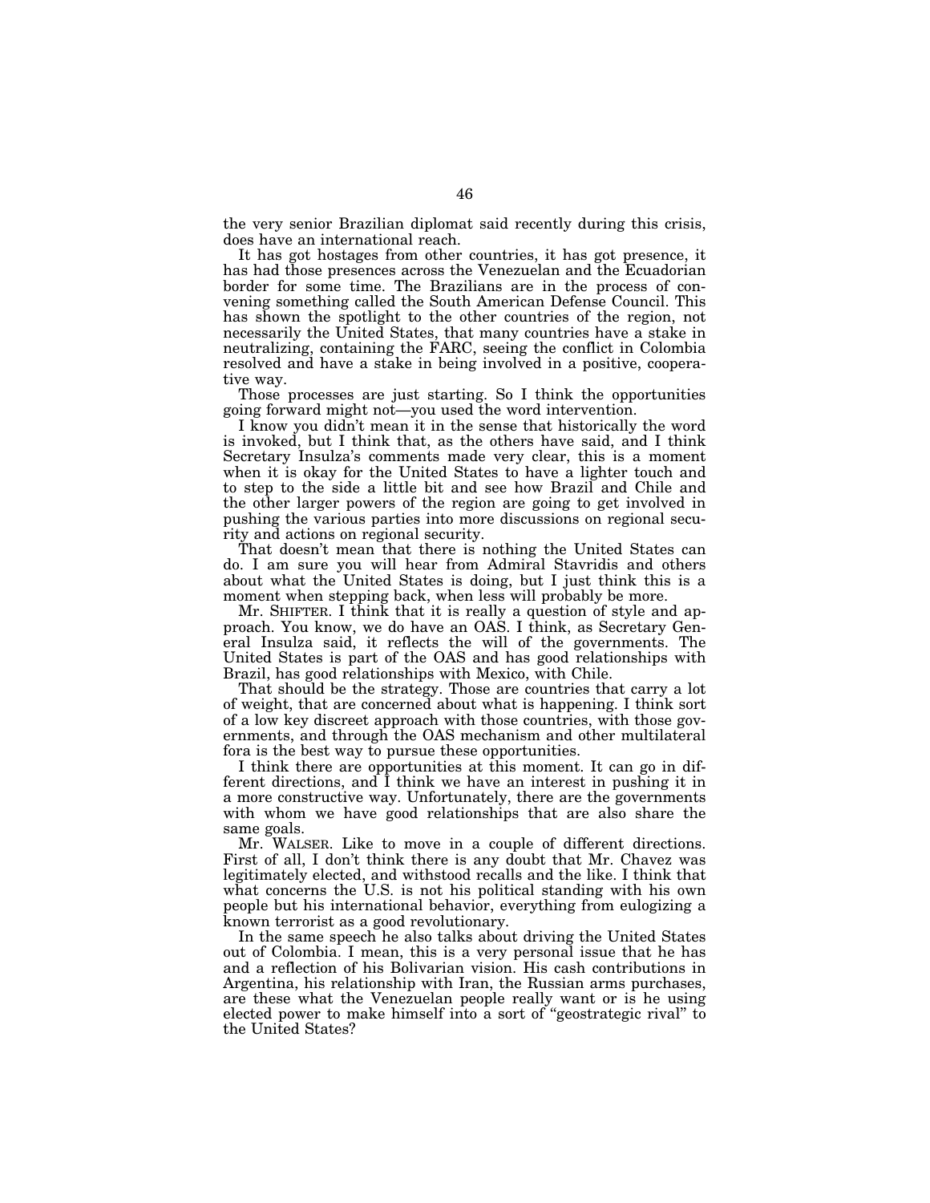the very senior Brazilian diplomat said recently during this crisis, does have an international reach.

It has got hostages from other countries, it has got presence, it has had those presences across the Venezuelan and the Ecuadorian border for some time. The Brazilians are in the process of convening something called the South American Defense Council. This has shown the spotlight to the other countries of the region, not necessarily the United States, that many countries have a stake in neutralizing, containing the FARC, seeing the conflict in Colombia resolved and have a stake in being involved in a positive, cooperative way.

Those processes are just starting. So I think the opportunities going forward might not—you used the word intervention.

I know you didn't mean it in the sense that historically the word is invoked, but I think that, as the others have said, and I think Secretary Insulza's comments made very clear, this is a moment when it is okay for the United States to have a lighter touch and to step to the side a little bit and see how Brazil and Chile and the other larger powers of the region are going to get involved in pushing the various parties into more discussions on regional security and actions on regional security.

That doesn't mean that there is nothing the United States can do. I am sure you will hear from Admiral Stavridis and others about what the United States is doing, but I just think this is a moment when stepping back, when less will probably be more.

Mr. SHIFTER. I think that it is really a question of style and approach. You know, we do have an OAS. I think, as Secretary General Insulza said, it reflects the will of the governments. The United States is part of the OAS and has good relationships with Brazil, has good relationships with Mexico, with Chile.

That should be the strategy. Those are countries that carry a lot of weight, that are concerned about what is happening. I think sort of a low key discreet approach with those countries, with those governments, and through the OAS mechanism and other multilateral fora is the best way to pursue these opportunities.

I think there are opportunities at this moment. It can go in different directions, and I think we have an interest in pushing it in a more constructive way. Unfortunately, there are the governments with whom we have good relationships that are also share the same goals.

Mr. WALSER. Like to move in a couple of different directions. First of all, I don't think there is any doubt that Mr. Chavez was legitimately elected, and withstood recalls and the like. I think that what concerns the U.S. is not his political standing with his own people but his international behavior, everything from eulogizing a known terrorist as a good revolutionary.

In the same speech he also talks about driving the United States out of Colombia. I mean, this is a very personal issue that he has and a reflection of his Bolivarian vision. His cash contributions in Argentina, his relationship with Iran, the Russian arms purchases, are these what the Venezuelan people really want or is he using elected power to make himself into a sort of "geostrategic rival" to the United States?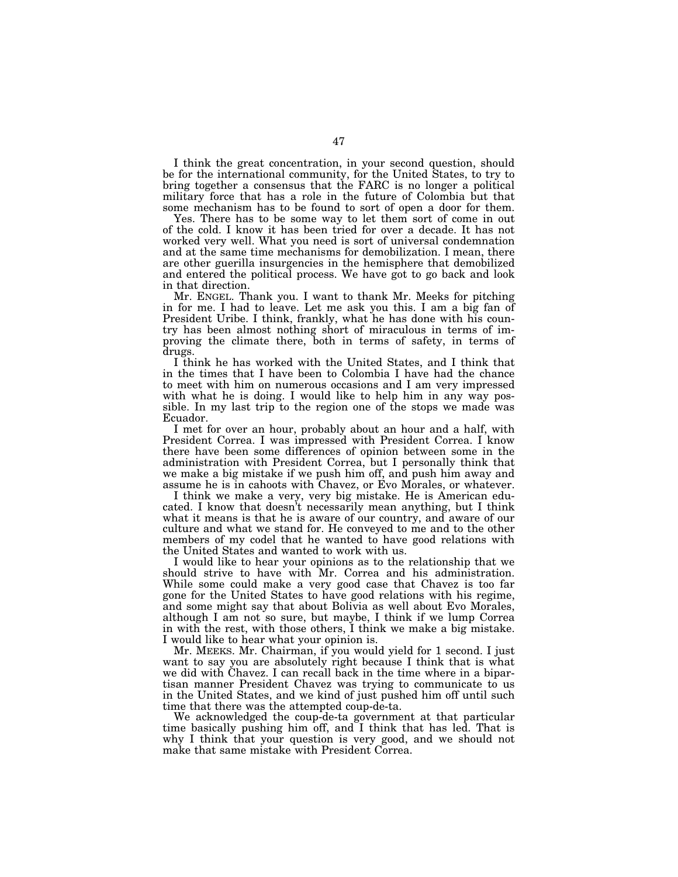I think the great concentration, in your second question, should be for the international community, for the United States, to try to bring together a consensus that the FARC is no longer a political military force that has a role in the future of Colombia but that some mechanism has to be found to sort of open a door for them.

Yes. There has to be some way to let them sort of come in out of the cold. I know it has been tried for over a decade. It has not worked very well. What you need is sort of universal condemnation and at the same time mechanisms for demobilization. I mean, there are other guerilla insurgencies in the hemisphere that demobilized and entered the political process. We have got to go back and look in that direction.

Mr. ENGEL. Thank you. I want to thank Mr. Meeks for pitching in for me. I had to leave. Let me ask you this. I am a big fan of President Uribe. I think, frankly, what he has done with his country has been almost nothing short of miraculous in terms of improving the climate there, both in terms of safety, in terms of drugs.

I think he has worked with the United States, and I think that in the times that I have been to Colombia I have had the chance to meet with him on numerous occasions and I am very impressed with what he is doing. I would like to help him in any way possible. In my last trip to the region one of the stops we made was Ecuador.

I met for over an hour, probably about an hour and a half, with President Correa. I was impressed with President Correa. I know there have been some differences of opinion between some in the administration with President Correa, but I personally think that we make a big mistake if we push him off, and push him away and assume he is in cahoots with Chavez, or Evo Morales, or whatever.

I think we make a very, very big mistake. He is American educated. I know that doesn't necessarily mean anything, but I think what it means is that he is aware of our country, and aware of our culture and what we stand for. He conveyed to me and to the other members of my codel that he wanted to have good relations with the United States and wanted to work with us.

I would like to hear your opinions as to the relationship that we should strive to have with Mr. Correa and his administration. While some could make a very good case that Chavez is too far gone for the United States to have good relations with his regime, and some might say that about Bolivia as well about Evo Morales, although I am not so sure, but maybe, I think if we lump Correa in with the rest, with those others, I think we make a big mistake. I would like to hear what your opinion is.

Mr. MEEKS. Mr. Chairman, if you would yield for 1 second. I just want to say you are absolutely right because I think that is what we did with Chavez. I can recall back in the time where in a bipartisan manner President Chavez was trying to communicate to us in the United States, and we kind of just pushed him off until such time that there was the attempted coup-de-ta.

We acknowledged the coup-de-ta government at that particular time basically pushing him off, and I think that has led. That is why I think that your question is very good, and we should not make that same mistake with President Correa.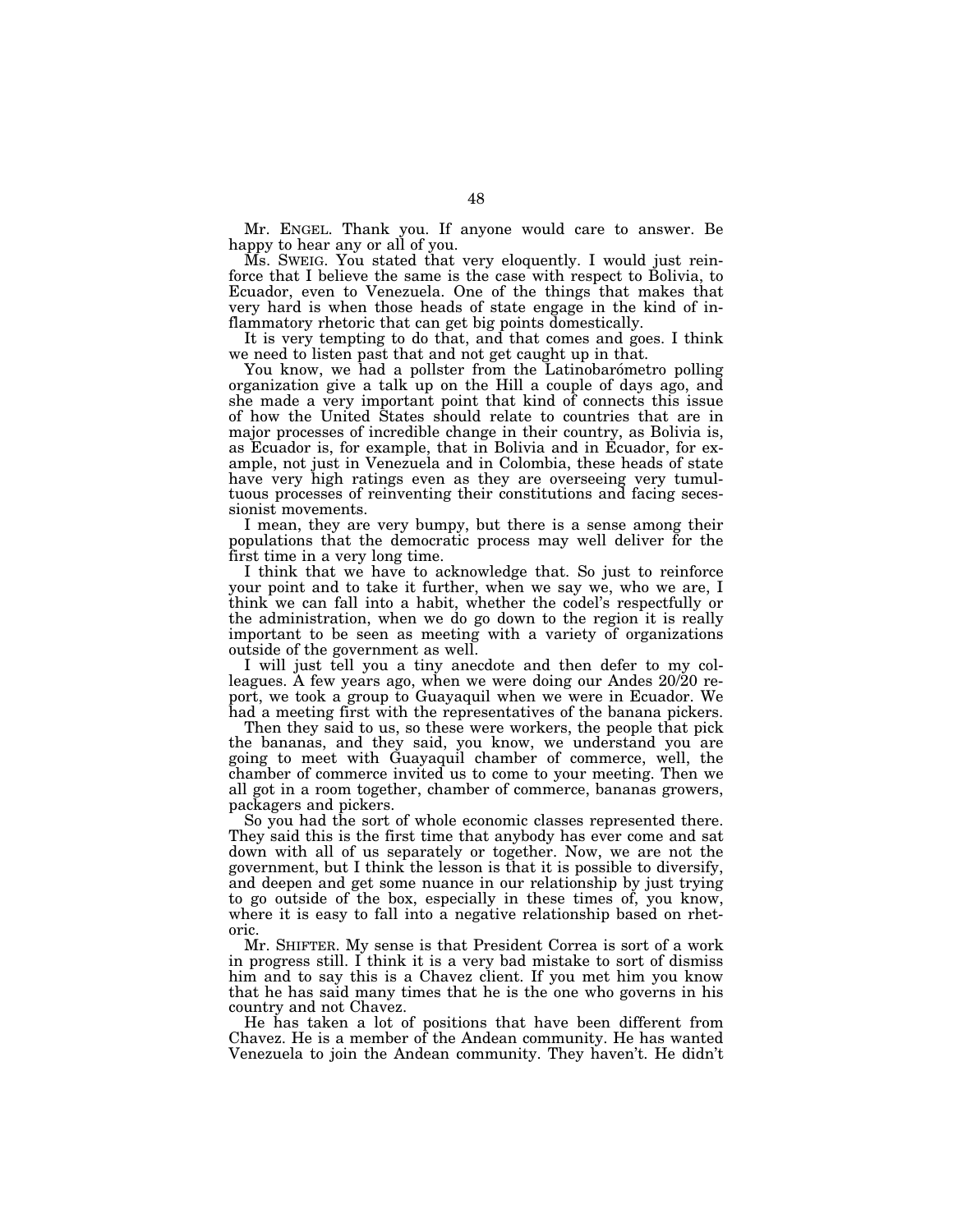Mr. ENGEL. Thank you. If anyone would care to answer. Be happy to hear any or all of you.

Ms. SWEIG. You stated that very eloquently. I would just reinforce that I believe the same is the case with respect to Bolivia, to Ecuador, even to Venezuela. One of the things that makes that very hard is when those heads of state engage in the kind of inflammatory rhetoric that can get big points domestically.

It is very tempting to do that, and that comes and goes. I think we need to listen past that and not get caught up in that.

You know, we had a pollster from the Latinobarómetro polling organization give a talk up on the Hill a couple of days ago, and she made a very important point that kind of connects this issue of how the United States should relate to countries that are in major processes of incredible change in their country, as Bolivia is, as Ecuador is, for example, that in Bolivia and in Ecuador, for example, not just in Venezuela and in Colombia, these heads of state have very high ratings even as they are overseeing very tumultuous processes of reinventing their constitutions and facing secessionist movements.

I mean, they are very bumpy, but there is a sense among their populations that the democratic process may well deliver for the first time in a very long time.

I think that we have to acknowledge that. So just to reinforce your point and to take it further, when we say we, who we are, I think we can fall into a habit, whether the codel's respectfully or the administration, when we do go down to the region it is really important to be seen as meeting with a variety of organizations outside of the government as well.

I will just tell you a tiny anecdote and then defer to my colleagues. A few years ago, when we were doing our Andes 20/20 report, we took a group to Guayaquil when we were in Ecuador. We had a meeting first with the representatives of the banana pickers.

Then they said to us, so these were workers, the people that pick the bananas, and they said, you know, we understand you are going to meet with Guayaquil chamber of commerce, well, the chamber of commerce invited us to come to your meeting. Then we all got in a room together, chamber of commerce, bananas growers, packagers and pickers.

So you had the sort of whole economic classes represented there. They said this is the first time that anybody has ever come and sat down with all of us separately or together. Now, we are not the government, but I think the lesson is that it is possible to diversify, and deepen and get some nuance in our relationship by just trying to go outside of the box, especially in these times of, you know, where it is easy to fall into a negative relationship based on rhetoric.

Mr. SHIFTER. My sense is that President Correa is sort of a work in progress still. I think it is a very bad mistake to sort of dismiss him and to say this is a Chavez client. If you met him you know that he has said many times that he is the one who governs in his country and not Chavez.

He has taken a lot of positions that have been different from Chavez. He is a member of the Andean community. He has wanted Venezuela to join the Andean community. They haven't. He didn't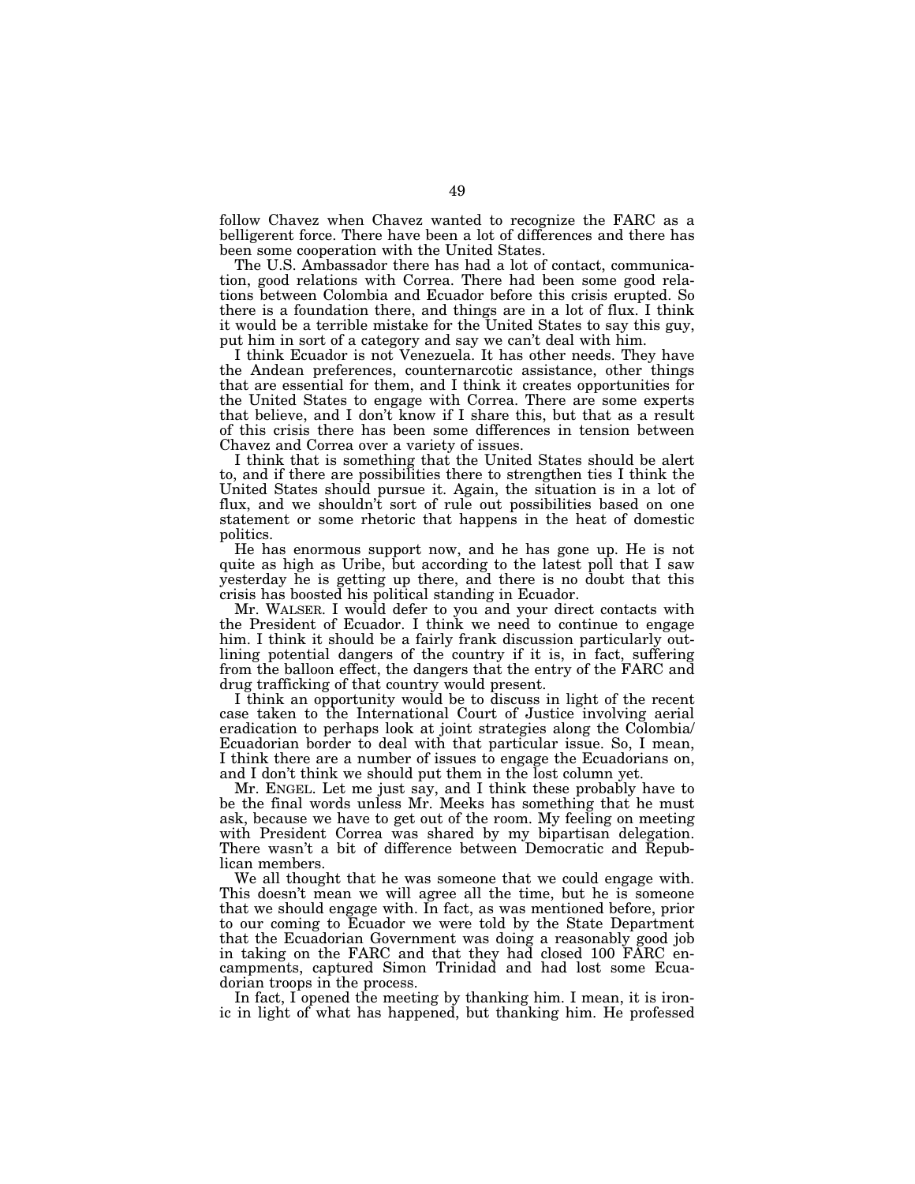follow Chavez when Chavez wanted to recognize the FARC as a belligerent force. There have been a lot of differences and there has been some cooperation with the United States.

The U.S. Ambassador there has had a lot of contact, communication, good relations with Correa. There had been some good relations between Colombia and Ecuador before this crisis erupted. So there is a foundation there, and things are in a lot of flux. I think it would be a terrible mistake for the United States to say this guy, put him in sort of a category and say we can't deal with him.

I think Ecuador is not Venezuela. It has other needs. They have the Andean preferences, counternarcotic assistance, other things that are essential for them, and I think it creates opportunities for the United States to engage with Correa. There are some experts that believe, and I don't know if I share this, but that as a result of this crisis there has been some differences in tension between Chavez and Correa over a variety of issues.

I think that is something that the United States should be alert to, and if there are possibilities there to strengthen ties I think the United States should pursue it. Again, the situation is in a lot of flux, and we shouldn't sort of rule out possibilities based on one statement or some rhetoric that happens in the heat of domestic politics.

He has enormous support now, and he has gone up. He is not quite as high as Uribe, but according to the latest poll that I saw yesterday he is getting up there, and there is no doubt that this crisis has boosted his political standing in Ecuador.

Mr. WALSER. I would defer to you and your direct contacts with the President of Ecuador. I think we need to continue to engage him. I think it should be a fairly frank discussion particularly outlining potential dangers of the country if it is, in fact, suffering from the balloon effect, the dangers that the entry of the FARC and drug trafficking of that country would present.

I think an opportunity would be to discuss in light of the recent case taken to the International Court of Justice involving aerial eradication to perhaps look at joint strategies along the Colombia/Ecuadorian border to deal with that particular issue. So, I mean, I think there are a number of issues to engage the Ecuadorians on, and I don't think we should put them in the lost column yet.

Mr. ENGEL. Let me just say, and I think these probably have to be the final words unless Mr. Meeks has something that he must ask, because we have to get out of the room. My feeling on meeting with President Correa was shared by my bipartisan delegation. There wasn't a bit of difference between Democratic and Republican members.

We all thought that he was someone that we could engage with. This doesn't mean we will agree all the time, but he is someone that we should engage with. In fact, as was mentioned before, prior to our coming to Ecuador we were told by the State Department that the Ecuadorian Government was doing a reasonably good job in taking on the FARC and that they had closed 100 FARC encampments, captured Simon Trinidad and had lost some Ecuadorian troops in the process.

In fact, I opened the meeting by thanking him. I mean, it is ironic in light of what has happened, but thanking him. He professed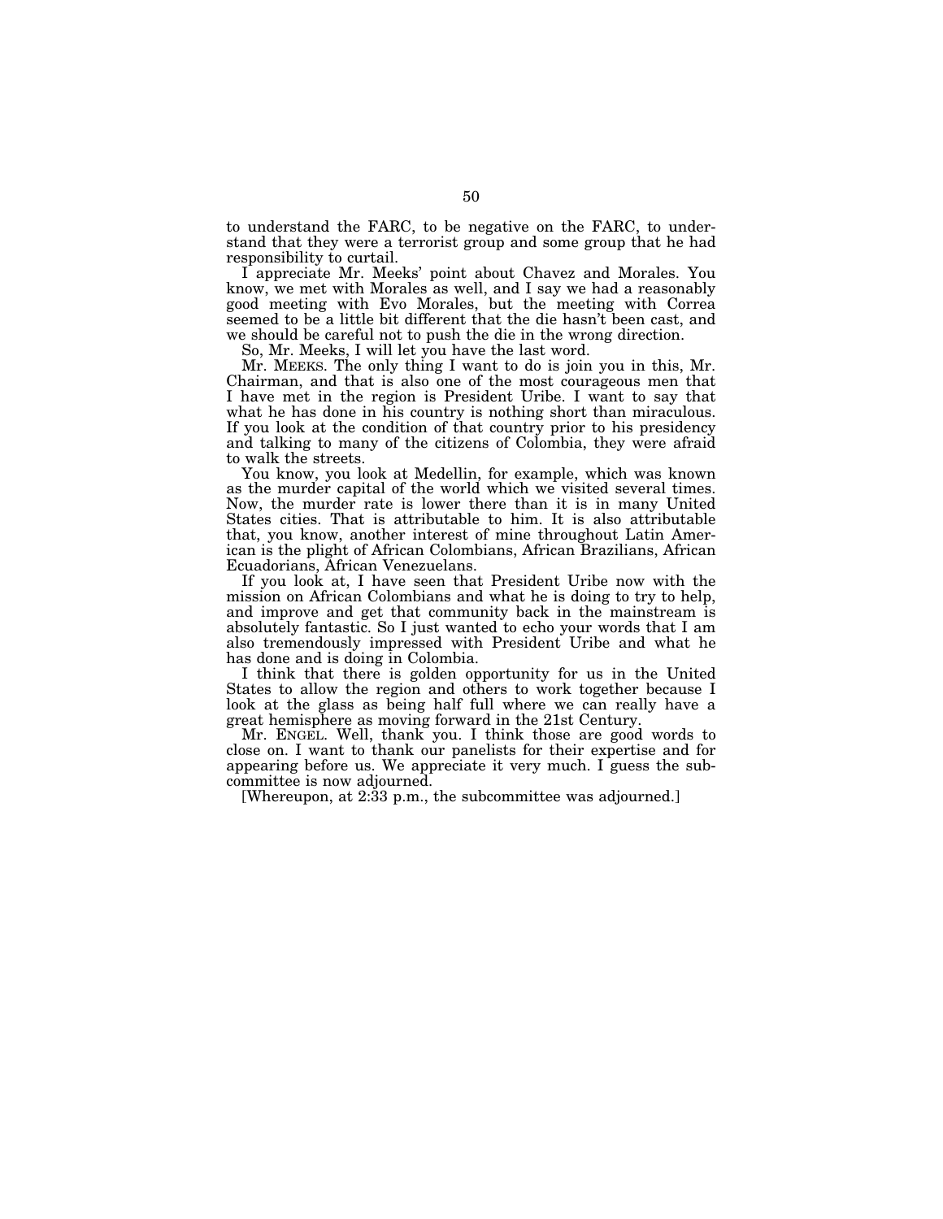to understand the FARC, to be negative on the FARC, to understand that they were a terrorist group and some group that he had responsibility to curtail.

I appreciate Mr. Meeks' point about Chavez and Morales. You know, we met with Morales as well, and I say we had a reasonably good meeting with Evo Morales, but the meeting with Correa seemed to be a little bit different that the die hasn't been cast, and we should be careful not to push the die in the wrong direction.

So, Mr. Meeks, I will let you have the last word.

Mr. MEEKS. The only thing I want to do is join you in this, Mr. Chairman, and that is also one of the most courageous men that I have met in the region is President Uribe. I want to say that what he has done in his country is nothing short than miraculous. If you look at the condition of that country prior to his presidency and talking to many of the citizens of Colombia, they were afraid to walk the streets.

You know, you look at Medellin, for example, which was known as the murder capital of the world which we visited several times. Now, the murder rate is lower there than it is in many United States cities. That is attributable to him. It is also attributable that, you know, another interest of mine throughout Latin American is the plight of African Colombians, African Brazilians, African Ecuadorians, African Venezuelans.

If you look at, I have seen that President Uribe now with the mission on African Colombians and what he is doing to try to help, and improve and get that community back in the mainstream is absolutely fantastic. So I just wanted to echo your words that I am also tremendously impressed with President Uribe and what he has done and is doing in Colombia.

I think that there is golden opportunity for us in the United States to allow the region and others to work together because I look at the glass as being half full where we can really have a great hemisphere as moving forward in the 21st Century.

Mr. ENGEL. Well, thank you. I think those are good words to close on. I want to thank our panelists for their expertise and for appearing before us. We appreciate it very much. I guess the subcommittee is now adjourned.

[Whereupon, at 2:33 p.m., the subcommittee was adjourned.]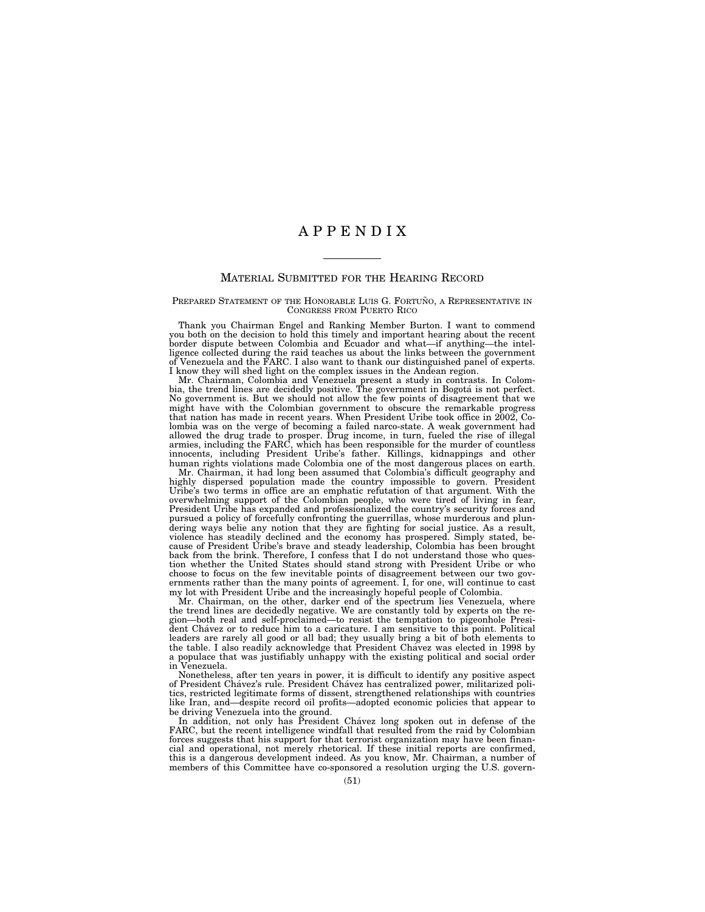# APPENDIX

---

## Material Submitted for the Hearing Record

### Prepared Statement of the Honorable Luis G. Fortuño, a Representative in Congress from Puerto Rico

Thank you Chairman Engel and Ranking Member Burton. I want to commend you both on the decision to hold this timely and important hearing about the recent border dispute between Colombia and Ecuador and what—if anything—the intelligence collected during the raid teaches us about the links between the government of Venezuela and the FARC. I also want to thank our distinguished panel of experts. I know they will shed light on the complex issues in the Andean region.

Mr. Chairman, Colombia and Venezuela present a study in contrasts. In Colombia, the trend lines are decidedly positive. The government in Bogotá is not perfect. No government is. But we should not allow the few points of disagreement that we might have with the Colombian government to obscure the remarkable progress that nation has made in recent years. When President Uribe took office in 2002, Colombia was on the verge of becoming a failed narco-state. A weak government had allowed the drug trade to prosper. Drug income, in turn, fueled the rise of illegal armies, including the FARC, which has been responsible for the murder of countless innocents, including President Uribe's father. Killings, kidnappings and other human rights violations made Colombia one of the most dangerous places on earth.

Mr. Chairman, it had long been assumed that Colombia's difficult geography and highly dispersed population made the country impossible to govern. President Uribe's two terms in office are an emphatic refutation of that argument. With the overwhelming support of the Colombian people, who were tired of living in fear, President Uribe has expanded and professionalized the country's security forces and pursued a policy of forcefully confronting the guerrillas, whose murderous and plundering ways belie any notion that they are fighting for social justice. As a result, violence has steadily declined and the economy has prospered. Simply stated, because of President Uribe's brave and steady leadership, Colombia has been brought back from the brink. Therefore, I confess that I do not understand those who question whether the United States should stand strong with President Uribe or who choose to focus on the few inevitable points of disagreement between our two governments rather than the many points of agreement. I, for one, will continue to cast my lot with President Uribe and the increasingly hopeful people of Colombia.

Mr. Chairman, on the other, darker end of the spectrum lies Venezuela, where the trend lines are decidedly negative. We are constantly told by experts on the region—both real and self-proclaimed—to resist the temptation to pigeonhole President Chávez or to reduce him to a caricature. I am sensitive to this point. Political leaders are rarely all good or all bad; they usually bring a bit of both elements to the table. I also readily acknowledge that President Chávez was elected in 1998 by a populace that was justifiably unhappy with the existing political and social order in Venezuela.

Nonetheless, after ten years in power, it is difficult to identify any positive aspect of President Chávez's rule. President Chávez has centralized power, militarized politics, restricted legitimate forms of dissent, strengthened relationships with countries like Iran, and—despite record oil profits—adopted economic policies that appear to be driving Venezuela into the ground.

In addition, not only has President Chávez long spoken out in defense of the FARC, but the recent intelligence windfall that resulted from the raid by Colombian forces suggests that his support for that terrorist organization may have been financial and operational, not merely rhetorical. If these initial reports are confirmed, this is a dangerous development indeed. As you know, Mr. Chairman, a number of members of this Committee have co-sponsored a resolution urging the U.S. govern-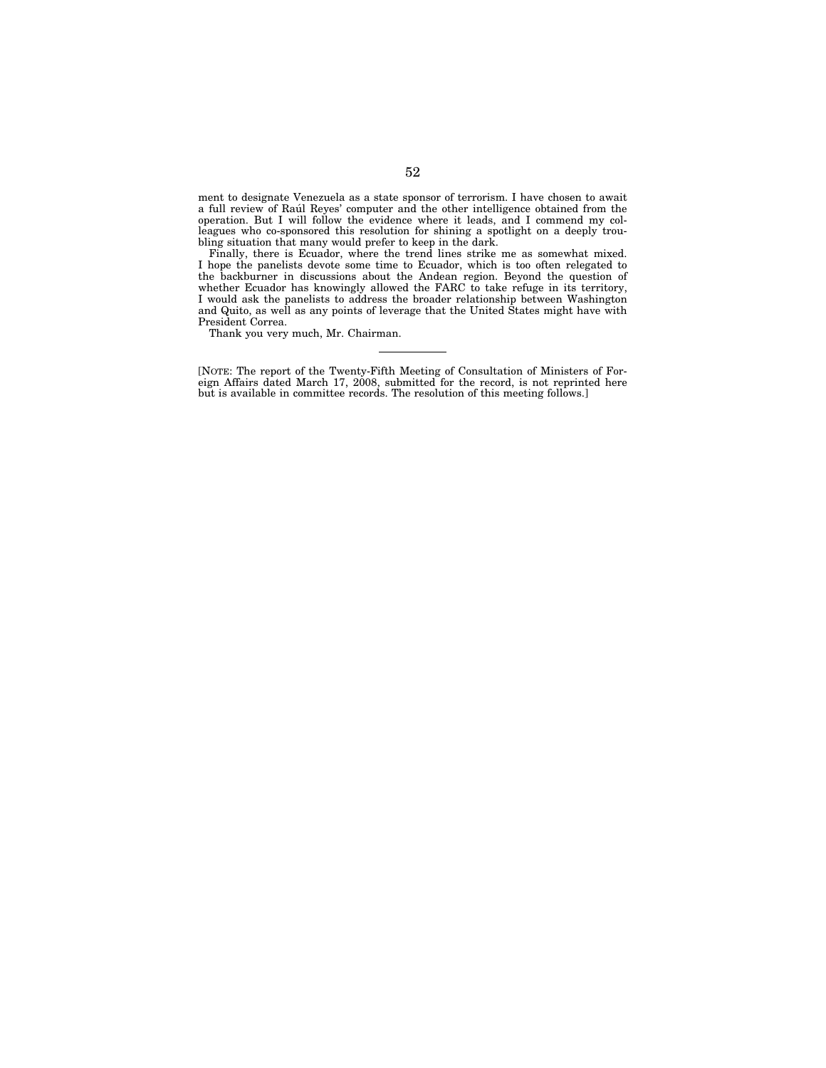ment to designate Venezuela as a state sponsor of terrorism. I have chosen to await a full review of Raúl Reyes' computer and the other intelligence obtained from the operation. But I will follow the evidence where it leads, and I commend my colleagues who co-sponsored this resolution for shining a spotlight on a deeply troubling situation that many would prefer to keep in the dark.

Finally, there is Ecuador, where the trend lines strike me as somewhat mixed. I hope the panelists devote some time to Ecuador, which is too often relegated to the backburner in discussions about the Andean region. Beyond the question of whether Ecuador has knowingly allowed the FARC to take refuge in its territory, I would ask the panelists to address the broader relationship between Washington and Quito, as well as any points of leverage that the United States might have with President Correa.

Thank you very much, Mr. Chairman.

---

[NOTE: The report of the Twenty-Fifth Meeting of Consultation of Ministers of Foreign Affairs dated March 17, 2008, submitted for the record, is not reprinted here but is available in committee records. The resolution of this meeting follows.]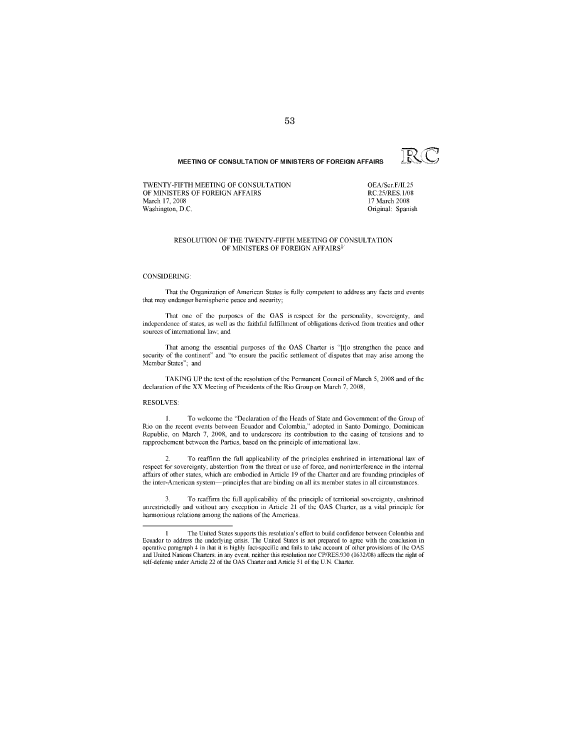**MEETING OF CONSULTATION OF MINISTERS OF FOREIGN AFFAIRS** RC

TWENTY-FIFTH MEETING OF CONSULTATION
OF MINISTERS OF FOREIGN AFFAIRS
March 17, 2008
Washington, D.C.

OEA/Ser.F/II.25
RC.25/RES.1/08
17 March 2008
Original: Spanish

RESOLUTION OF THE TWENTY-FIFTH MEETING OF CONSULTATION
OF MINISTERS OF FOREIGN AFFAIRS[1]

CONSIDERING:

That the Organization of American States is fully competent to address any facts and events that may endanger hemispheric peace and security;

That one of the purposes of the OAS is respect for the personality, sovereignty, and independence of states, as well as the faithful fulfillment of obligations derived from treaties and other sources of international law; and

That among the essential purposes of the OAS Charter is "[t]o strengthen the peace and security of the continent" and "to ensure the pacific settlement of disputes that may arise among the Member States"; and

TAKING UP the text of the resolution of the Permanent Council of March 5, 2008 and of the declaration of the XX Meeting of Presidents of the Rio Group on March 7, 2008,

RESOLVES:

1. To welcome the "Declaration of the Heads of State and Government of the Group of Rio on the recent events between Ecuador and Colombia," adopted in Santo Domingo, Dominican Republic, on March 7, 2008, and to underscore its contribution to the easing of tensions and to rapprochement between the Parties, based on the principle of international law.

2. To reaffirm the full applicability of the principles enshrined in international law of respect for sovereignty, abstention from the threat or use of force, and noninterference in the internal affairs of other states, which are embodied in Article 19 of the Charter and are founding principles of the inter-American system—principles that are binding on all its member states in all circumstances.

3. To reaffirm the full applicability of the principle of territorial sovereignty, enshrined unrestrictedly and without any exception in Article 21 of the OAS Charter, as a vital principle for harmonious relations among the nations of the Americas.

---

1 The United States supports this resolution's effort to build confidence between Colombia and Ecuador to address the underlying crisis. The United States is not prepared to agree with the conclusion in operative paragraph 4 in that it is highly fact-specific and fails to take account of other provisions of the OAS and United Nations Charters; in any event, neither this resolution nor CP/RES.930 (1632/08) affects the right of self-defense under Article 22 of the OAS Charter and Article 51 of the U.N. Charter.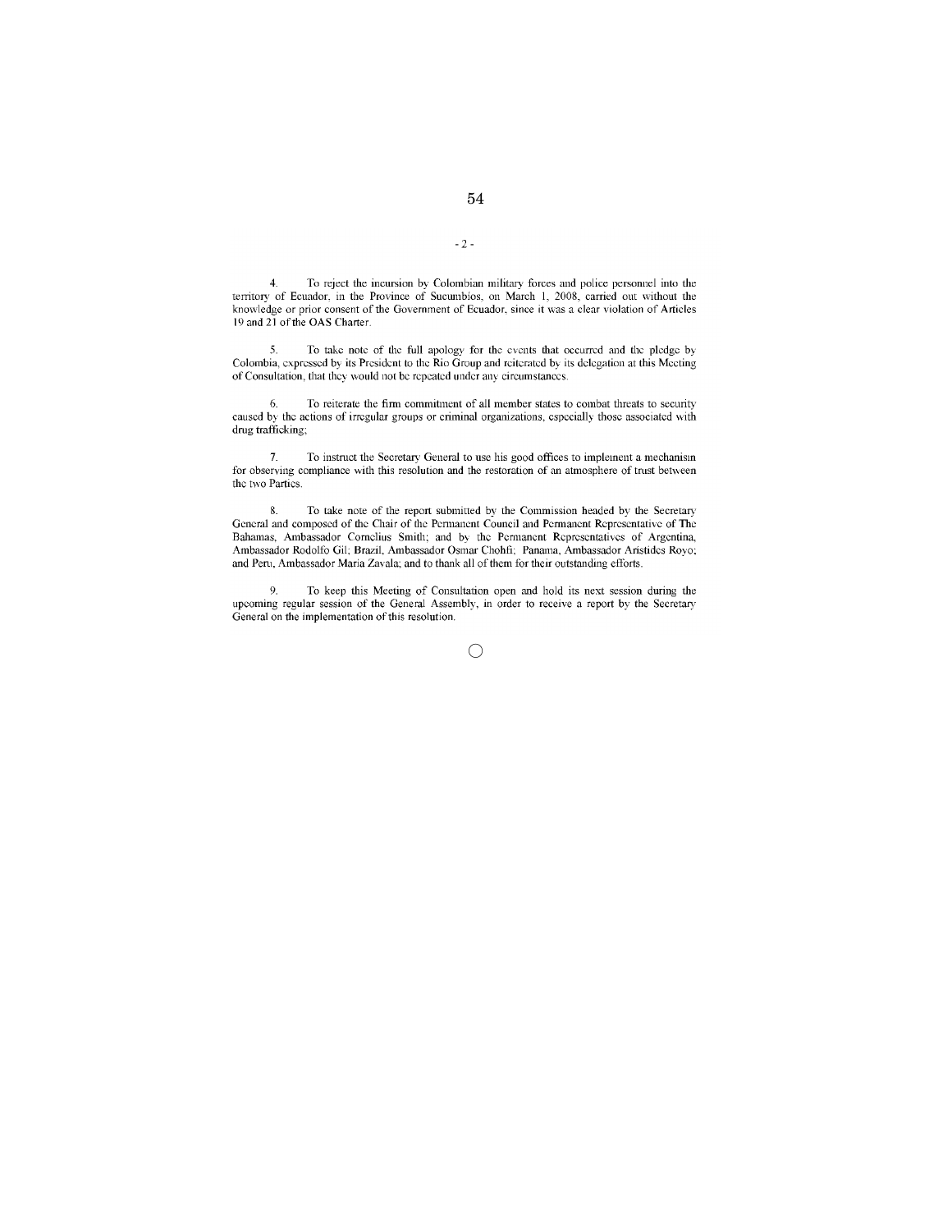4. To reject the incursion by Colombian military forces and police personnel into the territory of Ecuador, in the Province of Sucumbíos, on March 1, 2008, carried out without the knowledge or prior consent of the Government of Ecuador, since it was a clear violation of Articles 19 and 21 of the OAS Charter.

5. To take note of the full apology for the events that occurred and the pledge by Colombia, expressed by its President to the Rio Group and reiterated by its delegation at this Meeting of Consultation, that they would not be repeated under any circumstances.

6. To reiterate the firm commitment of all member states to combat threats to security caused by the actions of irregular groups or criminal organizations, especially those associated with drug trafficking;

7. To instruct the Secretary General to use his good offices to implement a mechanism for observing compliance with this resolution and the restoration of an atmosphere of trust between the two Parties.

8. To take note of the report submitted by the Commission headed by the Secretary General and composed of the Chair of the Permanent Council and Permanent Representative of The Bahamas, Ambassador Cornelius Smith; and by the Permanent Representatives of Argentina, Ambassador Rodolfo Gil; Brazil, Ambassador Osmar Chohfi; Panama, Ambassador Aristides Royo; and Peru, Ambassador María Zavala; and to thank all of them for their outstanding efforts.

9. To keep this Meeting of Consultation open and hold its next session during the upcoming regular session of the General Assembly, in order to receive a report by the Secretary General on the implementation of this resolution.